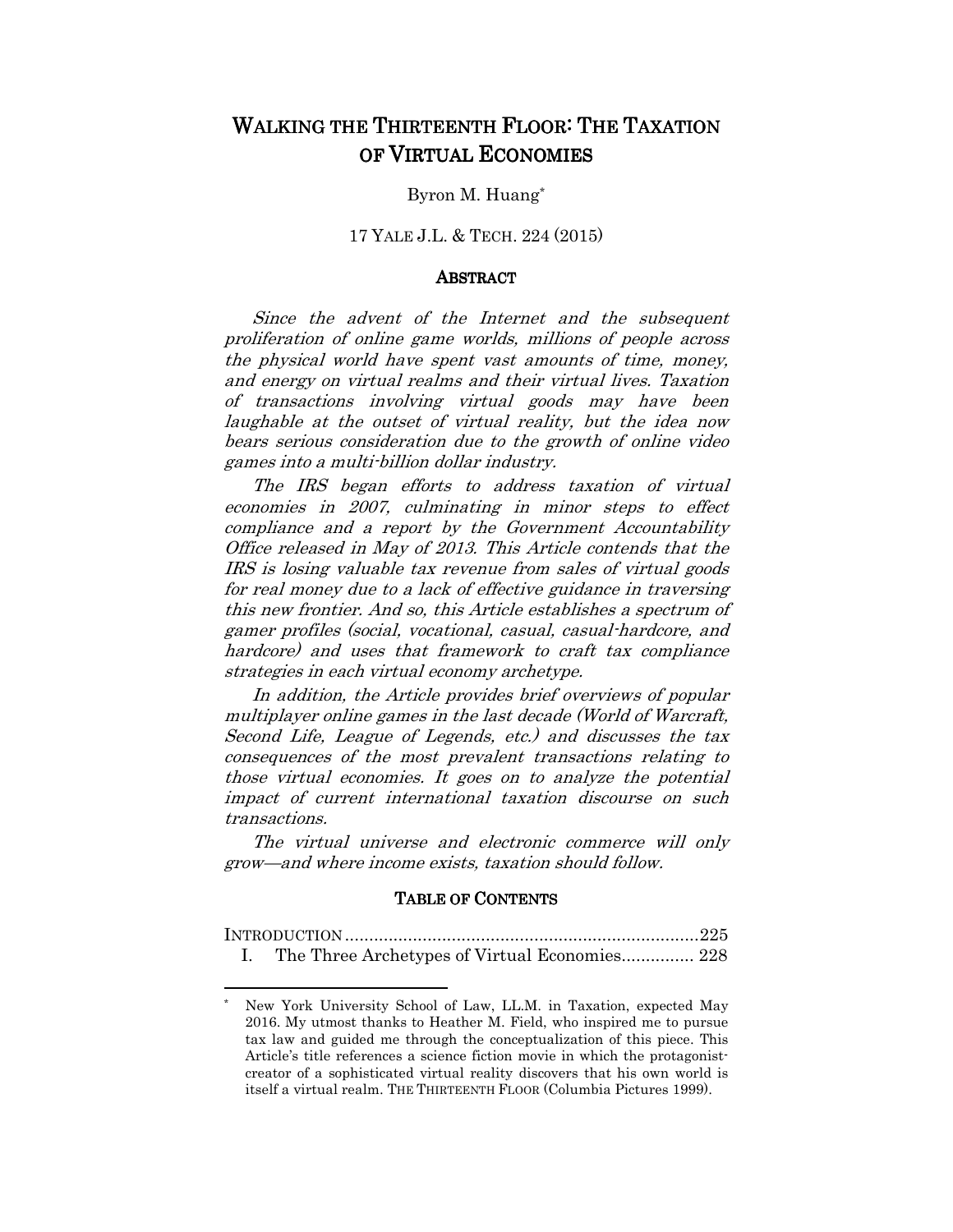# WALKING THE THIRTEENTH FLOOR: THE TAXATION OF VIRTUAL ECONOMIES

Byron M. Huang*

17 YALE J.L. & TECH. 224 (2015)

## ABSTRACT

*Since the advent of the Internet and the subsequent proliferation of online game worlds, millions of people across the physical world have spent vast amounts of time, money, and energy on virtual realms and their virtual lives. Taxation of transactions involving virtual goods may have been laughable at the outset of virtual reality, but the idea now bears serious consideration due to the growth of online video games into a multi-billion dollar industry.*

*The IRS began efforts to address taxation of virtual economies in 2007, culminating in minor steps to effect compliance and a report by the Government Accountability Office released in May of 2013. This Article contends that the IRS is losing valuable tax revenue from sales of virtual goods for real money due to a lack of effective guidance in traversing this new frontier. And so, this Article establishes a spectrum of gamer profiles (social, vocational, casual, casual-hardcore, and hardcore) and uses that framework to craft tax compliance strategies in each virtual economy archetype.*

*In addition, the Article provides brief overviews of popular multiplayer online games in the last decade (World of Warcraft, Second Life, League of Legends, etc.) and discusses the tax consequences of the most prevalent transactions relating to those virtual economies. It goes on to analyze the potential impact of current international taxation discourse on such transactions.*

*The virtual universe and electronic commerce will only grow—and where income exists, taxation should follow.*

## TABLE OF CONTENTS

INTRODUCTION .......................................................................225

I. The Three Archetypes of Virtual Economies............... 228

---

\* New York University School of Law, LL.M. in Taxation, expected May 2016. My utmost thanks to Heather M. Field, who inspired me to pursue tax law and guided me through the conceptualization of this piece. This Article's title references a science fiction movie in which the protagonist-creator of a sophisticated virtual reality discovers that his own world is itself a virtual realm. THE THIRTEENTH FLOOR (Columbia Pictures 1999).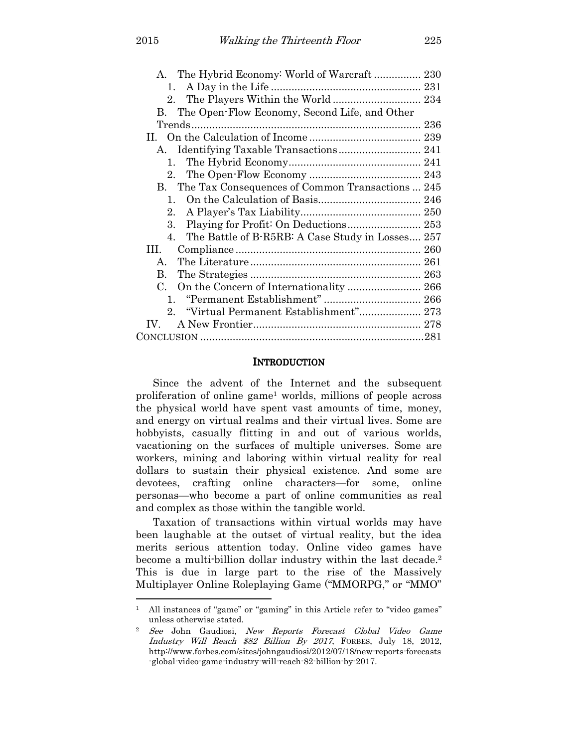- A. The Hybrid Economy: World of Warcraft ................ 230
  - 1. A Day in the Life .................................................. 231
  - 2. The Players Within the World ............................. 234
- B. The Open-Flow Economy, Second Life, and Other Trends.......................................................................... 236
- II. On the Calculation of Income ..................................... 239
  - A. Identifying Taxable Transactions........................... 241
    - 1. The Hybrid Economy............................................ 241
    - 2. The Open-Flow Economy ..................................... 243
  - B. The Tax Consequences of Common Transactions ... 245
    - 1. On the Calculation of Basis.................................. 246
    - 2. A Player's Tax Liability........................................ 250
    - 3. Playing for Profit: On Deductions........................ 253
    - 4. The Battle of B-R5RB: A Case Study in Losses.... 257
- III. Compliance .............................................................. 260
  - A. The Literature......................................................... 261
  - B. The Strategies ......................................................... 263
  - C. On the Concern of Internationality ........................ 266
    - 1. "Permanent Establishment" ................................ 266
    - 2. "Virtual Permanent Establishment".................... 273
- IV. A New Frontier........................................................ 278
- CONCLUSION .......................................................................281

## INTRODUCTION

Since the advent of the Internet and the subsequent proliferation of online game[1] worlds, millions of people across the physical world have spent vast amounts of time, money, and energy on virtual realms and their virtual lives. Some are hobbyists, casually flitting in and out of various worlds, vacationing on the surfaces of multiple universes. Some are workers, mining and laboring within virtual reality for real dollars to sustain their physical existence. And some are devotees, crafting online characters—for some, online personas—who become a part of online communities as real and complex as those within the tangible world.

Taxation of transactions within virtual worlds may have been laughable at the outset of virtual reality, but the idea merits serious attention today. Online video games have become a multi-billion dollar industry within the last decade.[2] This is due in large part to the rise of the Massively Multiplayer Online Roleplaying Game ("MMORPG," or "MMO"

---

[1] All instances of "game" or "gaming" in this Article refer to "video games" unless otherwise stated.

[2] *See* John Gaudiosi, *New Reports Forecast Global Video Game Industry Will Reach $82 Billion By 2017*, FORBES, July 18, 2012, http://www.forbes.com/sites/johngaudiosi/2012/07/18/new-reports-forecasts-global-video-game-industry-will-reach-82-billion-by-2017.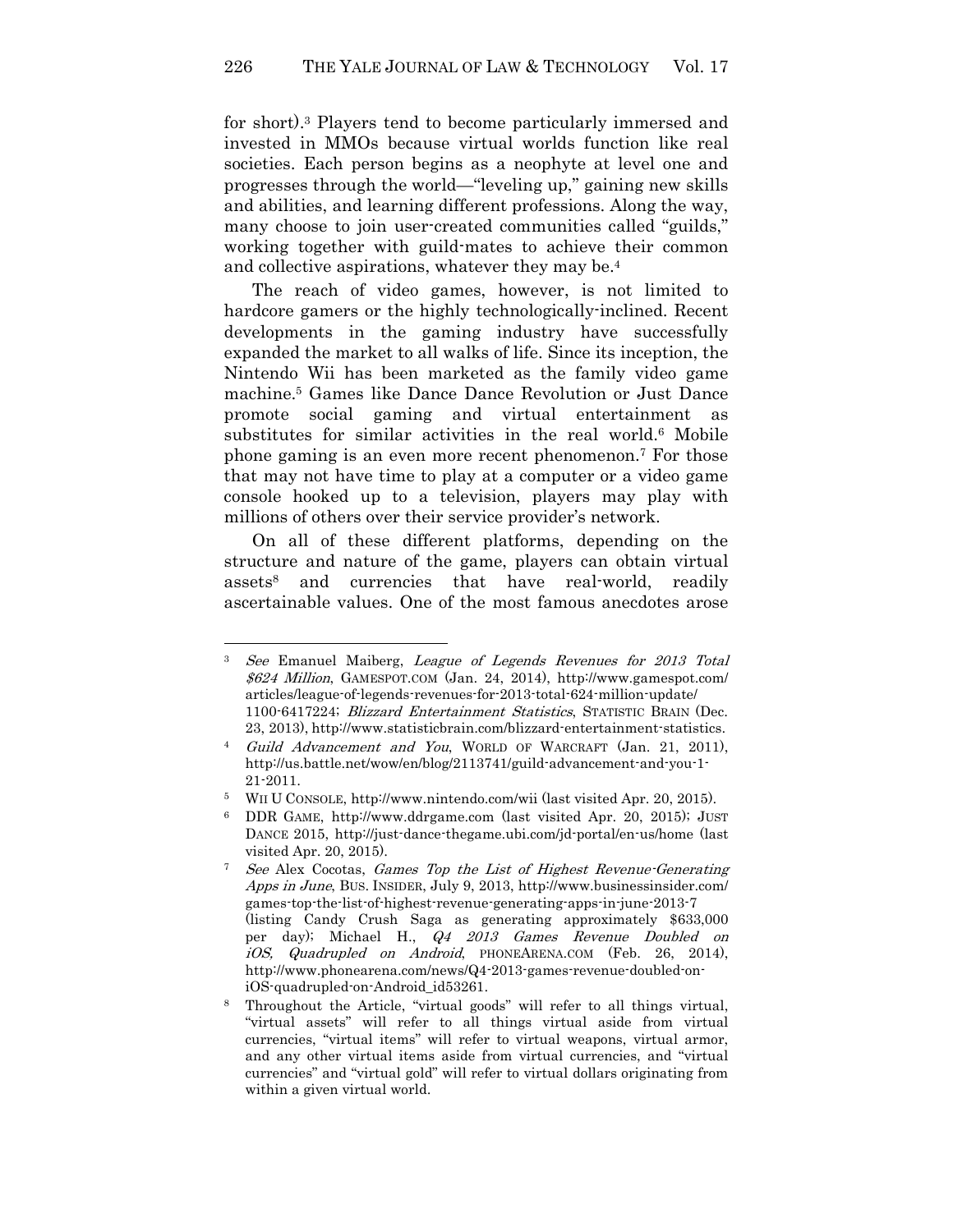for short).[3] Players tend to become particularly immersed and invested in MMOs because virtual worlds function like real societies. Each person begins as a neophyte at level one and progresses through the world—"leveling up," gaining new skills and abilities, and learning different professions. Along the way, many choose to join user-created communities called "guilds," working together with guild-mates to achieve their common and collective aspirations, whatever they may be.[4]

The reach of video games, however, is not limited to hardcore gamers or the highly technologically-inclined. Recent developments in the gaming industry have successfully expanded the market to all walks of life. Since its inception, the Nintendo Wii has been marketed as the family video game machine.[5] Games like Dance Dance Revolution or Just Dance promote social gaming and virtual entertainment as substitutes for similar activities in the real world.[6] Mobile phone gaming is an even more recent phenomenon.[7] For those that may not have time to play at a computer or a video game console hooked up to a television, players may play with millions of others over their service provider's network.

On all of these different platforms, depending on the structure and nature of the game, players can obtain virtual assets[8] and currencies that have real-world, readily ascertainable values. One of the most famous anecdotes arose

---

[3] *See* Emanuel Maiberg, *League of Legends Revenues for 2013 Total $624 Million*, GAMESPOT.COM (Jan. 24, 2014), http://www.gamespot.com/articles/league-of-legends-revenues-for-2013-total-624-million-update/1100-6417224; *Blizzard Entertainment Statistics*, STATISTIC BRAIN (Dec. 23, 2013), http://www.statisticbrain.com/blizzard-entertainment-statistics.

[4] *Guild Advancement and You*, WORLD OF WARCRAFT (Jan. 21, 2011), http://us.battle.net/wow/en/blog/2113741/guild-advancement-and-you-1-21-2011.

[5] WII U CONSOLE, http://www.nintendo.com/wii (last visited Apr. 20, 2015).

[6] DDR GAME, http://www.ddrgame.com (last visited Apr. 20, 2015); JUST DANCE 2015, http://just-dance-thegame.ubi.com/jd-portal/en-us/home (last visited Apr. 20, 2015).

[7] *See* Alex Cocotas, *Games Top the List of Highest Revenue-Generating Apps in June*, BUS. INSIDER, July 9, 2013, http://www.businessinsider.com/games-top-the-list-of-highest-revenue-generating-apps-in-june-2013-7 (listing Candy Crush Saga as generating approximately $633,000 per day); Michael H., *Q4 2013 Games Revenue Doubled on iOS, Quadrupled on Android*, PHONEARENA.COM (Feb. 26, 2014), http://www.phonearena.com/news/Q4-2013-games-revenue-doubled-on-iOS-quadrupled-on-Android_id53261.

[8] Throughout the Article, "virtual goods" will refer to all things virtual, "virtual assets" will refer to all things virtual aside from virtual currencies, "virtual items" will refer to virtual weapons, virtual armor, and any other virtual items aside from virtual currencies, and "virtual currencies" and "virtual gold" will refer to virtual dollars originating from within a given virtual world.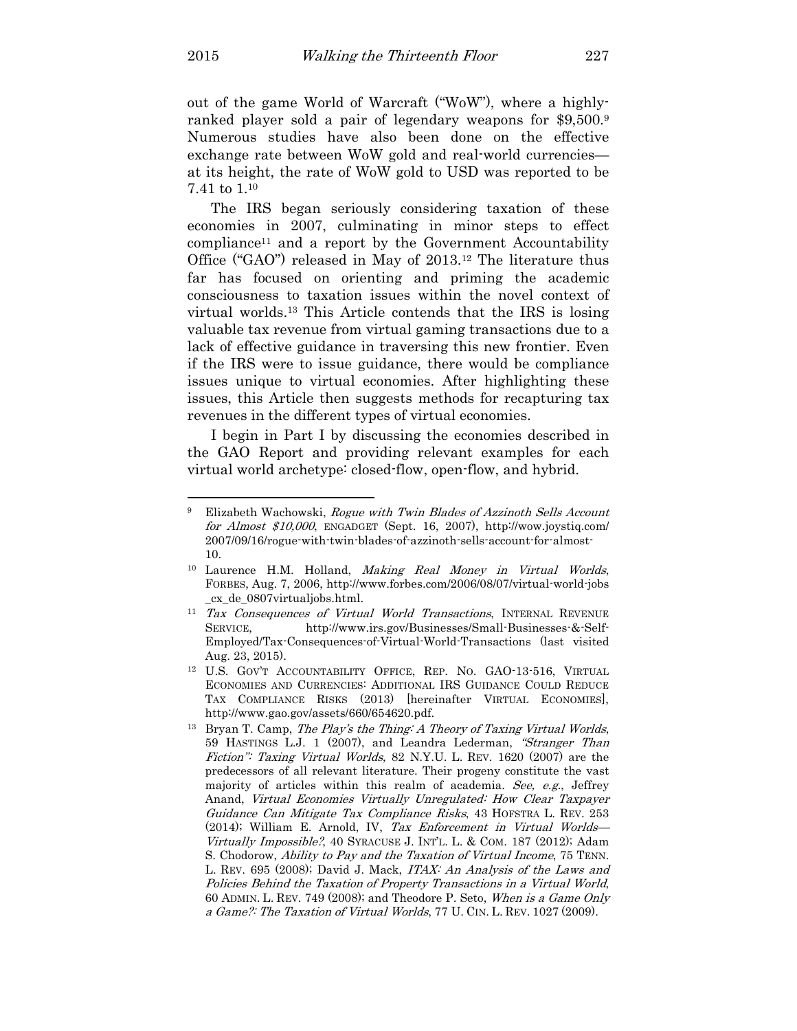out of the game World of Warcraft ("WoW"), where a highly-ranked player sold a pair of legendary weapons for $9,500.[9] Numerous studies have also been done on the effective exchange rate between WoW gold and real-world currencies—at its height, the rate of WoW gold to USD was reported to be 7.41 to 1.[10]

The IRS began seriously considering taxation of these economies in 2007, culminating in minor steps to effect compliance[11] and a report by the Government Accountability Office ("GAO") released in May of 2013.[12] The literature thus far has focused on orienting and priming the academic consciousness to taxation issues within the novel context of virtual worlds.[13] This Article contends that the IRS is losing valuable tax revenue from virtual gaming transactions due to a lack of effective guidance in traversing this new frontier. Even if the IRS were to issue guidance, there would be compliance issues unique to virtual economies. After highlighting these issues, this Article then suggests methods for recapturing tax revenues in the different types of virtual economies.

I begin in Part I by discussing the economies described in the GAO Report and providing relevant examples for each virtual world archetype: closed-flow, open-flow, and hybrid.

---

[9] Elizabeth Wachowski, *Rogue with Twin Blades of Azzinoth Sells Account for Almost $10,000*, ENGADGET (Sept. 16, 2007), http://wow.joystiq.com/2007/09/16/rogue-with-twin-blades-of-azzinoth-sells-account-for-almost-10.

[10] Laurence H.M. Holland, *Making Real Money in Virtual Worlds*, FORBES, Aug. 7, 2006, http://www.forbes.com/2006/08/07/virtual-world-jobs_cx_de_0807virtualjobs.html.

[11] *Tax Consequences of Virtual World Transactions*, INTERNAL REVENUE SERVICE, http://www.irs.gov/Businesses/Small-Businesses-&-Self-Employed/Tax-Consequences-of-Virtual-World-Transactions (last visited Aug. 23, 2015).

[12] U.S. GOV'T ACCOUNTABILITY OFFICE, REP. NO. GAO-13-516, VIRTUAL ECONOMIES AND CURRENCIES: ADDITIONAL IRS GUIDANCE COULD REDUCE TAX COMPLIANCE RISKS (2013) [hereinafter VIRTUAL ECONOMIES], http://www.gao.gov/assets/660/654620.pdf.

[13] Bryan T. Camp, *The Play's the Thing: A Theory of Taxing Virtual Worlds*, 59 HASTINGS L.J. 1 (2007), and Leandra Lederman, *"Stranger Than Fiction": Taxing Virtual Worlds*, 82 N.Y.U. L. REV. 1620 (2007) are the predecessors of all relevant literature. Their progeny constitute the vast majority of articles within this realm of academia. *See, e.g.*, Jeffrey Anand, *Virtual Economies Virtually Unregulated: How Clear Taxpayer Guidance Can Mitigate Tax Compliance Risks*, 43 HOFSTRA L. REV. 253 (2014); William E. Arnold, IV, *Tax Enforcement in Virtual Worlds—Virtually Impossible?*, 40 SYRACUSE J. INT'L. L. & COM. 187 (2012); Adam S. Chodorow, *Ability to Pay and the Taxation of Virtual Income*, 75 TENN. L. REV. 695 (2008); David J. Mack, *ITAX: An Analysis of the Laws and Policies Behind the Taxation of Property Transactions in a Virtual World*, 60 ADMIN. L. REV. 749 (2008); and Theodore P. Seto, *When is a Game Only a Game?: The Taxation of Virtual Worlds*, 77 U. CIN. L. REV. 1027 (2009).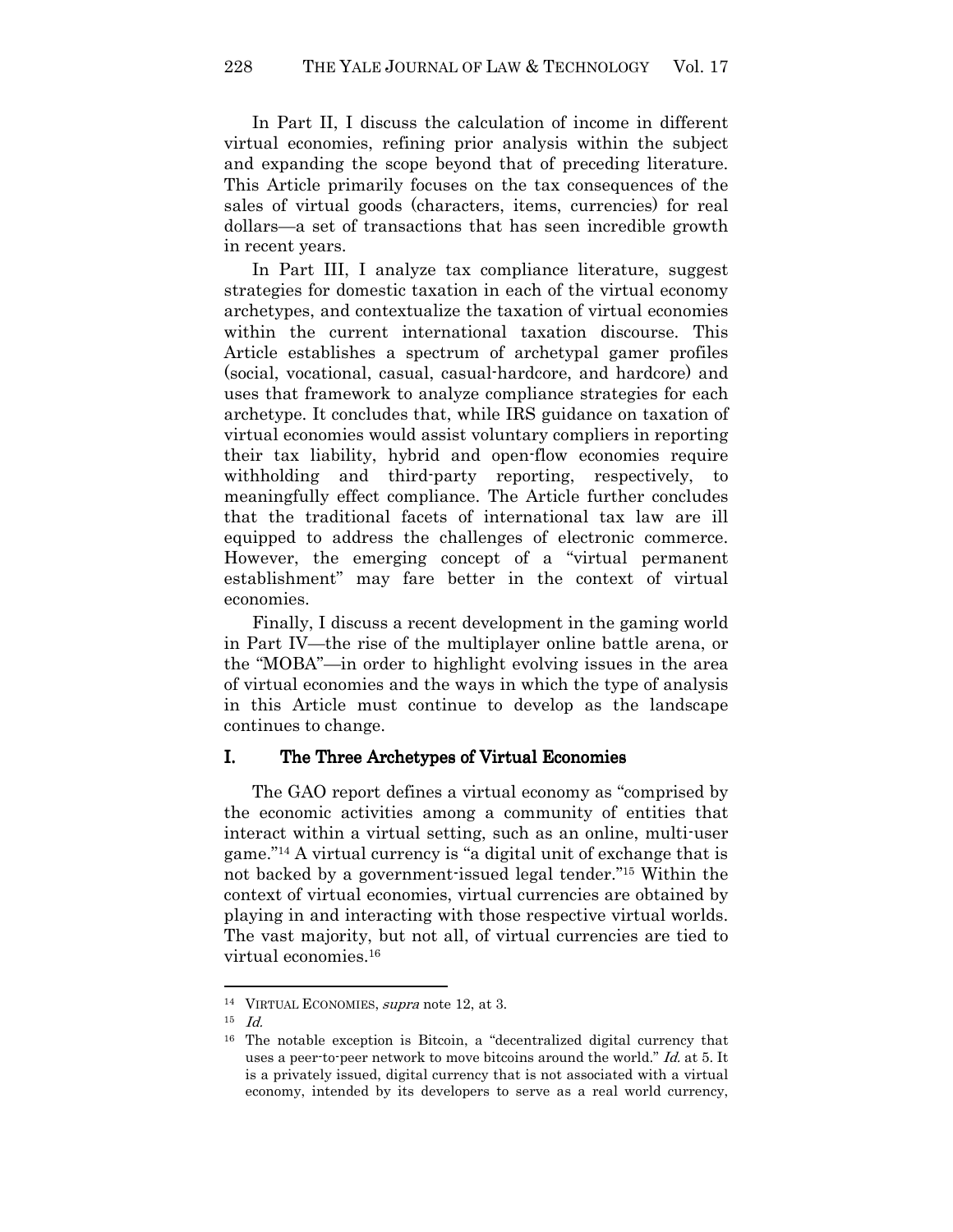In Part II, I discuss the calculation of income in different virtual economies, refining prior analysis within the subject and expanding the scope beyond that of preceding literature. This Article primarily focuses on the tax consequences of the sales of virtual goods (characters, items, currencies) for real dollars—a set of transactions that has seen incredible growth in recent years.

In Part III, I analyze tax compliance literature, suggest strategies for domestic taxation in each of the virtual economy archetypes, and contextualize the taxation of virtual economies within the current international taxation discourse. This Article establishes a spectrum of archetypal gamer profiles (social, vocational, casual, casual-hardcore, and hardcore) and uses that framework to analyze compliance strategies for each archetype. It concludes that, while IRS guidance on taxation of virtual economies would assist voluntary compliers in reporting their tax liability, hybrid and open-flow economies require withholding and third-party reporting, respectively, to meaningfully effect compliance. The Article further concludes that the traditional facets of international tax law are ill equipped to address the challenges of electronic commerce. However, the emerging concept of a "virtual permanent establishment" may fare better in the context of virtual economies.

Finally, I discuss a recent development in the gaming world in Part IV—the rise of the multiplayer online battle arena, or the "MOBA"—in order to highlight evolving issues in the area of virtual economies and the ways in which the type of analysis in this Article must continue to develop as the landscape continues to change.

## I. The Three Archetypes of Virtual Economies

The GAO report defines a virtual economy as "comprised by the economic activities among a community of entities that interact within a virtual setting, such as an online, multi-user game."[14] A virtual currency is "a digital unit of exchange that is not backed by a government-issued legal tender."[15] Within the context of virtual economies, virtual currencies are obtained by playing in and interacting with those respective virtual worlds. The vast majority, but not all, of virtual currencies are tied to virtual economies.[16]

---

[14] VIRTUAL ECONOMIES, *supra* note 12, at 3.

[15] *Id.*

[16] The notable exception is Bitcoin, a "decentralized digital currency that uses a peer-to-peer network to move bitcoins around the world." *Id.* at 5. It is a privately issued, digital currency that is not associated with a virtual economy, intended by its developers to serve as a real world currency,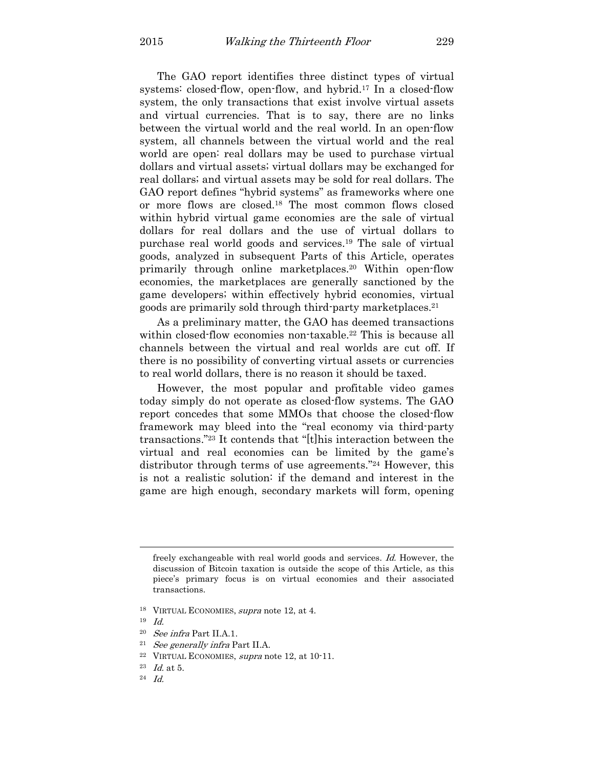The GAO report identifies three distinct types of virtual systems: closed-flow, open-flow, and hybrid.[17] In a closed-flow system, the only transactions that exist involve virtual assets and virtual currencies. That is to say, there are no links between the virtual world and the real world. In an open-flow system, all channels between the virtual world and the real world are open: real dollars may be used to purchase virtual dollars and virtual assets; virtual dollars may be exchanged for real dollars; and virtual assets may be sold for real dollars. The GAO report defines "hybrid systems" as frameworks where one or more flows are closed.[18] The most common flows closed within hybrid virtual game economies are the sale of virtual dollars for real dollars and the use of virtual dollars to purchase real world goods and services.[19] The sale of virtual goods, analyzed in subsequent Parts of this Article, operates primarily through online marketplaces.[20] Within open-flow economies, the marketplaces are generally sanctioned by the game developers; within effectively hybrid economies, virtual goods are primarily sold through third-party marketplaces.[21]

As a preliminary matter, the GAO has deemed transactions within closed-flow economies non-taxable.[22] This is because all channels between the virtual and real worlds are cut off. If there is no possibility of converting virtual assets or currencies to real world dollars, there is no reason it should be taxed.

However, the most popular and profitable video games today simply do not operate as closed-flow systems. The GAO report concedes that some MMOs that choose the closed-flow framework may bleed into the "real economy via third-party transactions."[23] It contends that "[t]his interaction between the virtual and real economies can be limited by the game's distributor through terms of use agreements."[24] However, this is not a realistic solution: if the demand and interest in the game are high enough, secondary markets will form, opening

---

freely exchangeable with real world goods and services. *Id.* However, the discussion of Bitcoin taxation is outside the scope of this Article, as this piece's primary focus is on virtual economies and their associated transactions.

[18] VIRTUAL ECONOMIES, *supra* note 12, at 4.

[19] *Id.*

[20] *See infra* Part II.A.1.

[21] *See generally infra* Part II.A.

[22] VIRTUAL ECONOMIES, *supra* note 12, at 10-11.

[23] *Id.* at 5.

[24] *Id.*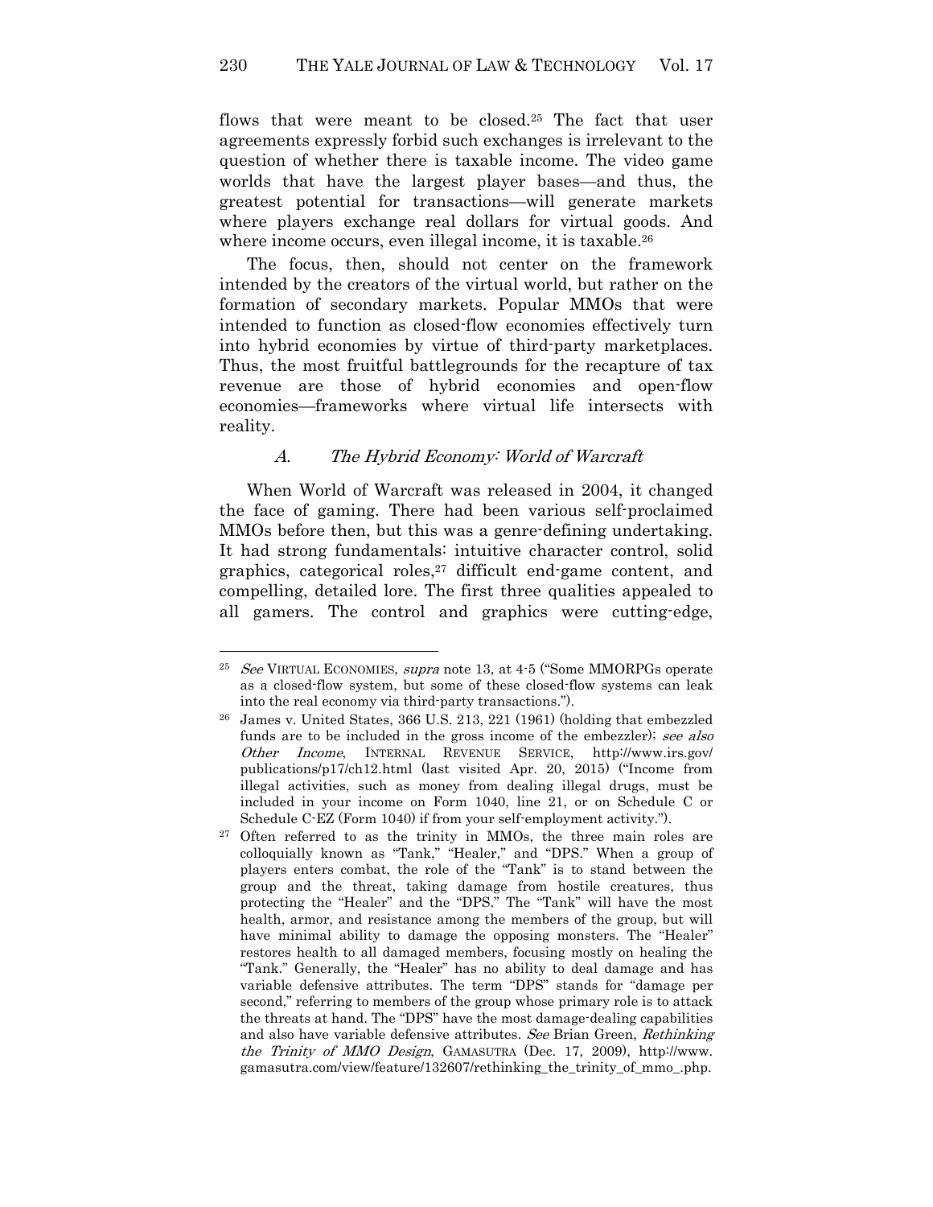flows that were meant to be closed.[25] The fact that user agreements expressly forbid such exchanges is irrelevant to the question of whether there is taxable income. The video game worlds that have the largest player bases—and thus, the greatest potential for transactions—will generate markets where players exchange real dollars for virtual goods. And where income occurs, even illegal income, it is taxable.[26]

The focus, then, should not center on the framework intended by the creators of the virtual world, but rather on the formation of secondary markets. Popular MMOs that were intended to function as closed-flow economies effectively turn into hybrid economies by virtue of third-party marketplaces. Thus, the most fruitful battlegrounds for the recapture of tax revenue are those of hybrid economies and open-flow economies—frameworks where virtual life intersects with reality.

### *A. The Hybrid Economy: World of Warcraft*

When World of Warcraft was released in 2004, it changed the face of gaming. There had been various self-proclaimed MMOs before then, but this was a genre-defining undertaking. It had strong fundamentals: intuitive character control, solid graphics, categorical roles,[27] difficult end-game content, and compelling, detailed lore. The first three qualities appealed to all gamers. The control and graphics were cutting-edge,

---

[25] *See* VIRTUAL ECONOMIES, *supra* note 13, at 4-5 ("Some MMORPGs operate as a closed-flow system, but some of these closed-flow systems can leak into the real economy via third-party transactions.").

[26] James v. United States, 366 U.S. 213, 221 (1961) (holding that embezzled funds are to be included in the gross income of the embezzler); *see also* *Other Income*, INTERNAL REVENUE SERVICE, http://www.irs.gov/publications/p17/ch12.html (last visited Apr. 20, 2015) ("Income from illegal activities, such as money from dealing illegal drugs, must be included in your income on Form 1040, line 21, or on Schedule C or Schedule C-EZ (Form 1040) if from your self-employment activity.").

[27] Often referred to as the trinity in MMOs, the three main roles are colloquially known as "Tank," "Healer," and "DPS." When a group of players enters combat, the role of the "Tank" is to stand between the group and the threat, taking damage from hostile creatures, thus protecting the "Healer" and the "DPS." The "Tank" will have the most health, armor, and resistance among the members of the group, but will have minimal ability to damage the opposing monsters. The "Healer" restores health to all damaged members, focusing mostly on healing the "Tank." Generally, the "Healer" has no ability to deal damage and has variable defensive attributes. The term "DPS" stands for "damage per second," referring to members of the group whose primary role is to attack the threats at hand. The "DPS" have the most damage-dealing capabilities and also have variable defensive attributes. *See* Brian Green, *Rethinking the Trinity of MMO Design*, GAMASUTRA (Dec. 17, 2009), http://www.gamasutra.com/view/feature/132607/rethinking_the_trinity_of_mmo_.php.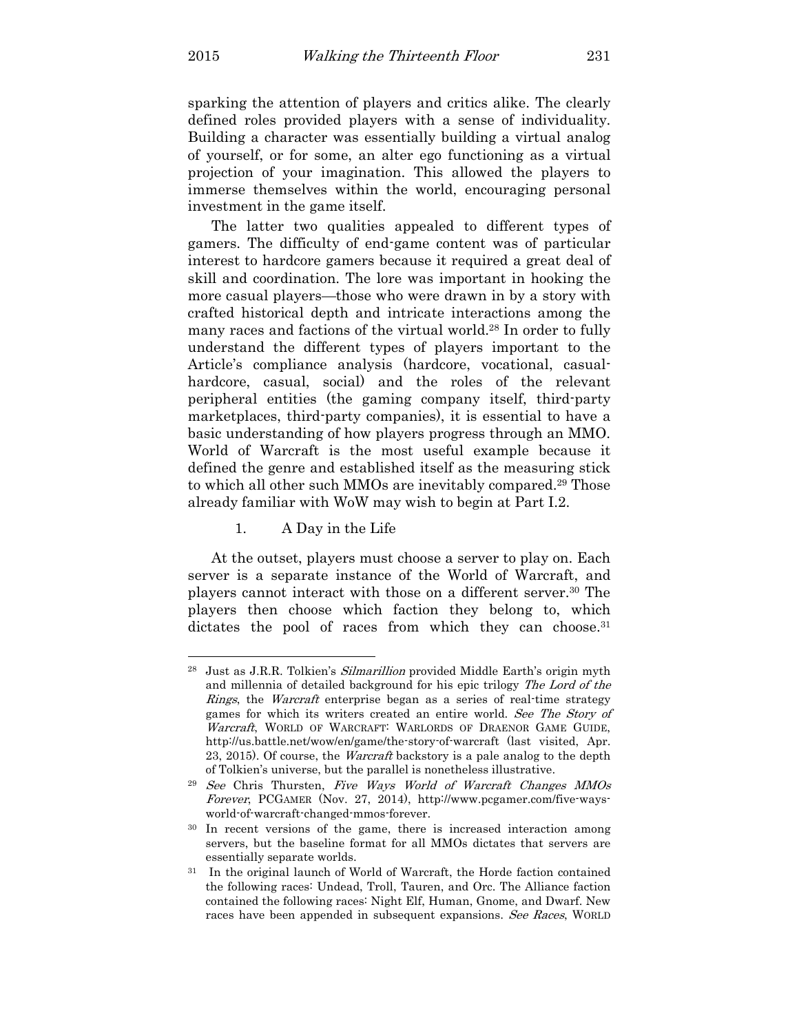sparking the attention of players and critics alike. The clearly defined roles provided players with a sense of individuality. Building a character was essentially building a virtual analog of yourself, or for some, an alter ego functioning as a virtual projection of your imagination. This allowed the players to immerse themselves within the world, encouraging personal investment in the game itself.

The latter two qualities appealed to different types of gamers. The difficulty of end-game content was of particular interest to hardcore gamers because it required a great deal of skill and coordination. The lore was important in hooking the more casual players—those who were drawn in by a story with crafted historical depth and intricate interactions among the many races and factions of the virtual world.[28] In order to fully understand the different types of players important to the Article's compliance analysis (hardcore, vocational, casual-hardcore, casual, social) and the roles of the relevant peripheral entities (the gaming company itself, third-party marketplaces, third-party companies), it is essential to have a basic understanding of how players progress through an MMO. World of Warcraft is the most useful example because it defined the genre and established itself as the measuring stick to which all other such MMOs are inevitably compared.[29] Those already familiar with WoW may wish to begin at Part I.2.

### 1. A Day in the Life

At the outset, players must choose a server to play on. Each server is a separate instance of the World of Warcraft, and players cannot interact with those on a different server.[30] The players then choose which faction they belong to, which dictates the pool of races from which they can choose.[31]

---

[28] Just as J.R.R. Tolkien's *Silmarillion* provided Middle Earth's origin myth and millennia of detailed background for his epic trilogy *The Lord of the Rings*, the *Warcraft* enterprise began as a series of real-time strategy games for which its writers created an entire world. *See The Story of Warcraft*, WORLD OF WARCRAFT: WARLORDS OF DRAENOR GAME GUIDE, http://us.battle.net/wow/en/game/the-story-of-warcraft (last visited, Apr. 23, 2015). Of course, the *Warcraft* backstory is a pale analog to the depth of Tolkien's universe, but the parallel is nonetheless illustrative.

[29] *See* Chris Thursten, *Five Ways World of Warcraft Changes MMOs Forever*, PCGAMER (Nov. 27, 2014), http://www.pcgamer.com/five-ways-world-of-warcraft-changed-mmos-forever.

[30] In recent versions of the game, there is increased interaction among servers, but the baseline format for all MMOs dictates that servers are essentially separate worlds.

[31] In the original launch of World of Warcraft, the Horde faction contained the following races: Undead, Troll, Tauren, and Orc. The Alliance faction contained the following races: Night Elf, Human, Gnome, and Dwarf. New races have been appended in subsequent expansions. *See Races*, WORLD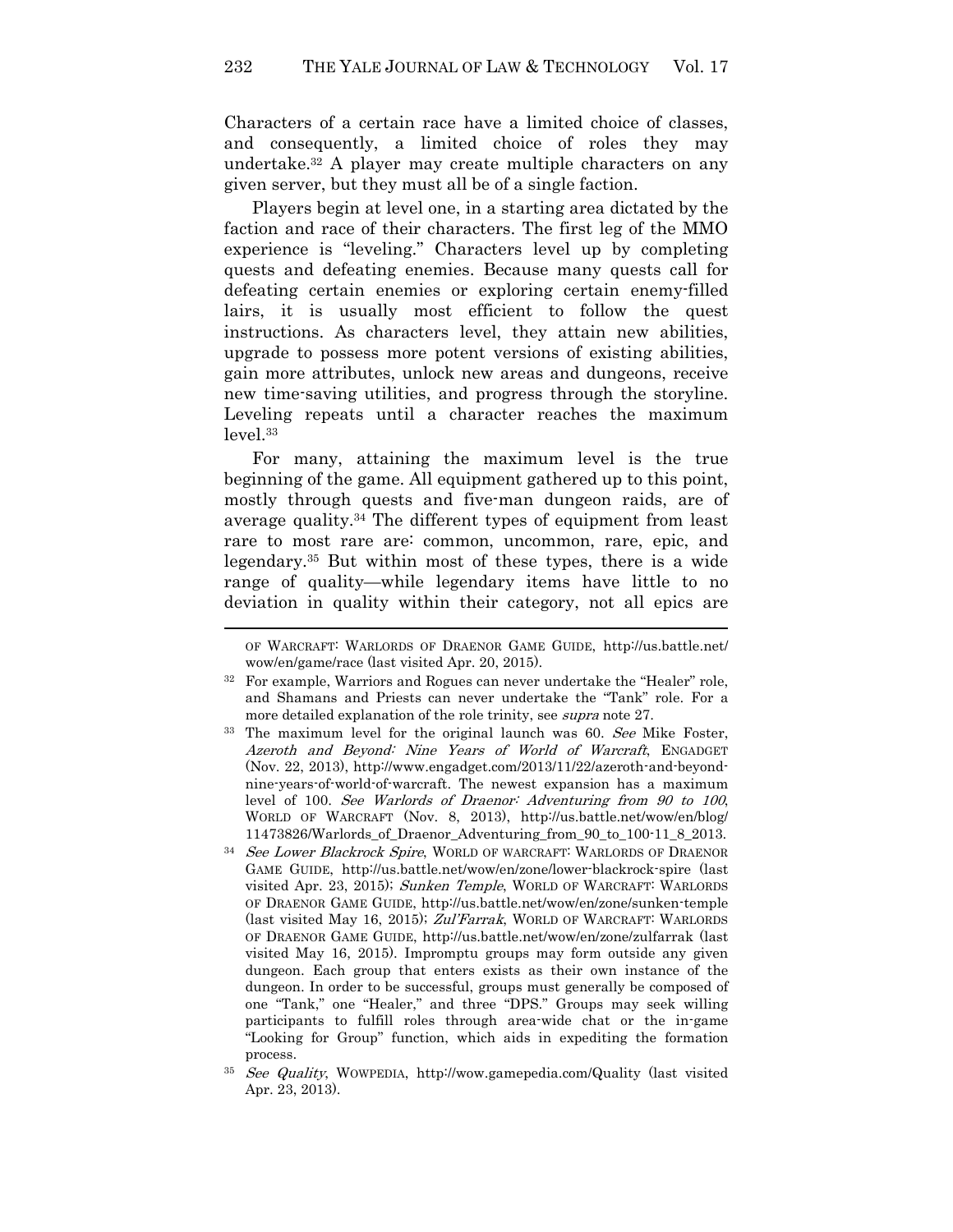Characters of a certain race have a limited choice of classes, and consequently, a limited choice of roles they may undertake.[32] A player may create multiple characters on any given server, but they must all be of a single faction.

Players begin at level one, in a starting area dictated by the faction and race of their characters. The first leg of the MMO experience is "leveling." Characters level up by completing quests and defeating enemies. Because many quests call for defeating certain enemies or exploring certain enemy-filled lairs, it is usually most efficient to follow the quest instructions. As characters level, they attain new abilities, upgrade to possess more potent versions of existing abilities, gain more attributes, unlock new areas and dungeons, receive new time-saving utilities, and progress through the storyline. Leveling repeats until a character reaches the maximum level.[33]

For many, attaining the maximum level is the true beginning of the game. All equipment gathered up to this point, mostly through quests and five-man dungeon raids, are of average quality.[34] The different types of equipment from least rare to most rare are: common, uncommon, rare, epic, and legendary.[35] But within most of these types, there is a wide range of quality—while legendary items have little to no deviation in quality within their category, not all epics are

---

OF WARCRAFT: WARLORDS OF DRAENOR GAME GUIDE, http://us.battle.net/wow/en/game/race (last visited Apr. 20, 2015).

[32] For example, Warriors and Rogues can never undertake the "Healer" role, and Shamans and Priests can never undertake the "Tank" role. For a more detailed explanation of the role trinity, see *supra* note 27.

[33] The maximum level for the original launch was 60. *See* Mike Foster, *Azeroth and Beyond: Nine Years of World of Warcraft*, ENGADGET (Nov. 22, 2013), http://www.engadget.com/2013/11/22/azeroth-and-beyond-nine-years-of-world-of-warcraft. The newest expansion has a maximum level of 100. *See Warlords of Draenor: Adventuring from 90 to 100*, WORLD OF WARCRAFT (Nov. 8, 2013), http://us.battle.net/wow/en/blog/11473826/Warlords_of_Draenor_Adventuring_from_90_to_100-11_8_2013.

[34] *See Lower Blackrock Spire*, WORLD OF WARCRAFT: WARLORDS OF DRAENOR GAME GUIDE, http://us.battle.net/wow/en/zone/lower-blackrock-spire (last visited Apr. 23, 2015); *Sunken Temple*, WORLD OF WARCRAFT: WARLORDS OF DRAENOR GAME GUIDE, http://us.battle.net/wow/en/zone/sunken-temple (last visited May 16, 2015); *Zul'Farrak*, WORLD OF WARCRAFT: WARLORDS OF DRAENOR GAME GUIDE, http://us.battle.net/wow/en/zone/zulfarrak (last visited May 16, 2015). Impromptu groups may form outside any given dungeon. Each group that enters exists as their own instance of the dungeon. In order to be successful, groups must generally be composed of one "Tank," one "Healer," and three "DPS." Groups may seek willing participants to fulfill roles through area-wide chat or the in-game "Looking for Group" function, which aids in expediting the formation process.

[35] *See Quality*, WOWPEDIA, http://wow.gamepedia.com/Quality (last visited Apr. 23, 2013).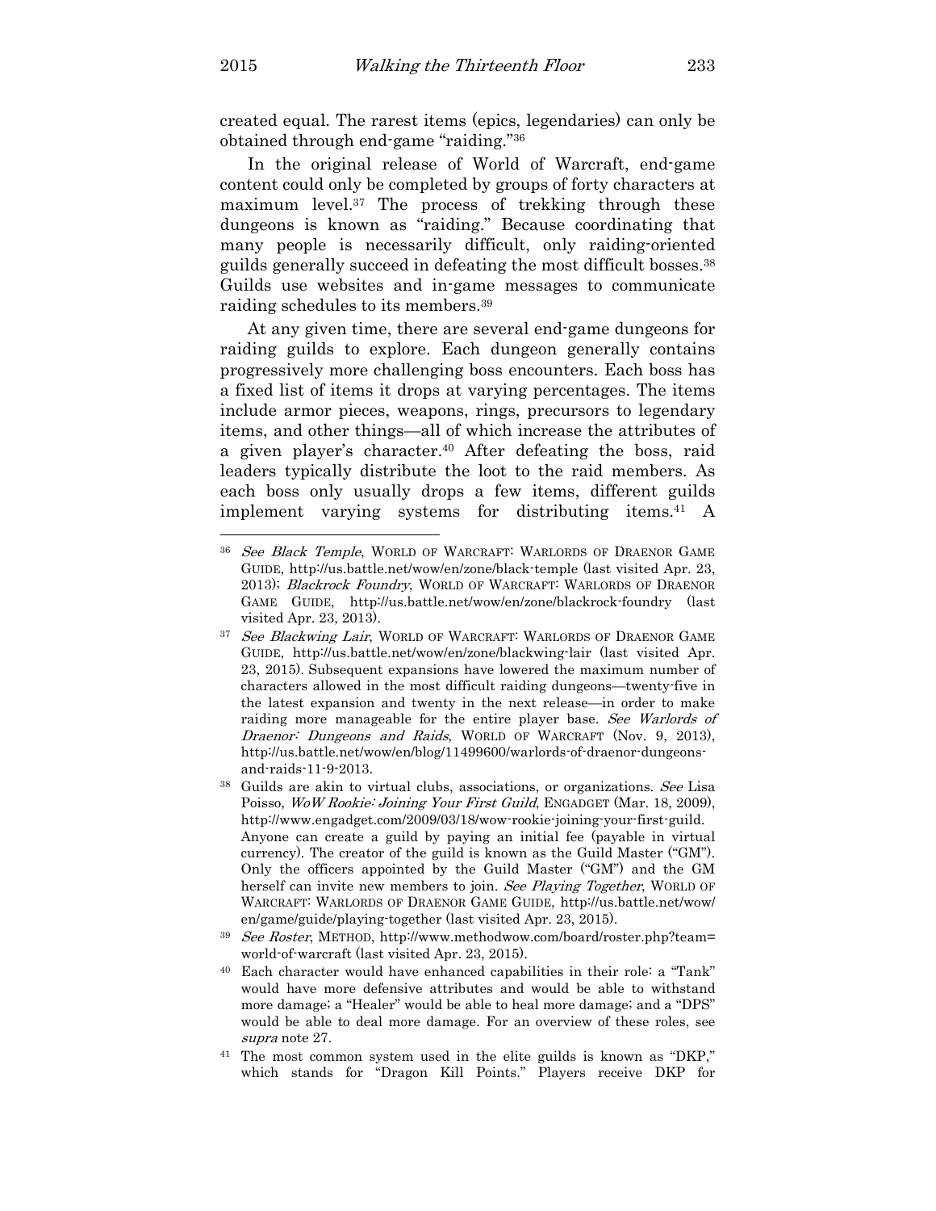created equal. The rarest items (epics, legendaries) can only be obtained through end-game "raiding."[36]

In the original release of World of Warcraft, end-game content could only be completed by groups of forty characters at maximum level.[37] The process of trekking through these dungeons is known as "raiding." Because coordinating that many people is necessarily difficult, only raiding-oriented guilds generally succeed in defeating the most difficult bosses.[38] Guilds use websites and in-game messages to communicate raiding schedules to its members.[39]

At any given time, there are several end-game dungeons for raiding guilds to explore. Each dungeon generally contains progressively more challenging boss encounters. Each boss has a fixed list of items it drops at varying percentages. The items include armor pieces, weapons, rings, precursors to legendary items, and other things—all of which increase the attributes of a given player's character.[40] After defeating the boss, raid leaders typically distribute the loot to the raid members. As each boss only usually drops a few items, different guilds implement varying systems for distributing items.[41] A

---

[36] *See Black Temple*, WORLD OF WARCRAFT: WARLORDS OF DRAENOR GAME GUIDE, http://us.battle.net/wow/en/zone/black-temple (last visited Apr. 23, 2013); *Blackrock Foundry*, WORLD OF WARCRAFT: WARLORDS OF DRAENOR GAME GUIDE, http://us.battle.net/wow/en/zone/blackrock-foundry (last visited Apr. 23, 2013).

[37] *See Blackwing Lair*, WORLD OF WARCRAFT: WARLORDS OF DRAENOR GAME GUIDE, http://us.battle.net/wow/en/zone/blackwing-lair (last visited Apr. 23, 2015). Subsequent expansions have lowered the maximum number of characters allowed in the most difficult raiding dungeons—twenty-five in the latest expansion and twenty in the next release—in order to make raiding more manageable for the entire player base. *See Warlords of Draenor: Dungeons and Raids*, WORLD OF WARCRAFT (Nov. 9, 2013), http://us.battle.net/wow/en/blog/11499600/warlords-of-draenor-dungeons-and-raids-11-9-2013.

[38] Guilds are akin to virtual clubs, associations, or organizations. *See* Lisa Poisso, *WoW Rookie: Joining Your First Guild*, ENGADGET (Mar. 18, 2009), http://www.engadget.com/2009/03/18/wow-rookie-joining-your-first-guild. Anyone can create a guild by paying an initial fee (payable in virtual currency). The creator of the guild is known as the Guild Master ("GM"). Only the officers appointed by the Guild Master ("GM") and the GM herself can invite new members to join. *See Playing Together*, WORLD OF WARCRAFT: WARLORDS OF DRAENOR GAME GUIDE, http://us.battle.net/wow/en/game/guide/playing-together (last visited Apr. 23, 2015).

[39] *See Roster*, METHOD, http://www.methodwow.com/board/roster.php?team=world-of-warcraft (last visited Apr. 23, 2015).

[40] Each character would have enhanced capabilities in their role: a "Tank" would have more defensive attributes and would be able to withstand more damage; a "Healer" would be able to heal more damage; and a "DPS" would be able to deal more damage. For an overview of these roles, see *supra* note 27.

[41] The most common system used in the elite guilds is known as "DKP," which stands for "Dragon Kill Points." Players receive DKP for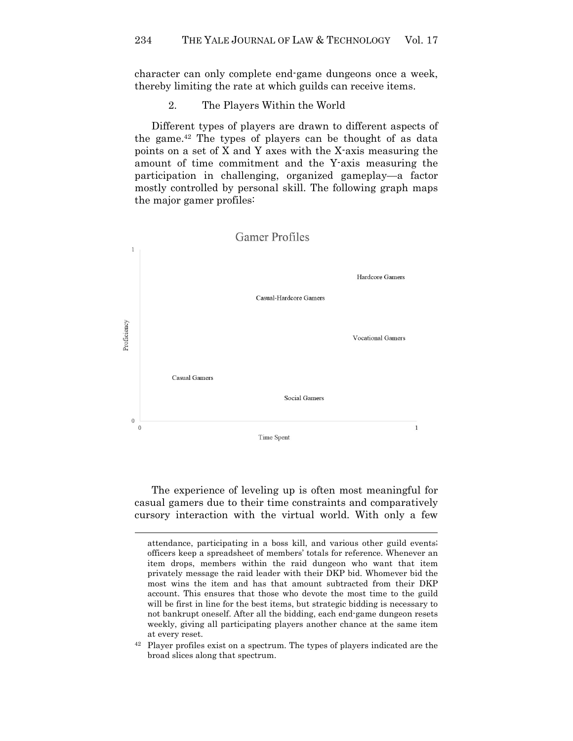character can only complete end-game dungeons once a week, thereby limiting the rate at which guilds can receive items.

### 2. The Players Within the World

Different types of players are drawn to different aspects of the game.[42] The types of players can be thought of as data points on a set of X and Y axes with the X-axis measuring the amount of time commitment and the Y-axis measuring the participation in challenging, organized gameplay—a factor mostly controlled by personal skill. The following graph maps the major gamer profiles:

Gamer Profiles

Proficiency (0–1) vs. Time Spent (0–1): Hardcore Gamers; Casual-Hardcore Gamers; Vocational Gamers; Casual Gamers; Social Gamers

The experience of leveling up is often most meaningful for casual gamers due to their time constraints and comparatively cursory interaction with the virtual world. With only a few

---

attendance, participating in a boss kill, and various other guild events; officers keep a spreadsheet of members' totals for reference. Whenever an item drops, members within the raid dungeon who want that item privately message the raid leader with their DKP bid. Whomever bid the most wins the item and has that amount subtracted from their DKP account. This ensures that those who devote the most time to the guild will be first in line for the best items, but strategic bidding is necessary to not bankrupt oneself. After all the bidding, each end-game dungeon resets weekly, giving all participating players another chance at the same item at every reset.

[42] Player profiles exist on a spectrum. The types of players indicated are the broad slices along that spectrum.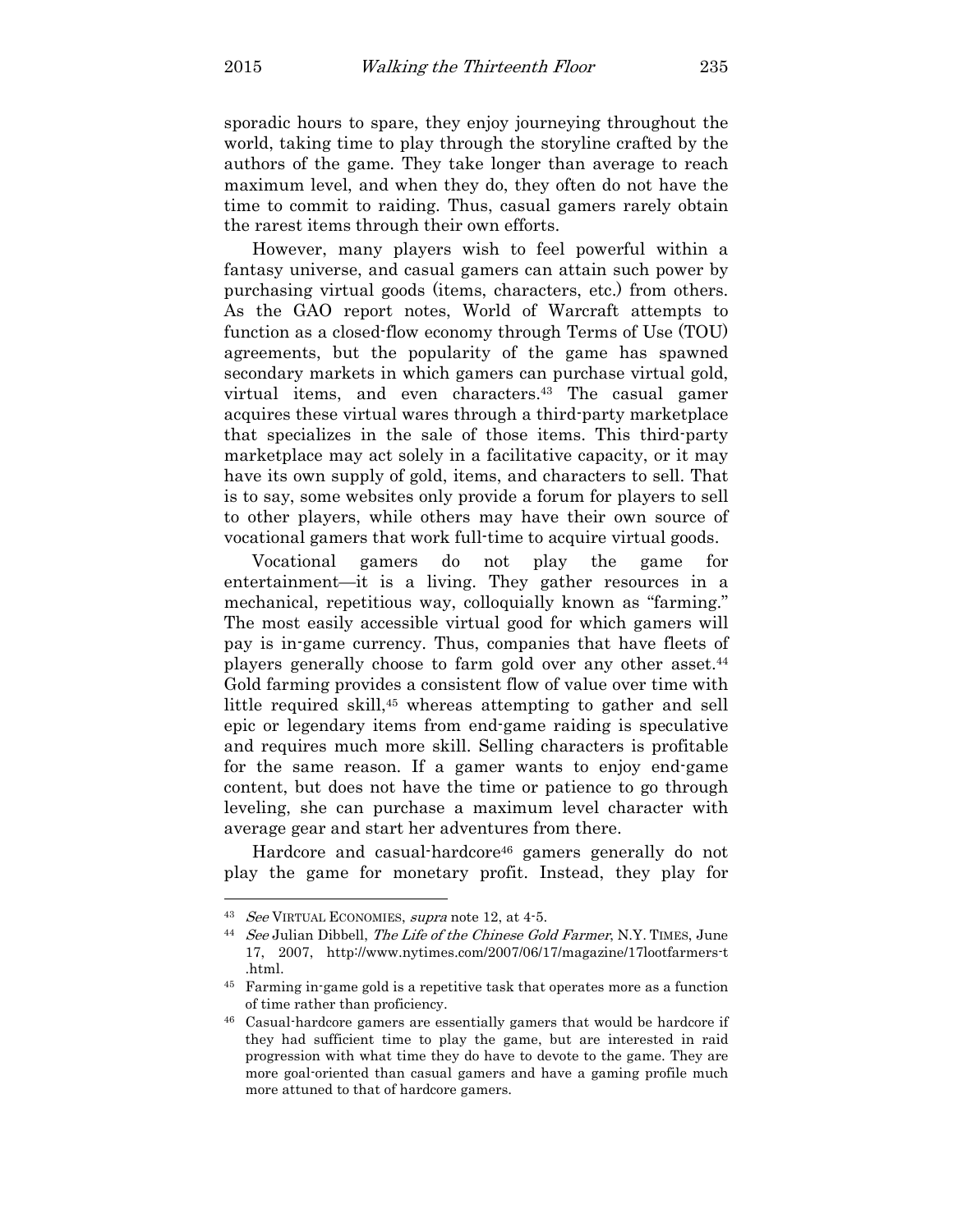sporadic hours to spare, they enjoy journeying throughout the world, taking time to play through the storyline crafted by the authors of the game. They take longer than average to reach maximum level, and when they do, they often do not have the time to commit to raiding. Thus, casual gamers rarely obtain the rarest items through their own efforts.

However, many players wish to feel powerful within a fantasy universe, and casual gamers can attain such power by purchasing virtual goods (items, characters, etc.) from others. As the GAO report notes, World of Warcraft attempts to function as a closed-flow economy through Terms of Use (TOU) agreements, but the popularity of the game has spawned secondary markets in which gamers can purchase virtual gold, virtual items, and even characters.[43] The casual gamer acquires these virtual wares through a third-party marketplace that specializes in the sale of those items. This third-party marketplace may act solely in a facilitative capacity, or it may have its own supply of gold, items, and characters to sell. That is to say, some websites only provide a forum for players to sell to other players, while others may have their own source of vocational gamers that work full-time to acquire virtual goods.

Vocational gamers do not play the game for entertainment—it is a living. They gather resources in a mechanical, repetitious way, colloquially known as "farming." The most easily accessible virtual good for which gamers will pay is in-game currency. Thus, companies that have fleets of players generally choose to farm gold over any other asset.[44] Gold farming provides a consistent flow of value over time with little required skill,[45] whereas attempting to gather and sell epic or legendary items from end-game raiding is speculative and requires much more skill. Selling characters is profitable for the same reason. If a gamer wants to enjoy end-game content, but does not have the time or patience to go through leveling, she can purchase a maximum level character with average gear and start her adventures from there.

Hardcore and casual-hardcore[46] gamers generally do not play the game for monetary profit. Instead, they play for

---

[43] *See* VIRTUAL ECONOMIES, *supra* note 12, at 4-5.

[44] *See* Julian Dibbell, *The Life of the Chinese Gold Farmer*, N.Y. TIMES, June 17, 2007, http://www.nytimes.com/2007/06/17/magazine/17lootfarmers-t.html.

[45] Farming in-game gold is a repetitive task that operates more as a function of time rather than proficiency.

[46] Casual-hardcore gamers are essentially gamers that would be hardcore if they had sufficient time to play the game, but are interested in raid progression with what time they do have to devote to the game. They are more goal-oriented than casual gamers and have a gaming profile much more attuned to that of hardcore gamers.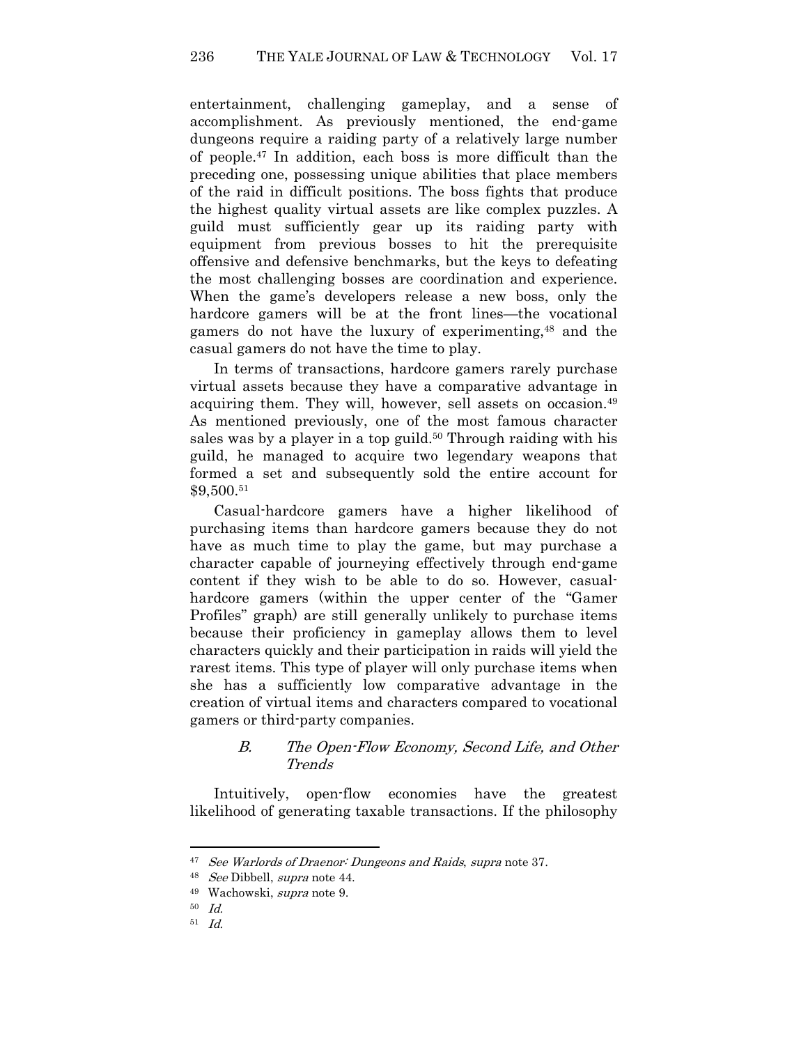entertainment, challenging gameplay, and a sense of accomplishment. As previously mentioned, the end-game dungeons require a raiding party of a relatively large number of people.[47] In addition, each boss is more difficult than the preceding one, possessing unique abilities that place members of the raid in difficult positions. The boss fights that produce the highest quality virtual assets are like complex puzzles. A guild must sufficiently gear up its raiding party with equipment from previous bosses to hit the prerequisite offensive and defensive benchmarks, but the keys to defeating the most challenging bosses are coordination and experience. When the game's developers release a new boss, only the hardcore gamers will be at the front lines—the vocational gamers do not have the luxury of experimenting,[48] and the casual gamers do not have the time to play.

In terms of transactions, hardcore gamers rarely purchase virtual assets because they have a comparative advantage in acquiring them. They will, however, sell assets on occasion.[49] As mentioned previously, one of the most famous character sales was by a player in a top guild.[50] Through raiding with his guild, he managed to acquire two legendary weapons that formed a set and subsequently sold the entire account for $9,500.[51]

Casual-hardcore gamers have a higher likelihood of purchasing items than hardcore gamers because they do not have as much time to play the game, but may purchase a character capable of journeying effectively through end-game content if they wish to be able to do so. However, casual-hardcore gamers (within the upper center of the "Gamer Profiles" graph) are still generally unlikely to purchase items because their proficiency in gameplay allows them to level characters quickly and their participation in raids will yield the rarest items. This type of player will only purchase items when she has a sufficiently low comparative advantage in the creation of virtual items and characters compared to vocational gamers or third-party companies.

### B. *The Open-Flow Economy, Second Life, and Other Trends*

Intuitively, open-flow economies have the greatest likelihood of generating taxable transactions. If the philosophy

---

[47] *See Warlords of Draenor: Dungeons and Raids*, *supra* note 37.

[48] *See* Dibbell, *supra* note 44.

[49] Wachowski, *supra* note 9.

[50] *Id.*

[51] *Id.*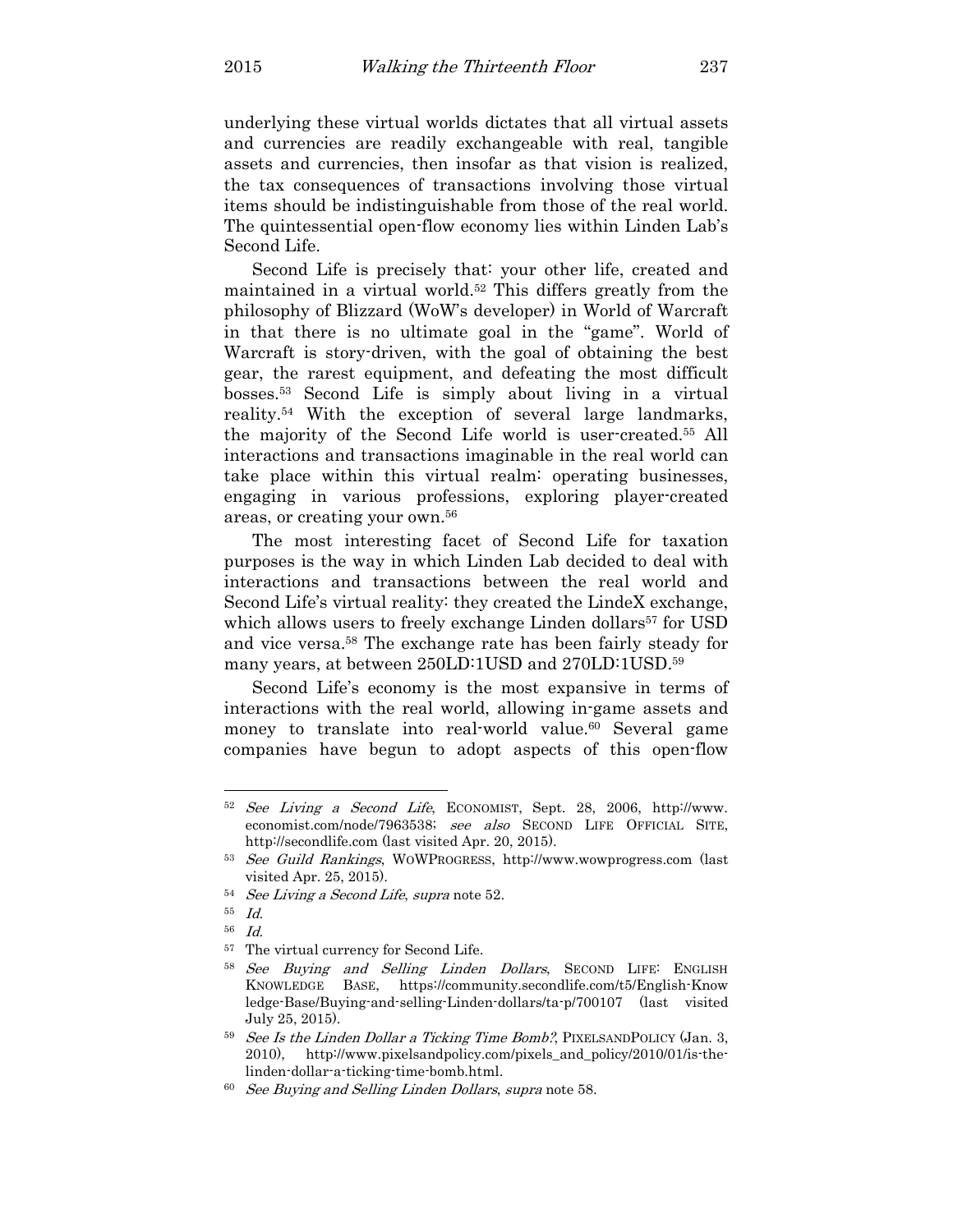underlying these virtual worlds dictates that all virtual assets and currencies are readily exchangeable with real, tangible assets and currencies, then insofar as that vision is realized, the tax consequences of transactions involving those virtual items should be indistinguishable from those of the real world. The quintessential open-flow economy lies within Linden Lab's Second Life.

Second Life is precisely that: your other life, created and maintained in a virtual world.[52] This differs greatly from the philosophy of Blizzard (WoW's developer) in World of Warcraft in that there is no ultimate goal in the "game". World of Warcraft is story-driven, with the goal of obtaining the best gear, the rarest equipment, and defeating the most difficult bosses.[53] Second Life is simply about living in a virtual reality.[54] With the exception of several large landmarks, the majority of the Second Life world is user-created.[55] All interactions and transactions imaginable in the real world can take place within this virtual realm: operating businesses, engaging in various professions, exploring player-created areas, or creating your own.[56]

The most interesting facet of Second Life for taxation purposes is the way in which Linden Lab decided to deal with interactions and transactions between the real world and Second Life's virtual reality: they created the LindeX exchange, which allows users to freely exchange Linden dollars[57] for USD and vice versa.[58] The exchange rate has been fairly steady for many years, at between 250LD:1USD and 270LD:1USD.[59]

Second Life's economy is the most expansive in terms of interactions with the real world, allowing in-game assets and money to translate into real-world value.[60] Several game companies have begun to adopt aspects of this open-flow

---

[52] *See Living a Second Life*, ECONOMIST, Sept. 28, 2006, http://www.economist.com/node/7963538; *see also* SECOND LIFE OFFICIAL SITE, http://secondlife.com (last visited Apr. 20, 2015).

[53] *See Guild Rankings*, WOWPROGRESS, http://www.wowprogress.com (last visited Apr. 25, 2015).

[54] *See Living a Second Life*, *supra* note 52.

[55] *Id.*

[56] *Id.*

[57] The virtual currency for Second Life.

[58] *See Buying and Selling Linden Dollars*, SECOND LIFE: ENGLISH KNOWLEDGE BASE, https://community.secondlife.com/t5/English-Knowledge-Base/Buying-and-selling-Linden-dollars/ta-p/700107 (last visited July 25, 2015).

[59] *See Is the Linden Dollar a Ticking Time Bomb?*, PIXELSANDPOLICY (Jan. 3, 2010), http://www.pixelsandpolicy.com/pixels_and_policy/2010/01/is-the-linden-dollar-a-ticking-time-bomb.html.

[60] *See Buying and Selling Linden Dollars*, *supra* note 58.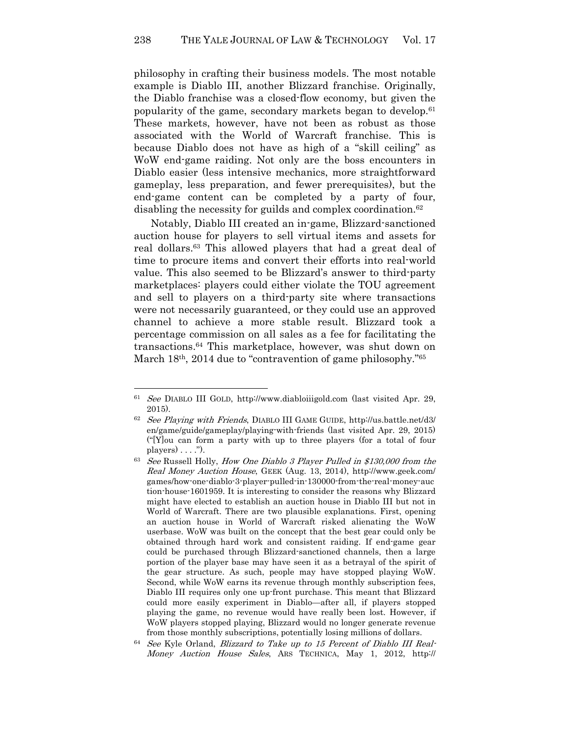philosophy in crafting their business models. The most notable example is Diablo III, another Blizzard franchise. Originally, the Diablo franchise was a closed-flow economy, but given the popularity of the game, secondary markets began to develop.[61] These markets, however, have not been as robust as those associated with the World of Warcraft franchise. This is because Diablo does not have as high of a "skill ceiling" as WoW end-game raiding. Not only are the boss encounters in Diablo easier (less intensive mechanics, more straightforward gameplay, less preparation, and fewer prerequisites), but the end-game content can be completed by a party of four, disabling the necessity for guilds and complex coordination.[62]

Notably, Diablo III created an in-game, Blizzard-sanctioned auction house for players to sell virtual items and assets for real dollars.[63] This allowed players that had a great deal of time to procure items and convert their efforts into real-world value. This also seemed to be Blizzard's answer to third-party marketplaces: players could either violate the TOU agreement and sell to players on a third-party site where transactions were not necessarily guaranteed, or they could use an approved channel to achieve a more stable result. Blizzard took a percentage commission on all sales as a fee for facilitating the transactions.[64] This marketplace, however, was shut down on March 18th, 2014 due to "contravention of game philosophy."[65]

---

[61] *See* DIABLO III GOLD, http://www.diabloiiigold.com (last visited Apr. 29, 2015).

[62] *See Playing with Friends*, DIABLO III GAME GUIDE, http://us.battle.net/d3/en/game/guide/gameplay/playing-with-friends (last visited Apr. 29, 2015) ("[Y]ou can form a party with up to three players (for a total of four players) . . . .").

[63] *See* Russell Holly, *How One Diablo 3 Player Pulled in $130,000 from the Real Money Auction House*, GEEK (Aug. 13, 2014), http://www.geek.com/games/how-one-diablo-3-player-pulled-in-130000-from-the-real-money-auction-house-1601959. It is interesting to consider the reasons why Blizzard might have elected to establish an auction house in Diablo III but not in World of Warcraft. There are two plausible explanations. First, opening an auction house in World of Warcraft risked alienating the WoW userbase. WoW was built on the concept that the best gear could only be obtained through hard work and consistent raiding. If end-game gear could be purchased through Blizzard-sanctioned channels, then a large portion of the player base may have seen it as a betrayal of the spirit of the gear structure. As such, people may have stopped playing WoW. Second, while WoW earns its revenue through monthly subscription fees, Diablo III requires only one up-front purchase. This meant that Blizzard could more easily experiment in Diablo—after all, if players stopped playing the game, no revenue would have really been lost. However, if WoW players stopped playing, Blizzard would no longer generate revenue from those monthly subscriptions, potentially losing millions of dollars.

[64] *See* Kyle Orland, *Blizzard to Take up to 15 Percent of Diablo III Real-Money Auction House Sales*, ARS TECHNICA, May 1, 2012, http://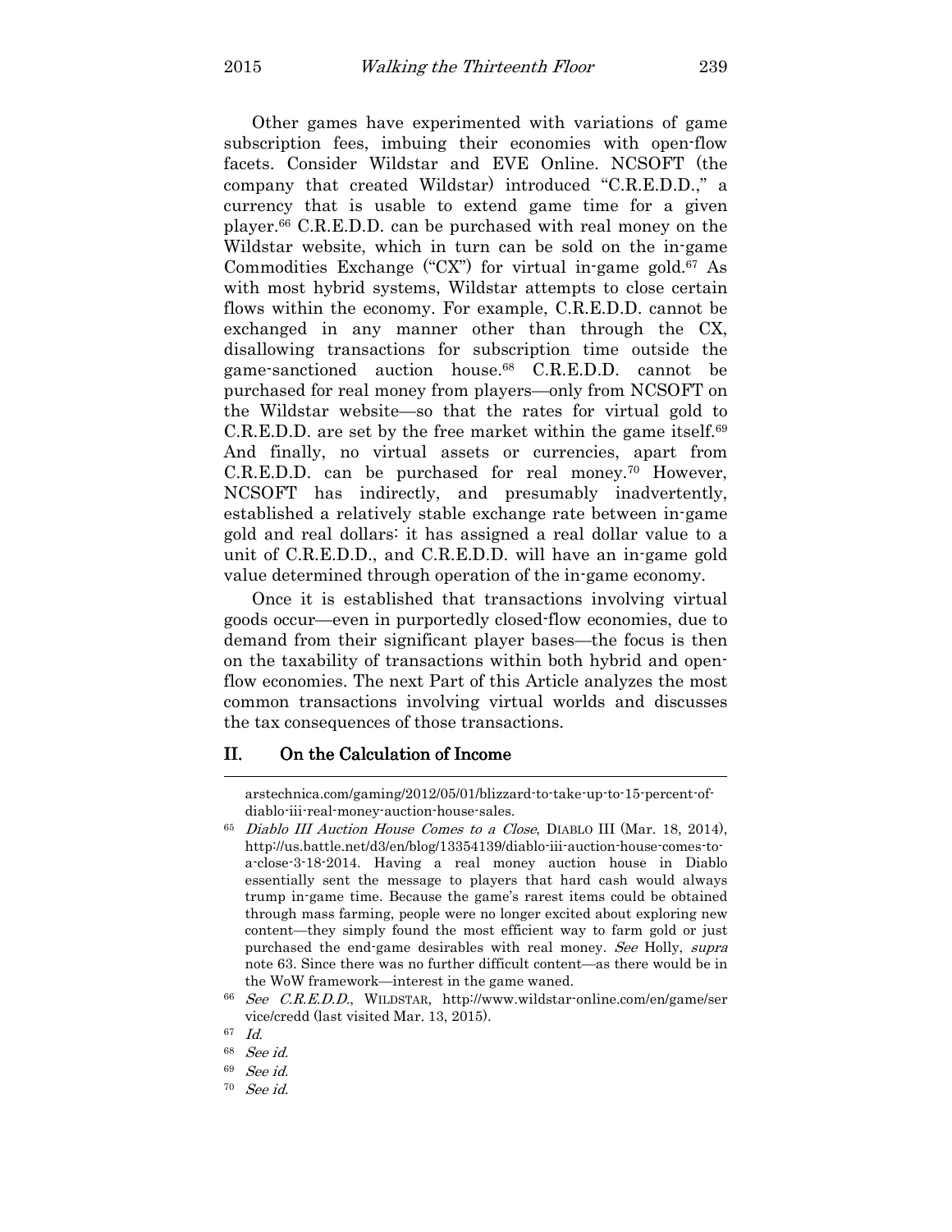Other games have experimented with variations of game subscription fees, imbuing their economies with open-flow facets. Consider Wildstar and EVE Online. NCSOFT (the company that created Wildstar) introduced "C.R.E.D.D.," a currency that is usable to extend game time for a given player.[66] C.R.E.D.D. can be purchased with real money on the Wildstar website, which in turn can be sold on the in-game Commodities Exchange ("CX") for virtual in-game gold.[67] As with most hybrid systems, Wildstar attempts to close certain flows within the economy. For example, C.R.E.D.D. cannot be exchanged in any manner other than through the CX, disallowing transactions for subscription time outside the game-sanctioned auction house.[68] C.R.E.D.D. cannot be purchased for real money from players—only from NCSOFT on the Wildstar website—so that the rates for virtual gold to C.R.E.D.D. are set by the free market within the game itself.[69] And finally, no virtual assets or currencies, apart from C.R.E.D.D. can be purchased for real money.[70] However, NCSOFT has indirectly, and presumably inadvertently, established a relatively stable exchange rate between in-game gold and real dollars: it has assigned a real dollar value to a unit of C.R.E.D.D., and C.R.E.D.D. will have an in-game gold value determined through operation of the in-game economy.

Once it is established that transactions involving virtual goods occur—even in purportedly closed-flow economies, due to demand from their significant player bases—the focus is then on the taxability of transactions within both hybrid and open-flow economies. The next Part of this Article analyzes the most common transactions involving virtual worlds and discusses the tax consequences of those transactions.

## II. On the Calculation of Income

---

arstechnica.com/gaming/2012/05/01/blizzard-to-take-up-to-15-percent-of-diablo-iii-real-money-auction-house-sales.

[65] *Diablo III Auction House Comes to a Close*, DIABLO III (Mar. 18, 2014), http://us.battle.net/d3/en/blog/13354139/diablo-iii-auction-house-comes-to-a-close-3-18-2014. Having a real money auction house in Diablo essentially sent the message to players that hard cash would always trump in-game time. Because the game's rarest items could be obtained through mass farming, people were no longer excited about exploring new content—they simply found the most efficient way to farm gold or just purchased the end-game desirables with real money. *See* Holly, *supra* note 63. Since there was no further difficult content—as there would be in the WoW framework—interest in the game waned.

[66] *See C.R.E.D.D.*, WILDSTAR, http://www.wildstar-online.com/en/game/service/credd (last visited Mar. 13, 2015).

[67] *Id.*

[68] *See id.*

[69] *See id.*

[70] *See id.*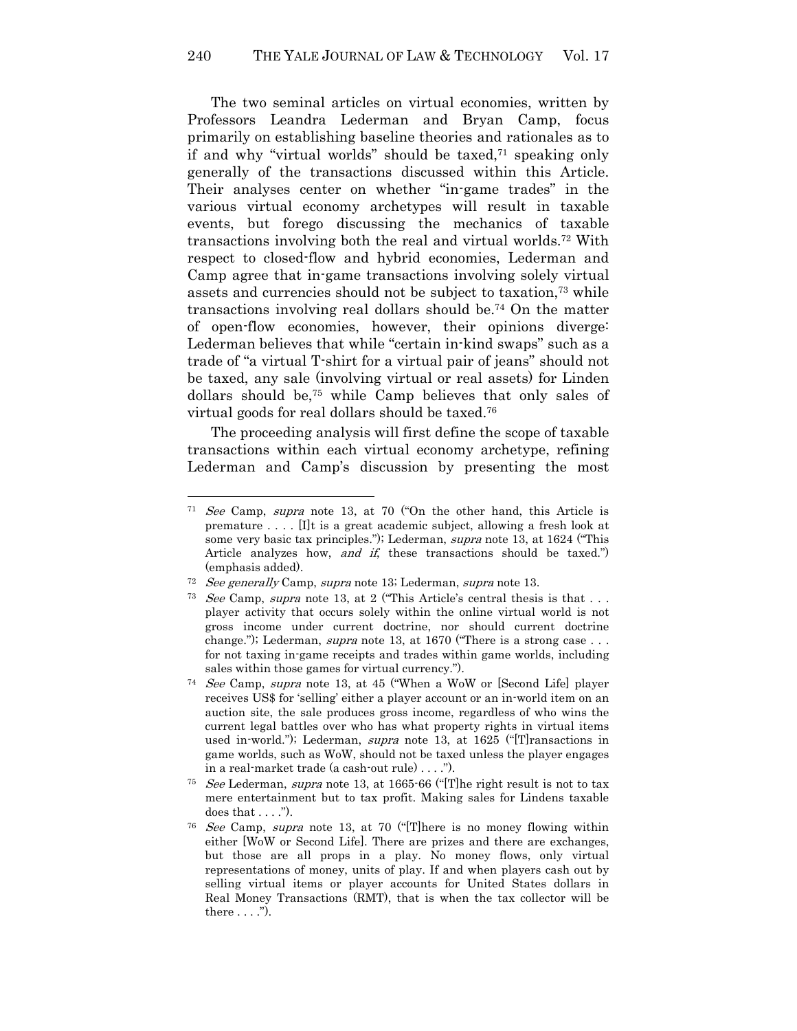The two seminal articles on virtual economies, written by Professors Leandra Lederman and Bryan Camp, focus primarily on establishing baseline theories and rationales as to if and why "virtual worlds" should be taxed,[71] speaking only generally of the transactions discussed within this Article. Their analyses center on whether "in-game trades" in the various virtual economy archetypes will result in taxable events, but forego discussing the mechanics of taxable transactions involving both the real and virtual worlds.[72] With respect to closed-flow and hybrid economies, Lederman and Camp agree that in-game transactions involving solely virtual assets and currencies should not be subject to taxation,[73] while transactions involving real dollars should be.[74] On the matter of open-flow economies, however, their opinions diverge: Lederman believes that while "certain in-kind swaps" such as a trade of "a virtual T-shirt for a virtual pair of jeans" should not be taxed, any sale (involving virtual or real assets) for Linden dollars should be,[75] while Camp believes that only sales of virtual goods for real dollars should be taxed.[76]

The proceeding analysis will first define the scope of taxable transactions within each virtual economy archetype, refining Lederman and Camp's discussion by presenting the most

---

[71] *See* Camp, *supra* note 13, at 70 ("On the other hand, this Article is premature . . . . [I]t is a great academic subject, allowing a fresh look at some very basic tax principles."); Lederman, *supra* note 13, at 1624 ("This Article analyzes how, *and if*, these transactions should be taxed.") (emphasis added).

[72] *See generally* Camp, *supra* note 13; Lederman, *supra* note 13.

[73] *See* Camp, *supra* note 13, at 2 ("This Article's central thesis is that . . . player activity that occurs solely within the online virtual world is not gross income under current doctrine, nor should current doctrine change."); Lederman, *supra* note 13, at 1670 ("There is a strong case . . . for not taxing in-game receipts and trades within game worlds, including sales within those games for virtual currency.").

[74] *See* Camp, *supra* note 13, at 45 ("When a WoW or [Second Life] player receives US$ for 'selling' either a player account or an in-world item on an auction site, the sale produces gross income, regardless of who wins the current legal battles over who has what property rights in virtual items used in-world."); Lederman, *supra* note 13, at 1625 ("[T]ransactions in game worlds, such as WoW, should not be taxed unless the player engages in a real-market trade (a cash-out rule) . . . .").

[75] *See* Lederman, *supra* note 13, at 1665-66 ("[T]he right result is not to tax mere entertainment but to tax profit. Making sales for Lindens taxable does that . . . .").

[76] *See* Camp, *supra* note 13, at 70 ("[T]here is no money flowing within either [WoW or Second Life]. There are prizes and there are exchanges, but those are all props in a play. No money flows, only virtual representations of money, units of play. If and when players cash out by selling virtual items or player accounts for United States dollars in Real Money Transactions (RMT), that is when the tax collector will be there . . . .").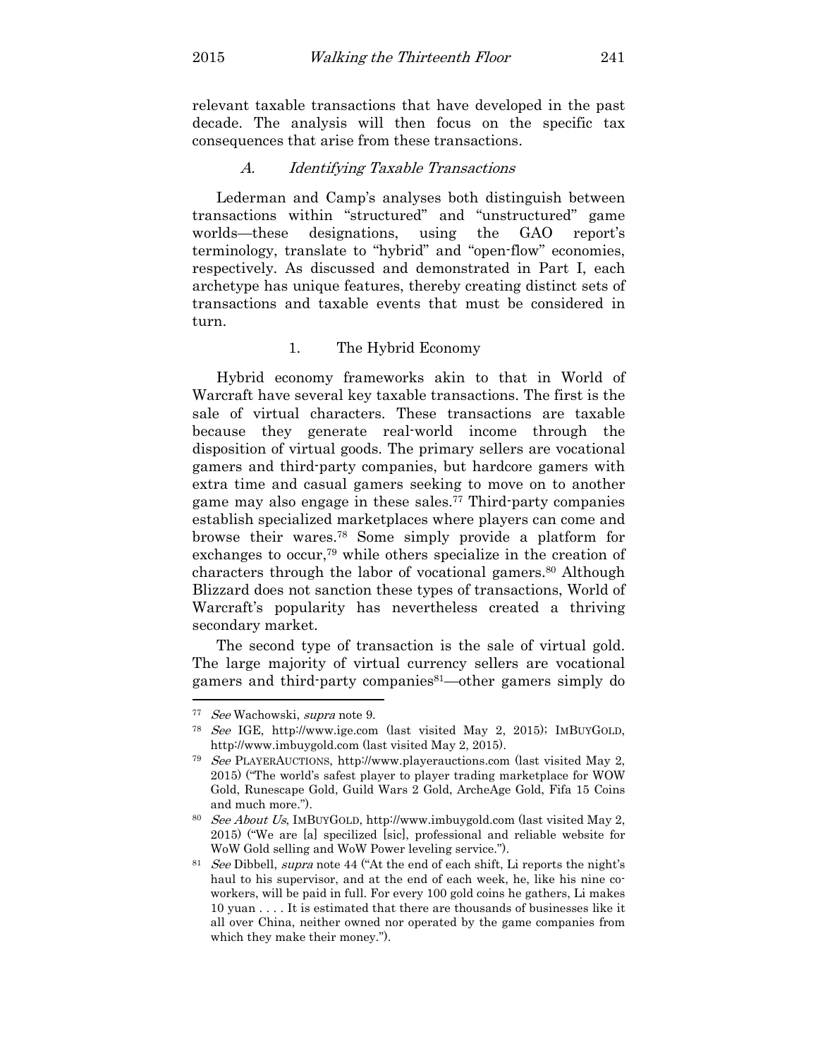relevant taxable transactions that have developed in the past decade. The analysis will then focus on the specific tax consequences that arise from these transactions.

### *A. Identifying Taxable Transactions*

Lederman and Camp's analyses both distinguish between transactions within "structured" and "unstructured" game worlds—these designations, using the GAO report's terminology, translate to "hybrid" and "open-flow" economies, respectively. As discussed and demonstrated in Part I, each archetype has unique features, thereby creating distinct sets of transactions and taxable events that must be considered in turn.

#### 1. The Hybrid Economy

Hybrid economy frameworks akin to that in World of Warcraft have several key taxable transactions. The first is the sale of virtual characters. These transactions are taxable because they generate real-world income through the disposition of virtual goods. The primary sellers are vocational gamers and third-party companies, but hardcore gamers with extra time and casual gamers seeking to move on to another game may also engage in these sales.[77] Third-party companies establish specialized marketplaces where players can come and browse their wares.[78] Some simply provide a platform for exchanges to occur,[79] while others specialize in the creation of characters through the labor of vocational gamers.[80] Although Blizzard does not sanction these types of transactions, World of Warcraft's popularity has nevertheless created a thriving secondary market.

The second type of transaction is the sale of virtual gold. The large majority of virtual currency sellers are vocational gamers and third-party companies[81]—other gamers simply do

---

[77] *See* Wachowski, *supra* note 9.

[78] *See* IGE, http://www.ige.com (last visited May 2, 2015); IMBUYGOLD, http://www.imbuygold.com (last visited May 2, 2015).

[79] *See* PLAYERAUCTIONS, http://www.playerauctions.com (last visited May 2, 2015) ("The world's safest player to player trading marketplace for WOW Gold, Runescape Gold, Guild Wars 2 Gold, ArcheAge Gold, Fifa 15 Coins and much more.").

[80] *See About Us*, IMBUYGOLD, http://www.imbuygold.com (last visited May 2, 2015) ("We are [a] specilized [sic], professional and reliable website for WoW Gold selling and WoW Power leveling service.").

[81] *See* Dibbell, *supra* note 44 ("At the end of each shift, Li reports the night's haul to his supervisor, and at the end of each week, he, like his nine co-workers, will be paid in full. For every 100 gold coins he gathers, Li makes 10 yuan . . . . It is estimated that there are thousands of businesses like it all over China, neither owned nor operated by the game companies from which they make their money.").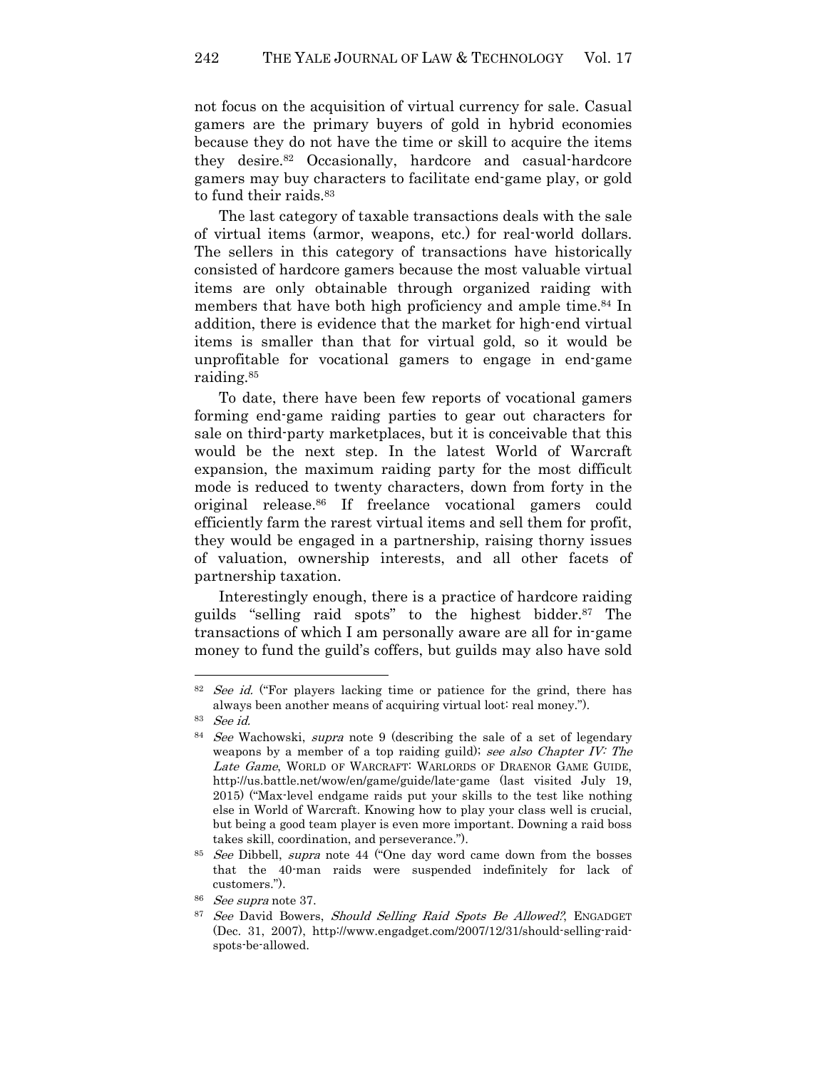not focus on the acquisition of virtual currency for sale. Casual gamers are the primary buyers of gold in hybrid economies because they do not have the time or skill to acquire the items they desire.[82] Occasionally, hardcore and casual-hardcore gamers may buy characters to facilitate end-game play, or gold to fund their raids.[83]

The last category of taxable transactions deals with the sale of virtual items (armor, weapons, etc.) for real-world dollars. The sellers in this category of transactions have historically consisted of hardcore gamers because the most valuable virtual items are only obtainable through organized raiding with members that have both high proficiency and ample time.[84] In addition, there is evidence that the market for high-end virtual items is smaller than that for virtual gold, so it would be unprofitable for vocational gamers to engage in end-game raiding.[85]

To date, there have been few reports of vocational gamers forming end-game raiding parties to gear out characters for sale on third-party marketplaces, but it is conceivable that this would be the next step. In the latest World of Warcraft expansion, the maximum raiding party for the most difficult mode is reduced to twenty characters, down from forty in the original release.[86] If freelance vocational gamers could efficiently farm the rarest virtual items and sell them for profit, they would be engaged in a partnership, raising thorny issues of valuation, ownership interests, and all other facets of partnership taxation.

Interestingly enough, there is a practice of hardcore raiding guilds "selling raid spots" to the highest bidder.[87] The transactions of which I am personally aware are all for in-game money to fund the guild's coffers, but guilds may also have sold

---

[82] *See id.* ("For players lacking time or patience for the grind, there has always been another means of acquiring virtual loot: real money.").

[83] *See id.*

[84] *See* Wachowski, *supra* note 9 (describing the sale of a set of legendary weapons by a member of a top raiding guild); *see also Chapter IV: The Late Game*, WORLD OF WARCRAFT: WARLORDS OF DRAENOR GAME GUIDE, http://us.battle.net/wow/en/game/guide/late-game (last visited July 19, 2015) ("Max-level endgame raids put your skills to the test like nothing else in World of Warcraft. Knowing how to play your class well is crucial, but being a good team player is even more important. Downing a raid boss takes skill, coordination, and perseverance.").

[85] *See* Dibbell, *supra* note 44 ("One day word came down from the bosses that the 40-man raids were suspended indefinitely for lack of customers.").

[86] *See supra* note 37.

[87] *See* David Bowers, *Should Selling Raid Spots Be Allowed?*, ENGADGET (Dec. 31, 2007), http://www.engadget.com/2007/12/31/should-selling-raid-spots-be-allowed.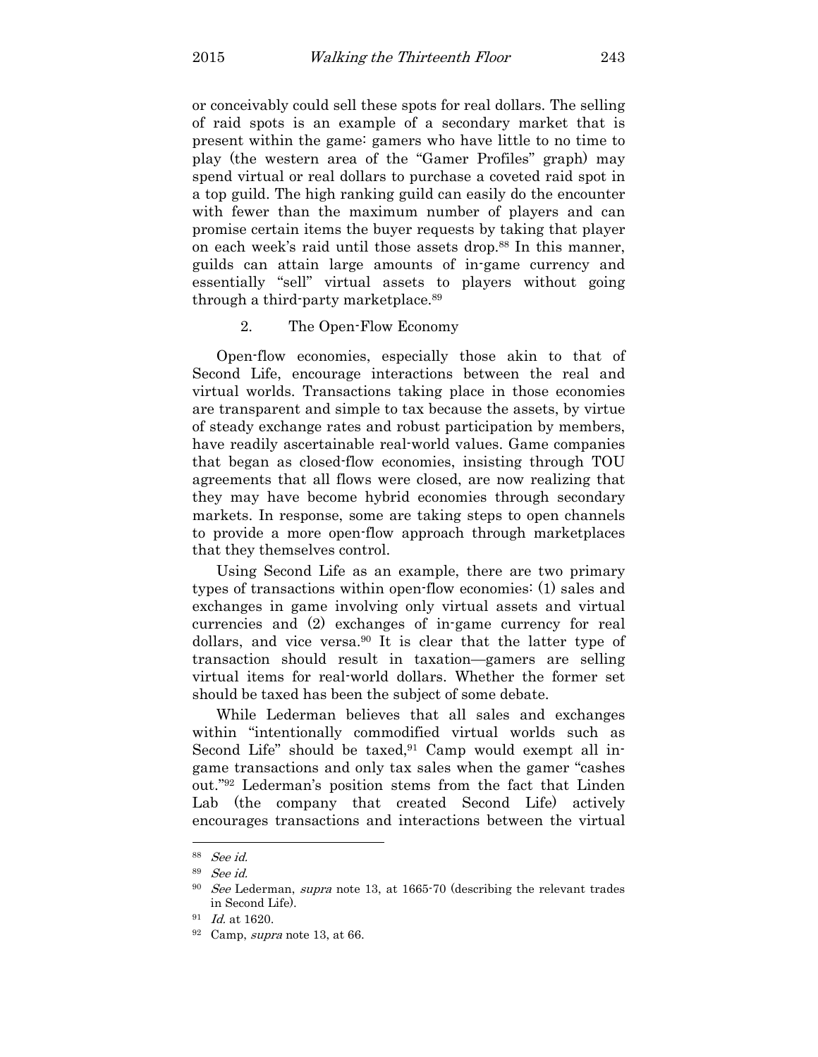or conceivably could sell these spots for real dollars. The selling of raid spots is an example of a secondary market that is present within the game: gamers who have little to no time to play (the western area of the "Gamer Profiles" graph) may spend virtual or real dollars to purchase a coveted raid spot in a top guild. The high ranking guild can easily do the encounter with fewer than the maximum number of players and can promise certain items the buyer requests by taking that player on each week's raid until those assets drop.[88] In this manner, guilds can attain large amounts of in-game currency and essentially "sell" virtual assets to players without going through a third-party marketplace.[89]

### 2. The Open-Flow Economy

Open-flow economies, especially those akin to that of Second Life, encourage interactions between the real and virtual worlds. Transactions taking place in those economies are transparent and simple to tax because the assets, by virtue of steady exchange rates and robust participation by members, have readily ascertainable real-world values. Game companies that began as closed-flow economies, insisting through TOU agreements that all flows were closed, are now realizing that they may have become hybrid economies through secondary markets. In response, some are taking steps to open channels to provide a more open-flow approach through marketplaces that they themselves control.

Using Second Life as an example, there are two primary types of transactions within open-flow economies: (1) sales and exchanges in game involving only virtual assets and virtual currencies and (2) exchanges of in-game currency for real dollars, and vice versa.[90] It is clear that the latter type of transaction should result in taxation—gamers are selling virtual items for real-world dollars. Whether the former set should be taxed has been the subject of some debate.

While Lederman believes that all sales and exchanges within "intentionally commodified virtual worlds such as Second Life" should be taxed,[91] Camp would exempt all in-game transactions and only tax sales when the gamer "cashes out."[92] Lederman's position stems from the fact that Linden Lab (the company that created Second Life) actively encourages transactions and interactions between the virtual

---

[88] *See id.*

[89] *See id.*

[90] *See* Lederman, *supra* note 13, at 1665-70 (describing the relevant trades in Second Life).

[91] *Id.* at 1620.

[92] Camp, *supra* note 13, at 66.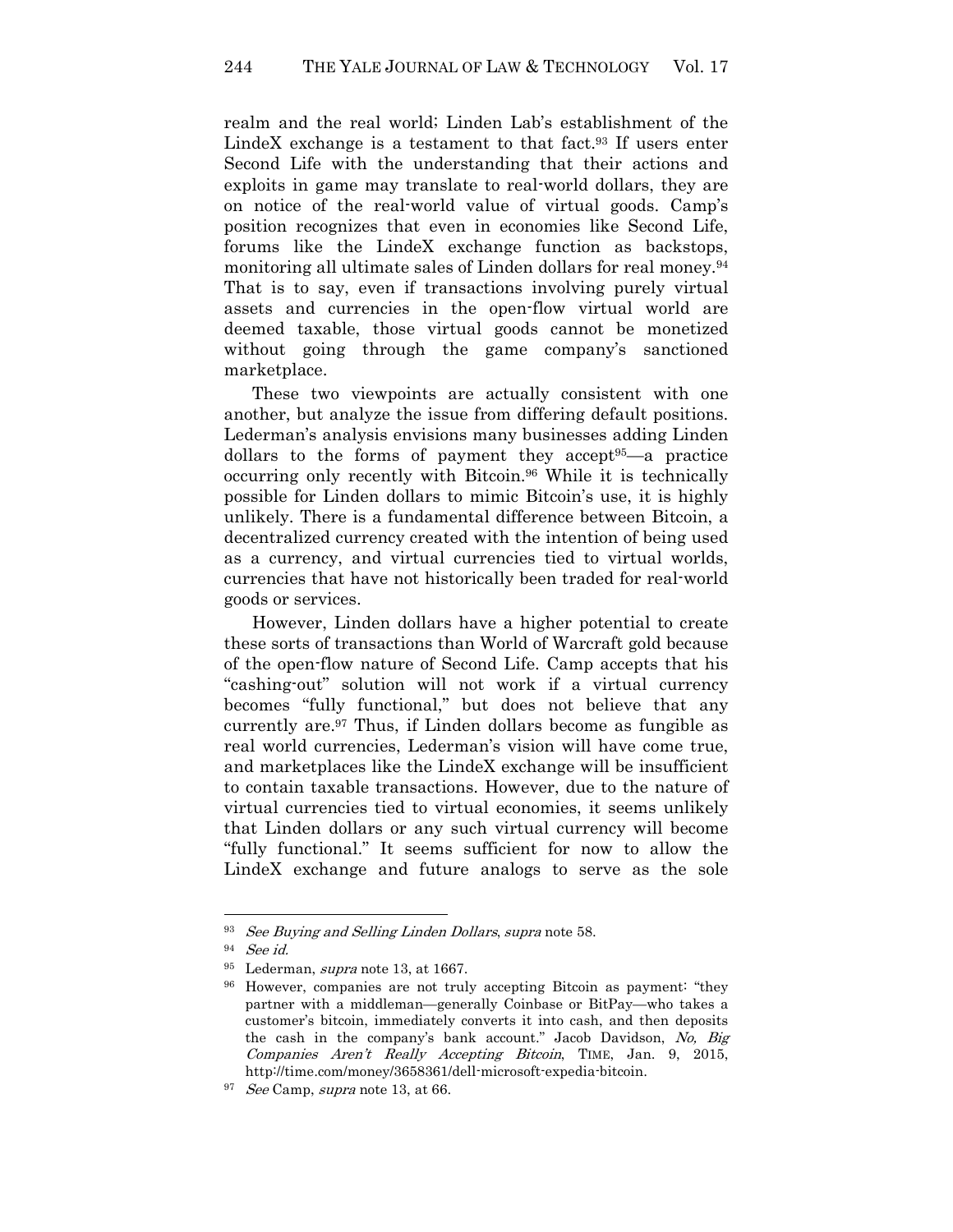realm and the real world; Linden Lab's establishment of the LindeX exchange is a testament to that fact.[93] If users enter Second Life with the understanding that their actions and exploits in game may translate to real-world dollars, they are on notice of the real-world value of virtual goods. Camp's position recognizes that even in economies like Second Life, forums like the LindeX exchange function as backstops, monitoring all ultimate sales of Linden dollars for real money.[94] That is to say, even if transactions involving purely virtual assets and currencies in the open-flow virtual world are deemed taxable, those virtual goods cannot be monetized without going through the game company's sanctioned marketplace.

These two viewpoints are actually consistent with one another, but analyze the issue from differing default positions. Lederman's analysis envisions many businesses adding Linden dollars to the forms of payment they accept[95]—a practice occurring only recently with Bitcoin.[96] While it is technically possible for Linden dollars to mimic Bitcoin's use, it is highly unlikely. There is a fundamental difference between Bitcoin, a decentralized currency created with the intention of being used as a currency, and virtual currencies tied to virtual worlds, currencies that have not historically been traded for real-world goods or services.

However, Linden dollars have a higher potential to create these sorts of transactions than World of Warcraft gold because of the open-flow nature of Second Life. Camp accepts that his "cashing-out" solution will not work if a virtual currency becomes "fully functional," but does not believe that any currently are.[97] Thus, if Linden dollars become as fungible as real world currencies, Lederman's vision will have come true, and marketplaces like the LindeX exchange will be insufficient to contain taxable transactions. However, due to the nature of virtual currencies tied to virtual economies, it seems unlikely that Linden dollars or any such virtual currency will become "fully functional." It seems sufficient for now to allow the LindeX exchange and future analogs to serve as the sole

---

[93] *See Buying and Selling Linden Dollars*, *supra* note 58.

[94] *See id.*

[95] Lederman, *supra* note 13, at 1667.

[96] However, companies are not truly accepting Bitcoin as payment: "they partner with a middleman—generally Coinbase or BitPay—who takes a customer's bitcoin, immediately converts it into cash, and then deposits the cash in the company's bank account." Jacob Davidson, *No, Big Companies Aren't Really Accepting Bitcoin*, TIME, Jan. 9, 2015, http://time.com/money/3658361/dell-microsoft-expedia-bitcoin.

[97] *See* Camp, *supra* note 13, at 66.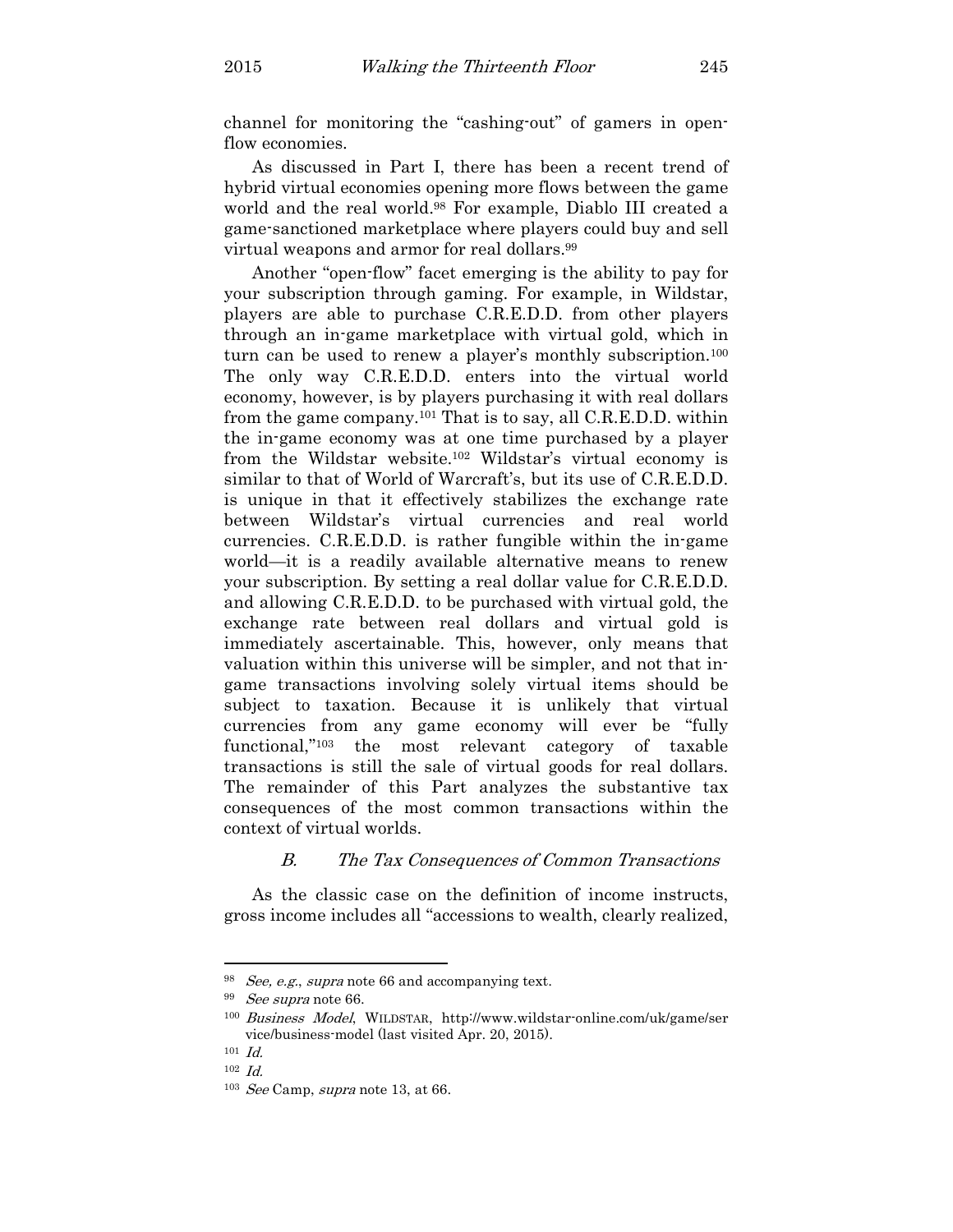channel for monitoring the "cashing-out" of gamers in open-flow economies.

As discussed in Part I, there has been a recent trend of hybrid virtual economies opening more flows between the game world and the real world.[98] For example, Diablo III created a game-sanctioned marketplace where players could buy and sell virtual weapons and armor for real dollars.[99]

Another "open-flow" facet emerging is the ability to pay for your subscription through gaming. For example, in Wildstar, players are able to purchase C.R.E.D.D. from other players through an in-game marketplace with virtual gold, which in turn can be used to renew a player's monthly subscription.[100] The only way C.R.E.D.D. enters into the virtual world economy, however, is by players purchasing it with real dollars from the game company.[101] That is to say, all C.R.E.D.D. within the in-game economy was at one time purchased by a player from the Wildstar website.[102] Wildstar's virtual economy is similar to that of World of Warcraft's, but its use of C.R.E.D.D. is unique in that it effectively stabilizes the exchange rate between Wildstar's virtual currencies and real world currencies. C.R.E.D.D. is rather fungible within the in-game world—it is a readily available alternative means to renew your subscription. By setting a real dollar value for C.R.E.D.D. and allowing C.R.E.D.D. to be purchased with virtual gold, the exchange rate between real dollars and virtual gold is immediately ascertainable. This, however, only means that valuation within this universe will be simpler, and not that in-game transactions involving solely virtual items should be subject to taxation. Because it is unlikely that virtual currencies from any game economy will ever be "fully functional,"[103] the most relevant category of taxable transactions is still the sale of virtual goods for real dollars. The remainder of this Part analyzes the substantive tax consequences of the most common transactions within the context of virtual worlds.

### B. *The Tax Consequences of Common Transactions*

As the classic case on the definition of income instructs, gross income includes all "accessions to wealth, clearly realized,

---

[98] *See, e.g.*, *supra* note 66 and accompanying text.

[99] *See supra* note 66.

[100] *Business Model*, WILDSTAR, http://www.wildstar-online.com/uk/game/service/business-model (last visited Apr. 20, 2015).

[101] *Id.*

[102] *Id.*

[103] *See* Camp, *supra* note 13, at 66.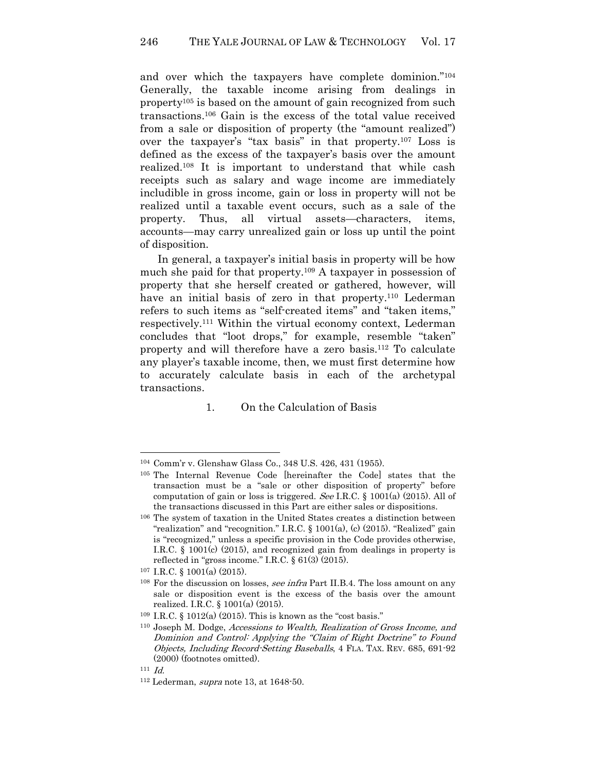and over which the taxpayers have complete dominion."[104] Generally, the taxable income arising from dealings in property[105] is based on the amount of gain recognized from such transactions.[106] Gain is the excess of the total value received from a sale or disposition of property (the "amount realized") over the taxpayer's "tax basis" in that property.[107] Loss is defined as the excess of the taxpayer's basis over the amount realized.[108] It is important to understand that while cash receipts such as salary and wage income are immediately includible in gross income, gain or loss in property will not be realized until a taxable event occurs, such as a sale of the property. Thus, all virtual assets—characters, items, accounts—may carry unrealized gain or loss up until the point of disposition.

In general, a taxpayer's initial basis in property will be how much she paid for that property.[109] A taxpayer in possession of property that she herself created or gathered, however, will have an initial basis of zero in that property.[110] Lederman refers to such items as "self-created items" and "taken items," respectively.[111] Within the virtual economy context, Lederman concludes that "loot drops," for example, resemble "taken" property and will therefore have a zero basis.[112] To calculate any player's taxable income, then, we must first determine how to accurately calculate basis in each of the archetypal transactions.

1. On the Calculation of Basis

---

[104] Comm'r v. Glenshaw Glass Co., 348 U.S. 426, 431 (1955).

[105] The Internal Revenue Code [hereinafter the Code] states that the transaction must be a "sale or other disposition of property" before computation of gain or loss is triggered. *See* I.R.C. § 1001(a) (2015). All of the transactions discussed in this Part are either sales or dispositions.

[106] The system of taxation in the United States creates a distinction between "realization" and "recognition." I.R.C. § 1001(a), (c) (2015). "Realized" gain is "recognized," unless a specific provision in the Code provides otherwise, I.R.C. § 1001(c) (2015), and recognized gain from dealings in property is reflected in "gross income." I.R.C. § 61(3) (2015).

[107] I.R.C. § 1001(a) (2015).

[108] For the discussion on losses, *see infra* Part II.B.4. The loss amount on any sale or disposition event is the excess of the basis over the amount realized. I.R.C. § 1001(a) (2015).

[109] I.R.C. § 1012(a) (2015). This is known as the "cost basis."

[110] Joseph M. Dodge, *Accessions to Wealth, Realization of Gross Income, and Dominion and Control: Applying the "Claim of Right Doctrine" to Found Objects, Including Record-Setting Baseballs*, 4 FLA. TAX. REV. 685, 691-92 (2000) (footnotes omitted).

[111] *Id.*

[112] Lederman, *supra* note 13, at 1648-50.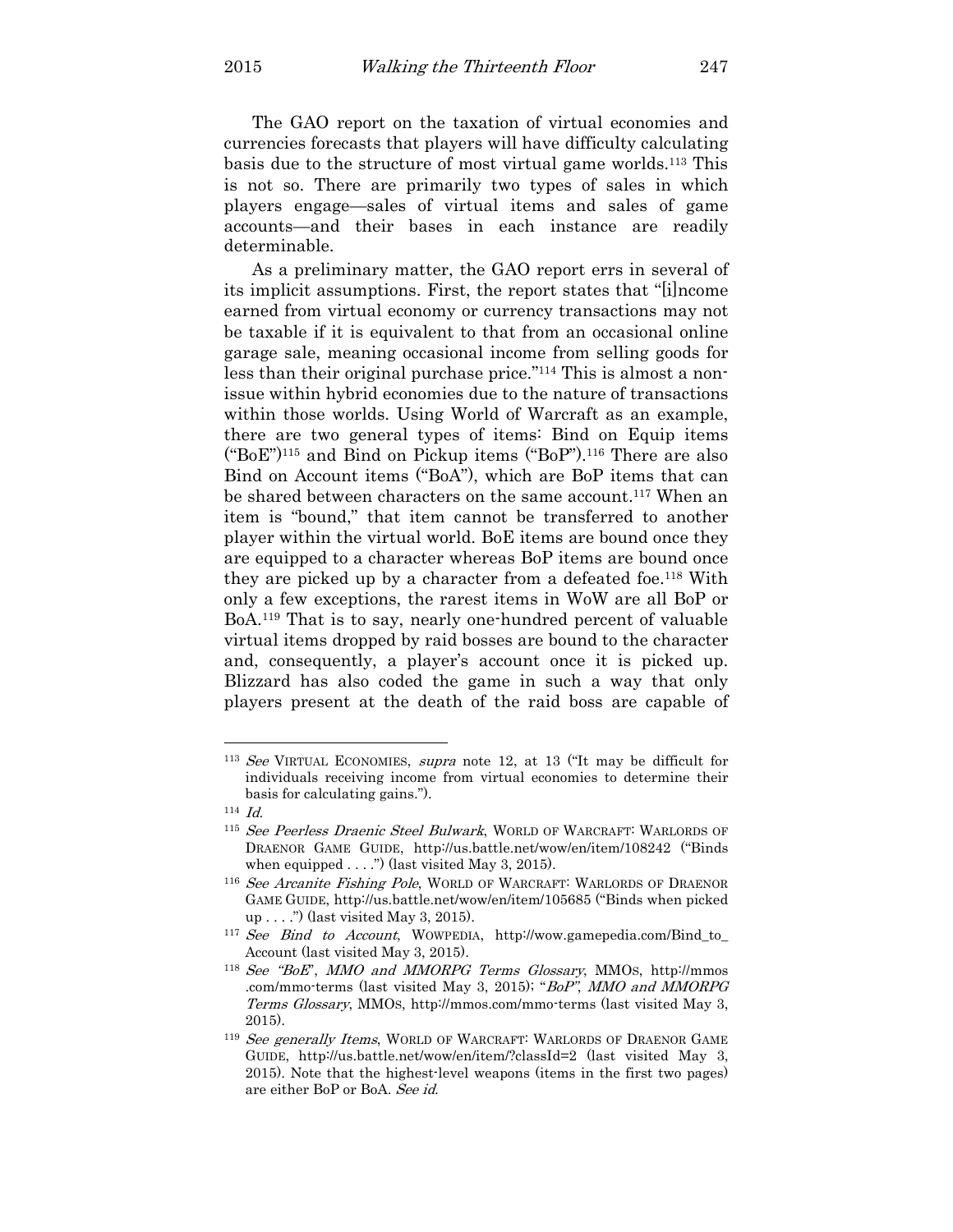The GAO report on the taxation of virtual economies and currencies forecasts that players will have difficulty calculating basis due to the structure of most virtual game worlds.[113] This is not so. There are primarily two types of sales in which players engage—sales of virtual items and sales of game accounts—and their bases in each instance are readily determinable.

As a preliminary matter, the GAO report errs in several of its implicit assumptions. First, the report states that "[i]ncome earned from virtual economy or currency transactions may not be taxable if it is equivalent to that from an occasional online garage sale, meaning occasional income from selling goods for less than their original purchase price."[114] This is almost a non-issue within hybrid economies due to the nature of transactions within those worlds. Using World of Warcraft as an example, there are two general types of items: Bind on Equip items ("BoE")[115] and Bind on Pickup items ("BoP").[116] There are also Bind on Account items ("BoA"), which are BoP items that can be shared between characters on the same account.[117] When an item is "bound," that item cannot be transferred to another player within the virtual world. BoE items are bound once they are equipped to a character whereas BoP items are bound once they are picked up by a character from a defeated foe.[118] With only a few exceptions, the rarest items in WoW are all BoP or BoA.[119] That is to say, nearly one-hundred percent of valuable virtual items dropped by raid bosses are bound to the character and, consequently, a player's account once it is picked up. Blizzard has also coded the game in such a way that only players present at the death of the raid boss are capable of

---

[113] *See* VIRTUAL ECONOMIES, *supra* note 12, at 13 ("It may be difficult for individuals receiving income from virtual economies to determine their basis for calculating gains.").

[114] *Id.*

[115] *See Peerless Draenic Steel Bulwark*, WORLD OF WARCRAFT: WARLORDS OF DRAENOR GAME GUIDE, http://us.battle.net/wow/en/item/108242 ("Binds when equipped . . . .") (last visited May 3, 2015).

[116] *See Arcanite Fishing Pole*, WORLD OF WARCRAFT: WARLORDS OF DRAENOR GAME GUIDE, http://us.battle.net/wow/en/item/105685 ("Binds when picked up . . . .") (last visited May 3, 2015).

[117] *See Bind to Account*, WOWPEDIA, http://wow.gamepedia.com/Bind_to_Account (last visited May 3, 2015).

[118] *See "BoE", MMO and MMORPG Terms Glossary*, MMOS, http://mmos.com/mmo-terms (last visited May 3, 2015); *"BoP", MMO and MMORPG Terms Glossary*, MMOS, http://mmos.com/mmo-terms (last visited May 3, 2015).

[119] *See generally Items*, WORLD OF WARCRAFT: WARLORDS OF DRAENOR GAME GUIDE, http://us.battle.net/wow/en/item/?classId=2 (last visited May 3, 2015). Note that the highest-level weapons (items in the first two pages) are either BoP or BoA. *See id.*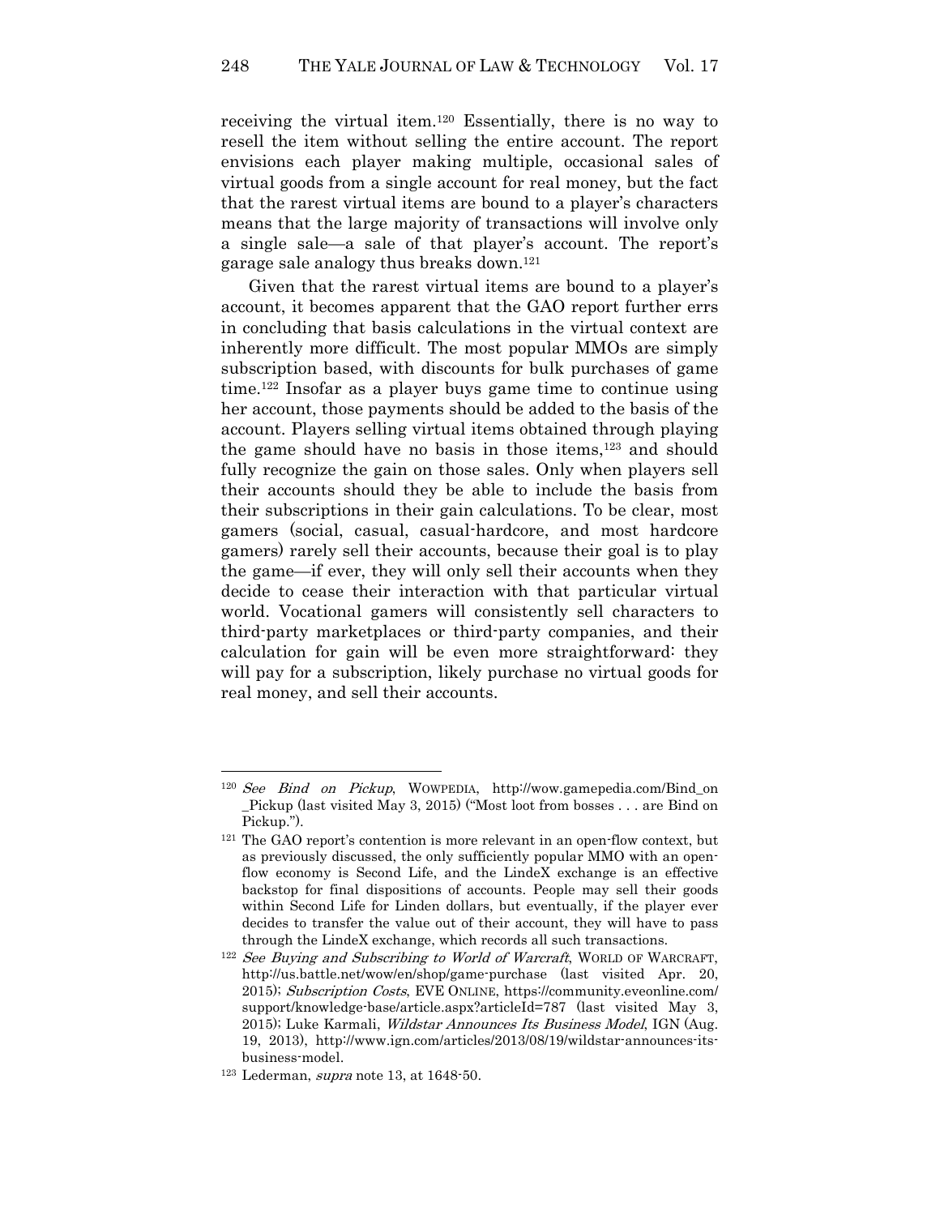receiving the virtual item.[120] Essentially, there is no way to resell the item without selling the entire account. The report envisions each player making multiple, occasional sales of virtual goods from a single account for real money, but the fact that the rarest virtual items are bound to a player's characters means that the large majority of transactions will involve only a single sale—a sale of that player's account. The report's garage sale analogy thus breaks down.[121]

Given that the rarest virtual items are bound to a player's account, it becomes apparent that the GAO report further errs in concluding that basis calculations in the virtual context are inherently more difficult. The most popular MMOs are simply subscription based, with discounts for bulk purchases of game time.[122] Insofar as a player buys game time to continue using her account, those payments should be added to the basis of the account. Players selling virtual items obtained through playing the game should have no basis in those items,[123] and should fully recognize the gain on those sales. Only when players sell their accounts should they be able to include the basis from their subscriptions in their gain calculations. To be clear, most gamers (social, casual, casual-hardcore, and most hardcore gamers) rarely sell their accounts, because their goal is to play the game—if ever, they will only sell their accounts when they decide to cease their interaction with that particular virtual world. Vocational gamers will consistently sell characters to third-party marketplaces or third-party companies, and their calculation for gain will be even more straightforward: they will pay for a subscription, likely purchase no virtual goods for real money, and sell their accounts.

---

[120] *See Bind on Pickup*, WOWPEDIA, http://wow.gamepedia.com/Bind_on_Pickup (last visited May 3, 2015) ("Most loot from bosses . . . are Bind on Pickup.").

[121] The GAO report's contention is more relevant in an open-flow context, but as previously discussed, the only sufficiently popular MMO with an open-flow economy is Second Life, and the LindeX exchange is an effective backstop for final dispositions of accounts. People may sell their goods within Second Life for Linden dollars, but eventually, if the player ever decides to transfer the value out of their account, they will have to pass through the LindeX exchange, which records all such transactions.

[122] *See Buying and Subscribing to World of Warcraft*, WORLD OF WARCRAFT, http://us.battle.net/wow/en/shop/game-purchase (last visited Apr. 20, 2015); *Subscription Costs*, EVE ONLINE, https://community.eveonline.com/support/knowledge-base/article.aspx?articleId=787 (last visited May 3, 2015); Luke Karmali, *Wildstar Announces Its Business Model*, IGN (Aug. 19, 2013), http://www.ign.com/articles/2013/08/19/wildstar-announces-its-business-model.

[123] Lederman, *supra* note 13, at 1648-50.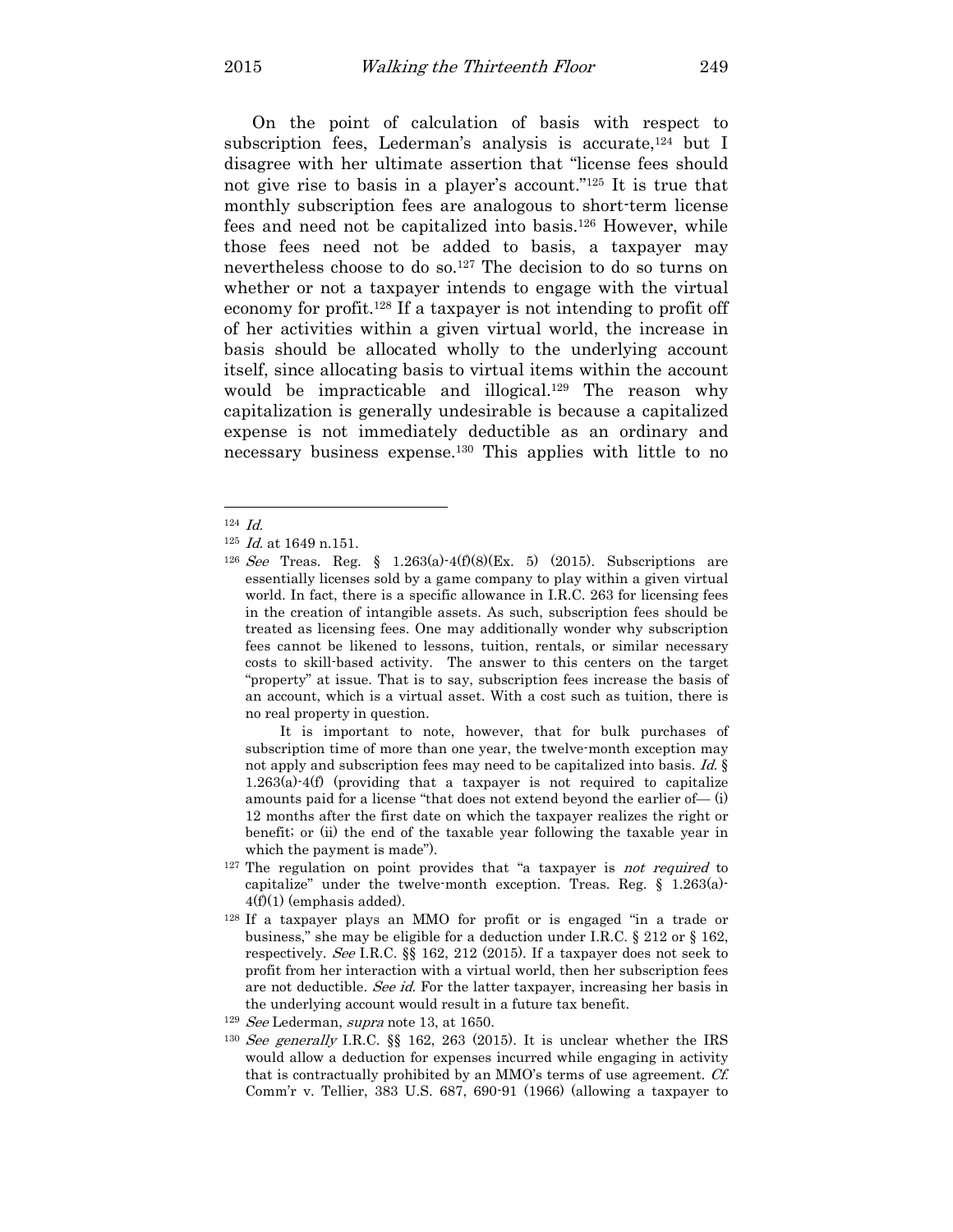On the point of calculation of basis with respect to subscription fees, Lederman's analysis is accurate,[124] but I disagree with her ultimate assertion that "license fees should not give rise to basis in a player's account."[125] It is true that monthly subscription fees are analogous to short-term license fees and need not be capitalized into basis.[126] However, while those fees need not be added to basis, a taxpayer may nevertheless choose to do so.[127] The decision to do so turns on whether or not a taxpayer intends to engage with the virtual economy for profit.[128] If a taxpayer is not intending to profit off of her activities within a given virtual world, the increase in basis should be allocated wholly to the underlying account itself, since allocating basis to virtual items within the account would be impracticable and illogical.[129] The reason why capitalization is generally undesirable is because a capitalized expense is not immediately deductible as an ordinary and necessary business expense.[130] This applies with little to no

---

[124] *Id.*

[125] *Id.* at 1649 n.151.

[126] *See* Treas. Reg. § 1.263(a)-4(f)(8)(Ex. 5) (2015). Subscriptions are essentially licenses sold by a game company to play within a given virtual world. In fact, there is a specific allowance in I.R.C. 263 for licensing fees in the creation of intangible assets. As such, subscription fees should be treated as licensing fees. One may additionally wonder why subscription fees cannot be likened to lessons, tuition, rentals, or similar necessary costs to skill-based activity. The answer to this centers on the target "property" at issue. That is to say, subscription fees increase the basis of an account, which is a virtual asset. With a cost such as tuition, there is no real property in question.

It is important to note, however, that for bulk purchases of subscription time of more than one year, the twelve-month exception may not apply and subscription fees may need to be capitalized into basis. *Id.* § 1.263(a)-4(f) (providing that a taxpayer is not required to capitalize amounts paid for a license "that does not extend beyond the earlier of— (i) 12 months after the first date on which the taxpayer realizes the right or benefit; or (ii) the end of the taxable year following the taxable year in which the payment is made").

[127] The regulation on point provides that "a taxpayer is *not required* to capitalize" under the twelve-month exception. Treas. Reg. § 1.263(a)-4(f)(1) (emphasis added).

[128] If a taxpayer plays an MMO for profit or is engaged "in a trade or business," she may be eligible for a deduction under I.R.C. § 212 or § 162, respectively. *See* I.R.C. §§ 162, 212 (2015). If a taxpayer does not seek to profit from her interaction with a virtual world, then her subscription fees are not deductible. *See id.* For the latter taxpayer, increasing her basis in the underlying account would result in a future tax benefit.

[129] *See* Lederman, *supra* note 13, at 1650.

[130] *See generally* I.R.C. §§ 162, 263 (2015). It is unclear whether the IRS would allow a deduction for expenses incurred while engaging in activity that is contractually prohibited by an MMO's terms of use agreement. *Cf.* Comm'r v. Tellier, 383 U.S. 687, 690-91 (1966) (allowing a taxpayer to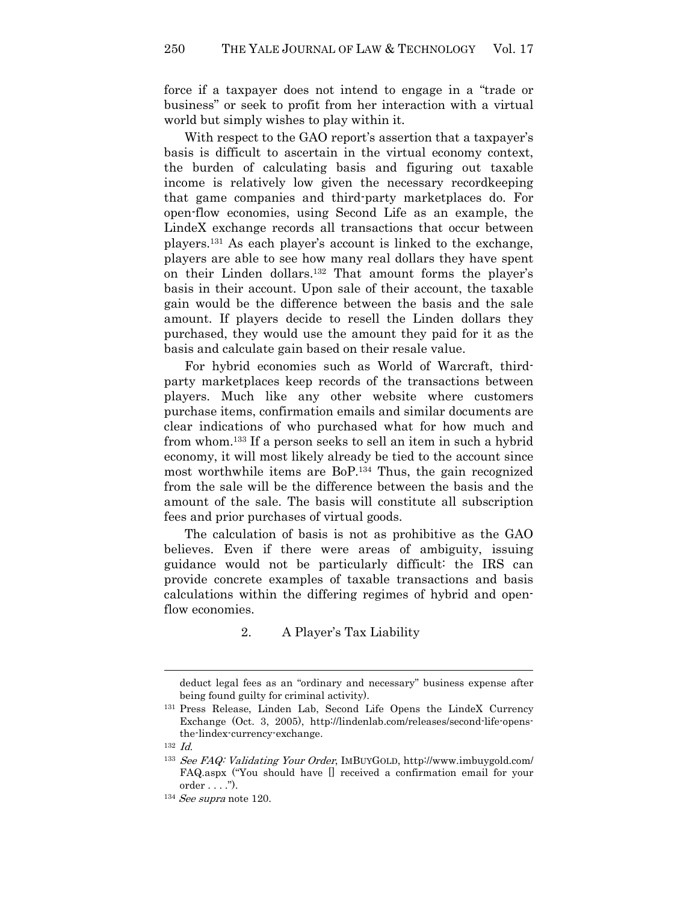force if a taxpayer does not intend to engage in a "trade or business" or seek to profit from her interaction with a virtual world but simply wishes to play within it.

With respect to the GAO report's assertion that a taxpayer's basis is difficult to ascertain in the virtual economy context, the burden of calculating basis and figuring out taxable income is relatively low given the necessary recordkeeping that game companies and third-party marketplaces do. For open-flow economies, using Second Life as an example, the LindeX exchange records all transactions that occur between players.[131] As each player's account is linked to the exchange, players are able to see how many real dollars they have spent on their Linden dollars.[132] That amount forms the player's basis in their account. Upon sale of their account, the taxable gain would be the difference between the basis and the sale amount. If players decide to resell the Linden dollars they purchased, they would use the amount they paid for it as the basis and calculate gain based on their resale value.

For hybrid economies such as World of Warcraft, third-party marketplaces keep records of the transactions between players. Much like any other website where customers purchase items, confirmation emails and similar documents are clear indications of who purchased what for how much and from whom.[133] If a person seeks to sell an item in such a hybrid economy, it will most likely already be tied to the account since most worthwhile items are BoP.[134] Thus, the gain recognized from the sale will be the difference between the basis and the amount of the sale. The basis will constitute all subscription fees and prior purchases of virtual goods.

The calculation of basis is not as prohibitive as the GAO believes. Even if there were areas of ambiguity, issuing guidance would not be particularly difficult: the IRS can provide concrete examples of taxable transactions and basis calculations within the differing regimes of hybrid and open-flow economies.

### 2. A Player's Tax Liability

---

deduct legal fees as an "ordinary and necessary" business expense after being found guilty for criminal activity).

[131] Press Release, Linden Lab, Second Life Opens the LindeX Currency Exchange (Oct. 3, 2005), http://lindenlab.com/releases/second-life-opens-the-lindex-currency-exchange.

[132] *Id.*

[133] *See FAQ: Validating Your Order*, IMBUYGOLD, http://www.imbuygold.com/FAQ.aspx ("You should have [] received a confirmation email for your order . . . .").

[134] *See supra* note 120.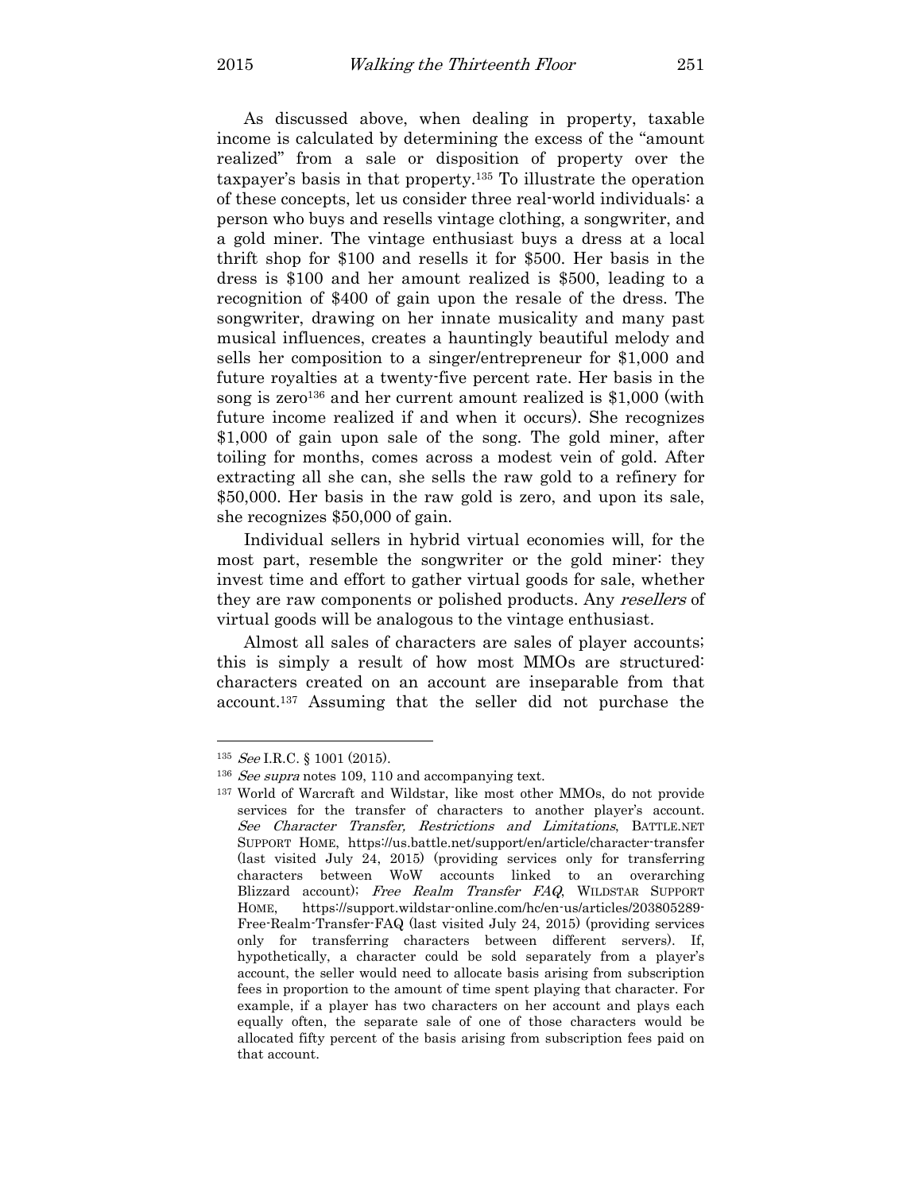As discussed above, when dealing in property, taxable income is calculated by determining the excess of the "amount realized" from a sale or disposition of property over the taxpayer's basis in that property.[135] To illustrate the operation of these concepts, let us consider three real-world individuals: a person who buys and resells vintage clothing, a songwriter, and a gold miner. The vintage enthusiast buys a dress at a local thrift shop for $100 and resells it for $500. Her basis in the dress is $100 and her amount realized is $500, leading to a recognition of $400 of gain upon the resale of the dress. The songwriter, drawing on her innate musicality and many past musical influences, creates a hauntingly beautiful melody and sells her composition to a singer/entrepreneur for $1,000 and future royalties at a twenty-five percent rate. Her basis in the song is zero[136] and her current amount realized is $1,000 (with future income realized if and when it occurs). She recognizes $1,000 of gain upon sale of the song. The gold miner, after toiling for months, comes across a modest vein of gold. After extracting all she can, she sells the raw gold to a refinery for $50,000. Her basis in the raw gold is zero, and upon its sale, she recognizes $50,000 of gain.

Individual sellers in hybrid virtual economies will, for the most part, resemble the songwriter or the gold miner: they invest time and effort to gather virtual goods for sale, whether they are raw components or polished products. Any *resellers* of virtual goods will be analogous to the vintage enthusiast.

Almost all sales of characters are sales of player accounts; this is simply a result of how most MMOs are structured: characters created on an account are inseparable from that account.[137] Assuming that the seller did not purchase the

---

[135] *See* I.R.C. § 1001 (2015).

[136] *See supra* notes 109, 110 and accompanying text.

[137] World of Warcraft and Wildstar, like most other MMOs, do not provide services for the transfer of characters to another player's account. *See Character Transfer, Restrictions and Limitations*, BATTLE.NET SUPPORT HOME, https://us.battle.net/support/en/article/character-transfer (last visited July 24, 2015) (providing services only for transferring characters between WoW accounts linked to an overarching Blizzard account); *Free Realm Transfer FAQ*, WILDSTAR SUPPORT HOME, https://support.wildstar-online.com/hc/en-us/articles/203805289-Free-Realm-Transfer-FAQ (last visited July 24, 2015) (providing services only for transferring characters between different servers). If, hypothetically, a character could be sold separately from a player's account, the seller would need to allocate basis arising from subscription fees in proportion to the amount of time spent playing that character. For example, if a player has two characters on her account and plays each equally often, the separate sale of one of those characters would be allocated fifty percent of the basis arising from subscription fees paid on that account.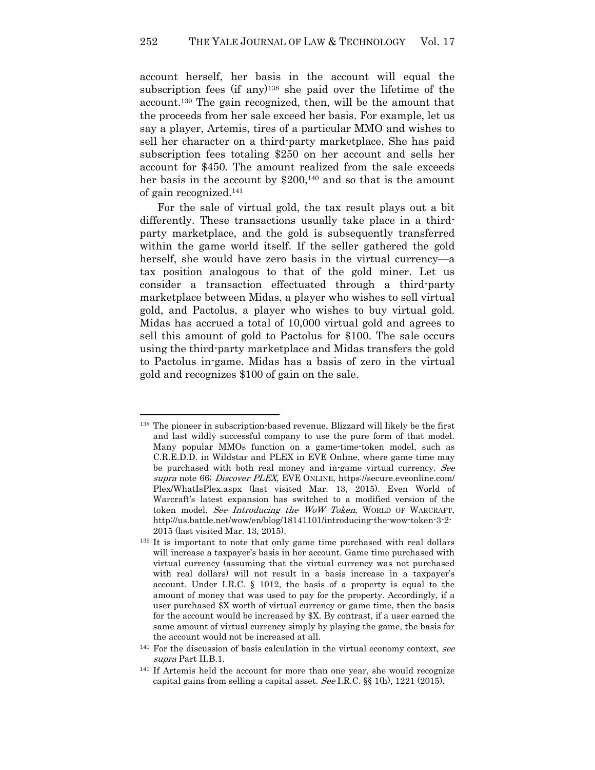account herself, her basis in the account will equal the subscription fees (if any)[138] she paid over the lifetime of the account.[139] The gain recognized, then, will be the amount that the proceeds from her sale exceed her basis. For example, let us say a player, Artemis, tires of a particular MMO and wishes to sell her character on a third-party marketplace. She has paid subscription fees totaling $250 on her account and sells her account for $450. The amount realized from the sale exceeds her basis in the account by $200,[140] and so that is the amount of gain recognized.[141]

For the sale of virtual gold, the tax result plays out a bit differently. These transactions usually take place in a third-party marketplace, and the gold is subsequently transferred within the game world itself. If the seller gathered the gold herself, she would have zero basis in the virtual currency—a tax position analogous to that of the gold miner. Let us consider a transaction effectuated through a third-party marketplace between Midas, a player who wishes to sell virtual gold, and Pactolus, a player who wishes to buy virtual gold. Midas has accrued a total of 10,000 virtual gold and agrees to sell this amount of gold to Pactolus for $100. The sale occurs using the third-party marketplace and Midas transfers the gold to Pactolus in-game. Midas has a basis of zero in the virtual gold and recognizes $100 of gain on the sale.

---

[138] The pioneer in subscription-based revenue, Blizzard will likely be the first and last wildly successful company to use the pure form of that model. Many popular MMOs function on a game-time-token model, such as C.R.E.D.D. in Wildstar and PLEX in EVE Online, where game time may be purchased with both real money and in-game virtual currency. *See supra* note 66; *Discover PLEX*, EVE ONLINE, https://secure.eveonline.com/Plex/WhatIsPlex.aspx (last visited Mar. 13, 2015). Even World of Warcraft's latest expansion has switched to a modified version of the token model. *See Introducing the WoW Token*, WORLD OF WARCRAFT, http://us.battle.net/wow/en/blog/18141101/introducing-the-wow-token-3-2-2015 (last visited Mar. 13, 2015).

[139] It is important to note that only game time purchased with real dollars will increase a taxpayer's basis in her account. Game time purchased with virtual currency (assuming that the virtual currency was not purchased with real dollars) will not result in a basis increase in a taxpayer's account. Under I.R.C. § 1012, the basis of a property is equal to the amount of money that was used to pay for the property. Accordingly, if a user purchased $X worth of virtual currency or game time, then the basis for the account would be increased by $X. By contrast, if a user earned the same amount of virtual currency simply by playing the game, the basis for the account would not be increased at all.

[140] For the discussion of basis calculation in the virtual economy context, *see supra* Part II.B.1.

[141] If Artemis held the account for more than one year, she would recognize capital gains from selling a capital asset. *See* I.R.C. §§ 1(h), 1221 (2015).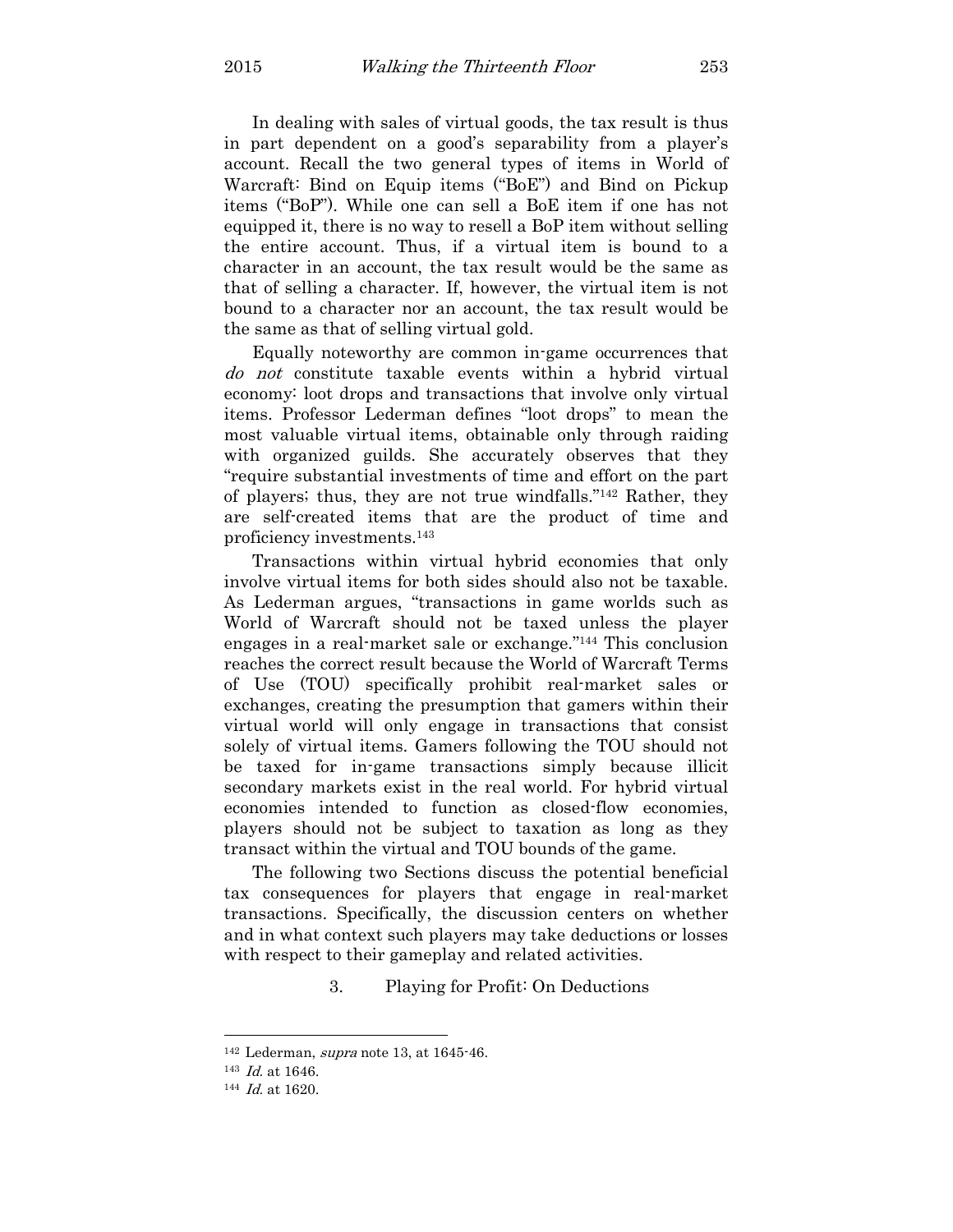In dealing with sales of virtual goods, the tax result is thus in part dependent on a good's separability from a player's account. Recall the two general types of items in World of Warcraft: Bind on Equip items ("BoE") and Bind on Pickup items ("BoP"). While one can sell a BoE item if one has not equipped it, there is no way to resell a BoP item without selling the entire account. Thus, if a virtual item is bound to a character in an account, the tax result would be the same as that of selling a character. If, however, the virtual item is not bound to a character nor an account, the tax result would be the same as that of selling virtual gold.

Equally noteworthy are common in-game occurrences that *do not* constitute taxable events within a hybrid virtual economy: loot drops and transactions that involve only virtual items. Professor Lederman defines "loot drops" to mean the most valuable virtual items, obtainable only through raiding with organized guilds. She accurately observes that they "require substantial investments of time and effort on the part of players; thus, they are not true windfalls."[142] Rather, they are self-created items that are the product of time and proficiency investments.[143]

Transactions within virtual hybrid economies that only involve virtual items for both sides should also not be taxable. As Lederman argues, "transactions in game worlds such as World of Warcraft should not be taxed unless the player engages in a real-market sale or exchange."[144] This conclusion reaches the correct result because the World of Warcraft Terms of Use (TOU) specifically prohibit real-market sales or exchanges, creating the presumption that gamers within their virtual world will only engage in transactions that consist solely of virtual items. Gamers following the TOU should not be taxed for in-game transactions simply because illicit secondary markets exist in the real world. For hybrid virtual economies intended to function as closed-flow economies, players should not be subject to taxation as long as they transact within the virtual and TOU bounds of the game.

The following two Sections discuss the potential beneficial tax consequences for players that engage in real-market transactions. Specifically, the discussion centers on whether and in what context such players may take deductions or losses with respect to their gameplay and related activities.

### 3. Playing for Profit: On Deductions

---

142 Lederman, *supra* note 13, at 1645-46.

143 *Id.* at 1646.

144 *Id.* at 1620.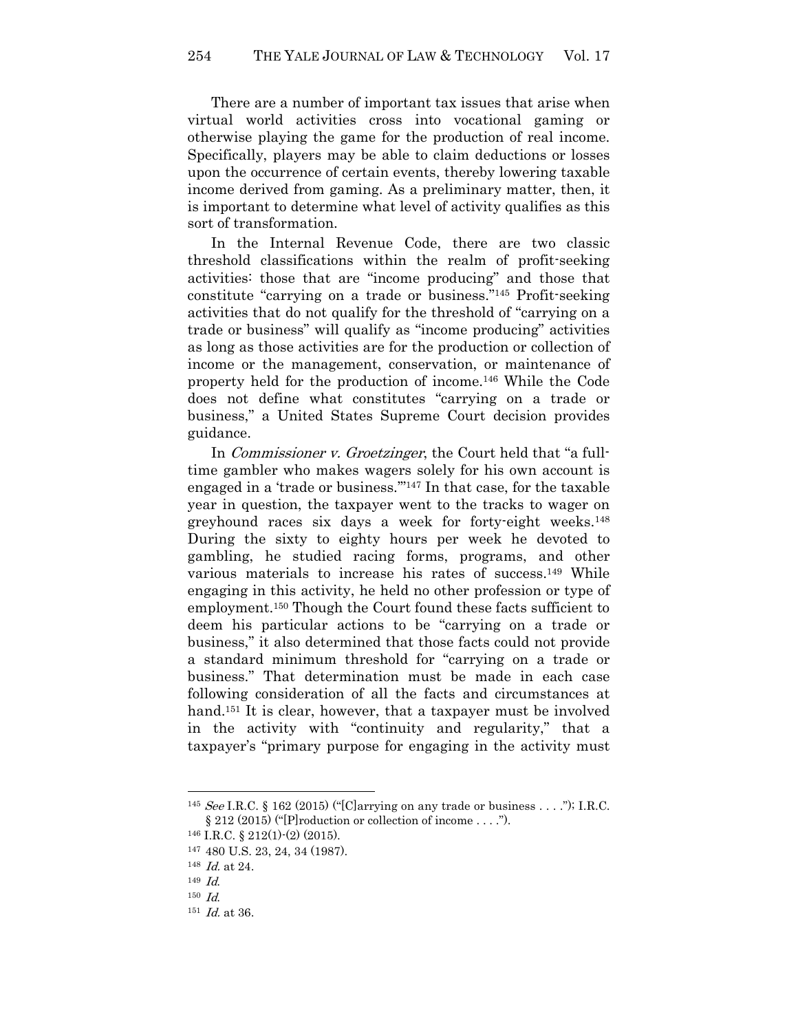There are a number of important tax issues that arise when virtual world activities cross into vocational gaming or otherwise playing the game for the production of real income. Specifically, players may be able to claim deductions or losses upon the occurrence of certain events, thereby lowering taxable income derived from gaming. As a preliminary matter, then, it is important to determine what level of activity qualifies as this sort of transformation.

In the Internal Revenue Code, there are two classic threshold classifications within the realm of profit-seeking activities: those that are "income producing" and those that constitute "carrying on a trade or business."[145] Profit-seeking activities that do not qualify for the threshold of "carrying on a trade or business" will qualify as "income producing" activities as long as those activities are for the production or collection of income or the management, conservation, or maintenance of property held for the production of income.[146] While the Code does not define what constitutes "carrying on a trade or business," a United States Supreme Court decision provides guidance.

In *Commissioner v. Groetzinger*, the Court held that "a full-time gambler who makes wagers solely for his own account is engaged in a 'trade or business.'"[147] In that case, for the taxable year in question, the taxpayer went to the tracks to wager on greyhound races six days a week for forty-eight weeks.[148] During the sixty to eighty hours per week he devoted to gambling, he studied racing forms, programs, and other various materials to increase his rates of success.[149] While engaging in this activity, he held no other profession or type of employment.[150] Though the Court found these facts sufficient to deem his particular actions to be "carrying on a trade or business," it also determined that those facts could not provide a standard minimum threshold for "carrying on a trade or business." That determination must be made in each case following consideration of all the facts and circumstances at hand.[151] It is clear, however, that a taxpayer must be involved in the activity with "continuity and regularity," that a taxpayer's "primary purpose for engaging in the activity must

---

[145] *See* I.R.C. § 162 (2015) ("[C]arrying on any trade or business . . . ."); I.R.C. § 212 (2015) ("[P]roduction or collection of income . . . .").

[146] I.R.C. § 212(1)-(2) (2015).

[147] 480 U.S. 23, 24, 34 (1987).

[148] *Id.* at 24.

[149] *Id.*

[150] *Id.*

[151] *Id.* at 36.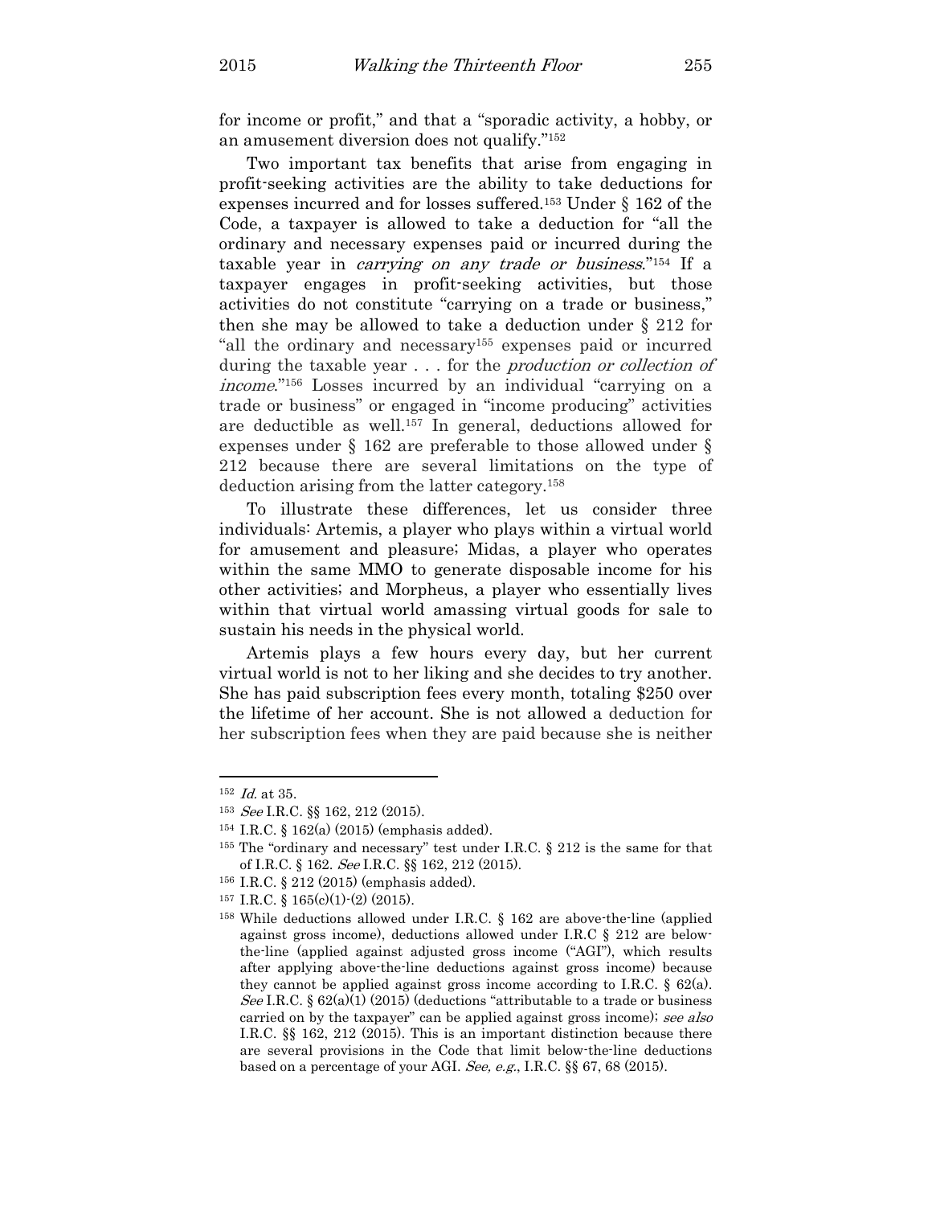for income or profit," and that a "sporadic activity, a hobby, or an amusement diversion does not qualify."[152]

Two important tax benefits that arise from engaging in profit-seeking activities are the ability to take deductions for expenses incurred and for losses suffered.[153] Under § 162 of the Code, a taxpayer is allowed to take a deduction for "all the ordinary and necessary expenses paid or incurred during the taxable year in *carrying on any trade or business*."[154] If a taxpayer engages in profit-seeking activities, but those activities do not constitute "carrying on a trade or business," then she may be allowed to take a deduction under § 212 for "all the ordinary and necessary[155] expenses paid or incurred during the taxable year . . . for the *production or collection of income*."[156] Losses incurred by an individual "carrying on a trade or business" or engaged in "income producing" activities are deductible as well.[157] In general, deductions allowed for expenses under § 162 are preferable to those allowed under § 212 because there are several limitations on the type of deduction arising from the latter category.[158]

To illustrate these differences, let us consider three individuals: Artemis, a player who plays within a virtual world for amusement and pleasure; Midas, a player who operates within the same MMO to generate disposable income for his other activities; and Morpheus, a player who essentially lives within that virtual world amassing virtual goods for sale to sustain his needs in the physical world.

Artemis plays a few hours every day, but her current virtual world is not to her liking and she decides to try another. She has paid subscription fees every month, totaling $250 over the lifetime of her account. She is not allowed a deduction for her subscription fees when they are paid because she is neither

---

[152] *Id.* at 35.

[153] *See* I.R.C. §§ 162, 212 (2015).

[154] I.R.C. § 162(a) (2015) (emphasis added).

[155] The "ordinary and necessary" test under I.R.C. § 212 is the same for that of I.R.C. § 162. *See* I.R.C. §§ 162, 212 (2015).

[156] I.R.C. § 212 (2015) (emphasis added).

[157] I.R.C. § 165(c)(1)-(2) (2015).

[158] While deductions allowed under I.R.C. § 162 are above-the-line (applied against gross income), deductions allowed under I.R.C § 212 are below-the-line (applied against adjusted gross income ("AGI"), which results after applying above-the-line deductions against gross income) because they cannot be applied against gross income according to I.R.C. § 62(a). *See* I.R.C. § 62(a)(1) (2015) (deductions "attributable to a trade or business carried on by the taxpayer" can be applied against gross income); *see also* I.R.C. §§ 162, 212 (2015). This is an important distinction because there are several provisions in the Code that limit below-the-line deductions based on a percentage of your AGI. *See, e.g.*, I.R.C. §§ 67, 68 (2015).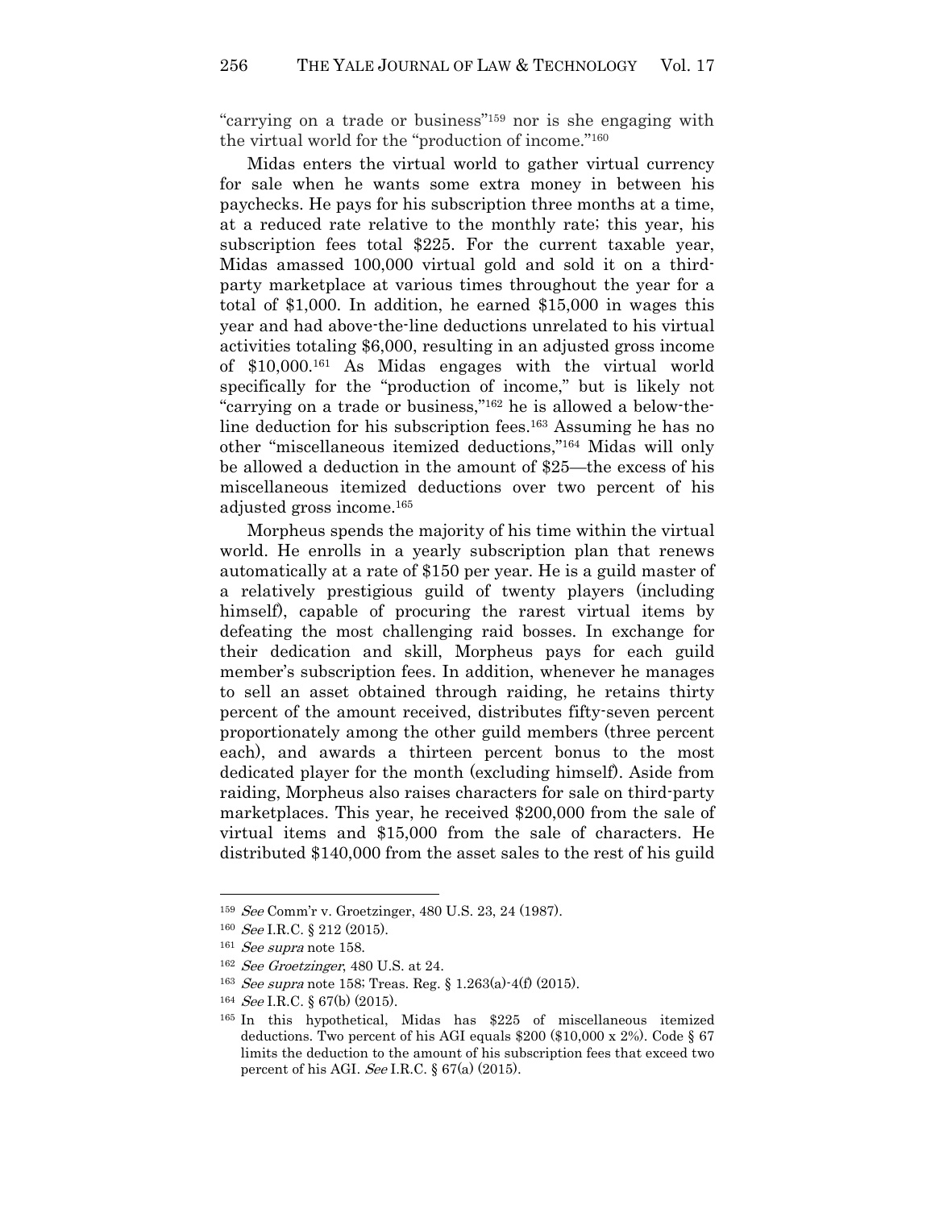"carrying on a trade or business"[159] nor is she engaging with the virtual world for the "production of income."[160]

Midas enters the virtual world to gather virtual currency for sale when he wants some extra money in between his paychecks. He pays for his subscription three months at a time, at a reduced rate relative to the monthly rate; this year, his subscription fees total $225. For the current taxable year, Midas amassed 100,000 virtual gold and sold it on a third-party marketplace at various times throughout the year for a total of $1,000. In addition, he earned $15,000 in wages this year and had above-the-line deductions unrelated to his virtual activities totaling $6,000, resulting in an adjusted gross income of $10,000.[161] As Midas engages with the virtual world specifically for the "production of income," but is likely not "carrying on a trade or business,"[162] he is allowed a below-the-line deduction for his subscription fees.[163] Assuming he has no other "miscellaneous itemized deductions,"[164] Midas will only be allowed a deduction in the amount of $25—the excess of his miscellaneous itemized deductions over two percent of his adjusted gross income.[165]

Morpheus spends the majority of his time within the virtual world. He enrolls in a yearly subscription plan that renews automatically at a rate of $150 per year. He is a guild master of a relatively prestigious guild of twenty players (including himself), capable of procuring the rarest virtual items by defeating the most challenging raid bosses. In exchange for their dedication and skill, Morpheus pays for each guild member's subscription fees. In addition, whenever he manages to sell an asset obtained through raiding, he retains thirty percent of the amount received, distributes fifty-seven percent proportionately among the other guild members (three percent each), and awards a thirteen percent bonus to the most dedicated player for the month (excluding himself). Aside from raiding, Morpheus also raises characters for sale on third-party marketplaces. This year, he received $200,000 from the sale of virtual items and $15,000 from the sale of characters. He distributed $140,000 from the asset sales to the rest of his guild

---

[159] *See* Comm'r v. Groetzinger, 480 U.S. 23, 24 (1987).

[160] *See* I.R.C. § 212 (2015).

[161] *See supra* note 158.

[162] *See Groetzinger*, 480 U.S. at 24.

[163] *See supra* note 158; Treas. Reg. § 1.263(a)-4(f) (2015).

[164] *See* I.R.C. § 67(b) (2015).

[165] In this hypothetical, Midas has $225 of miscellaneous itemized deductions. Two percent of his AGI equals $200 ($10,000 x 2%). Code § 67 limits the deduction to the amount of his subscription fees that exceed two percent of his AGI. *See* I.R.C. § 67(a) (2015).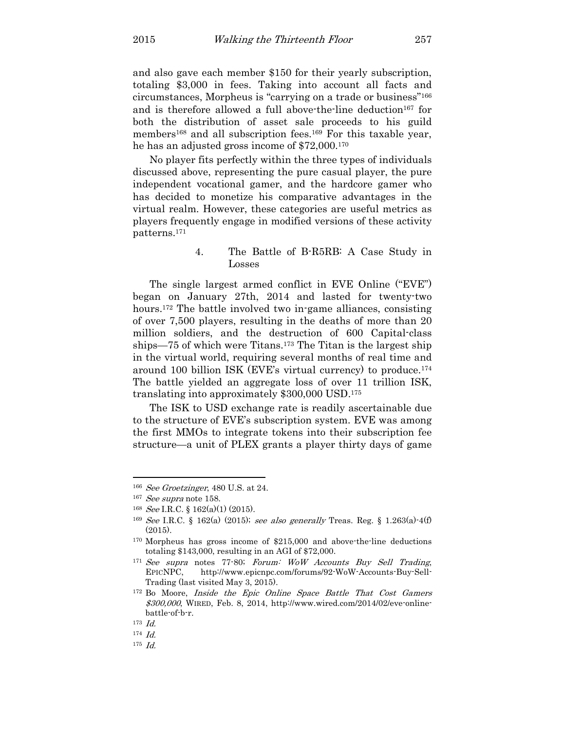and also gave each member $150 for their yearly subscription, totaling $3,000 in fees. Taking into account all facts and circumstances, Morpheus is "carrying on a trade or business"[166] and is therefore allowed a full above-the-line deduction[167] for both the distribution of asset sale proceeds to his guild members[168] and all subscription fees.[169] For this taxable year, he has an adjusted gross income of $72,000.[170]

No player fits perfectly within the three types of individuals discussed above, representing the pure casual player, the pure independent vocational gamer, and the hardcore gamer who has decided to monetize his comparative advantages in the virtual realm. However, these categories are useful metrics as players frequently engage in modified versions of these activity patterns.[171]

#### 4. The Battle of B-R5RB: A Case Study in Losses

The single largest armed conflict in EVE Online ("EVE") began on January 27th, 2014 and lasted for twenty-two hours.[172] The battle involved two in-game alliances, consisting of over 7,500 players, resulting in the deaths of more than 20 million soldiers, and the destruction of 600 Capital-class ships—75 of which were Titans.[173] The Titan is the largest ship in the virtual world, requiring several months of real time and around 100 billion ISK (EVE's virtual currency) to produce.[174] The battle yielded an aggregate loss of over 11 trillion ISK, translating into approximately $300,000 USD.[175]

The ISK to USD exchange rate is readily ascertainable due to the structure of EVE's subscription system. EVE was among the first MMOs to integrate tokens into their subscription fee structure—a unit of PLEX grants a player thirty days of game

---

[166] *See Groetzinger*, 480 U.S. at 24.

[167] *See supra* note 158.

[168] *See* I.R.C. § 162(a)(1) (2015).

[169] *See* I.R.C. § 162(a) (2015); *see also generally* Treas. Reg. § 1.263(a)-4(f) (2015).

[170] Morpheus has gross income of $215,000 and above-the-line deductions totaling $143,000, resulting in an AGI of $72,000.

[171] *See supra* notes 77-80; *Forum: WoW Accounts Buy Sell Trading*, EPICNPC, http://www.epicnpc.com/forums/92-WoW-Accounts-Buy-Sell-Trading (last visited May 3, 2015).

[172] Bo Moore, *Inside the Epic Online Space Battle That Cost Gamers $300,000*, WIRED, Feb. 8, 2014, http://www.wired.com/2014/02/eve-online-battle-of-b-r.

[173] *Id.*

[174] *Id.*

[175] *Id.*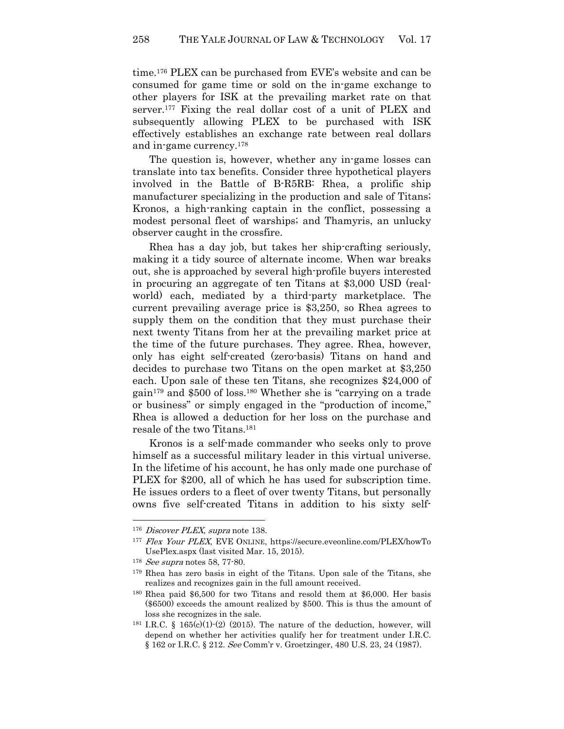time.[176] PLEX can be purchased from EVE's website and can be consumed for game time or sold on the in-game exchange to other players for ISK at the prevailing market rate on that server.[177] Fixing the real dollar cost of a unit of PLEX and subsequently allowing PLEX to be purchased with ISK effectively establishes an exchange rate between real dollars and in-game currency.[178]

The question is, however, whether any in-game losses can translate into tax benefits. Consider three hypothetical players involved in the Battle of B-R5RB: Rhea, a prolific ship manufacturer specializing in the production and sale of Titans; Kronos, a high-ranking captain in the conflict, possessing a modest personal fleet of warships; and Thamyris, an unlucky observer caught in the crossfire.

Rhea has a day job, but takes her ship-crafting seriously, making it a tidy source of alternate income. When war breaks out, she is approached by several high-profile buyers interested in procuring an aggregate of ten Titans at $3,000 USD (real-world) each, mediated by a third-party marketplace. The current prevailing average price is $3,250, so Rhea agrees to supply them on the condition that they must purchase their next twenty Titans from her at the prevailing market price at the time of the future purchases. They agree. Rhea, however, only has eight self-created (zero-basis) Titans on hand and decides to purchase two Titans on the open market at $3,250 each. Upon sale of these ten Titans, she recognizes $24,000 of gain[179] and $500 of loss.[180] Whether she is "carrying on a trade or business" or simply engaged in the "production of income," Rhea is allowed a deduction for her loss on the purchase and resale of the two Titans.[181]

Kronos is a self-made commander who seeks only to prove himself as a successful military leader in this virtual universe. In the lifetime of his account, he has only made one purchase of PLEX for $200, all of which he has used for subscription time. He issues orders to a fleet of over twenty Titans, but personally owns five self-created Titans in addition to his sixty self-

---

[176] *Discover PLEX*, *supra* note 138.

[177] *Flex Your PLEX*, EVE ONLINE, https://secure.eveonline.com/PLEX/howToUsePlex.aspx (last visited Mar. 15, 2015).

[178] *See supra* notes 58, 77-80.

[179] Rhea has zero basis in eight of the Titans. Upon sale of the Titans, she realizes and recognizes gain in the full amount received.

[180] Rhea paid $6,500 for two Titans and resold them at $6,000. Her basis ($6500) exceeds the amount realized by $500. This is thus the amount of loss she recognizes in the sale.

[181] I.R.C. § 165(c)(1)-(2) (2015). The nature of the deduction, however, will depend on whether her activities qualify her for treatment under I.R.C. § 162 or I.R.C. § 212. *See* Comm'r v. Groetzinger, 480 U.S. 23, 24 (1987).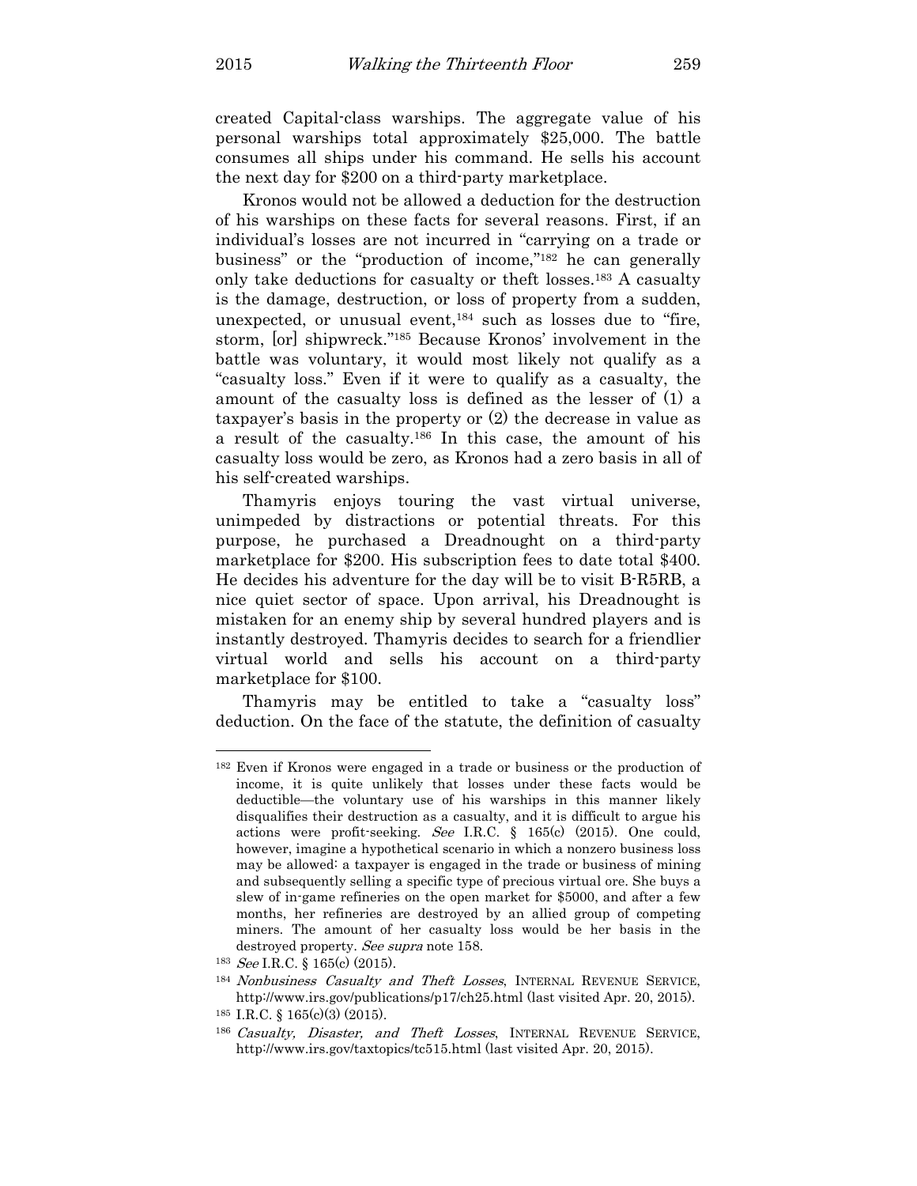created Capital-class warships. The aggregate value of his personal warships total approximately $25,000. The battle consumes all ships under his command. He sells his account the next day for $200 on a third-party marketplace.

Kronos would not be allowed a deduction for the destruction of his warships on these facts for several reasons. First, if an individual's losses are not incurred in "carrying on a trade or business" or the "production of income,"[182] he can generally only take deductions for casualty or theft losses.[183] A casualty is the damage, destruction, or loss of property from a sudden, unexpected, or unusual event,[184] such as losses due to "fire, storm, [or] shipwreck."[185] Because Kronos' involvement in the battle was voluntary, it would most likely not qualify as a "casualty loss." Even if it were to qualify as a casualty, the amount of the casualty loss is defined as the lesser of (1) a taxpayer's basis in the property or (2) the decrease in value as a result of the casualty.[186] In this case, the amount of his casualty loss would be zero, as Kronos had a zero basis in all of his self-created warships.

Thamyris enjoys touring the vast virtual universe, unimpeded by distractions or potential threats. For this purpose, he purchased a Dreadnought on a third-party marketplace for $200. His subscription fees to date total $400. He decides his adventure for the day will be to visit B-R5RB, a nice quiet sector of space. Upon arrival, his Dreadnought is mistaken for an enemy ship by several hundred players and is instantly destroyed. Thamyris decides to search for a friendlier virtual world and sells his account on a third-party marketplace for $100.

Thamyris may be entitled to take a "casualty loss" deduction. On the face of the statute, the definition of casualty

---

[182] Even if Kronos were engaged in a trade or business or the production of income, it is quite unlikely that losses under these facts would be deductible—the voluntary use of his warships in this manner likely disqualifies their destruction as a casualty, and it is difficult to argue his actions were profit-seeking. *See* I.R.C. § 165(c) (2015). One could, however, imagine a hypothetical scenario in which a nonzero business loss may be allowed: a taxpayer is engaged in the trade or business of mining and subsequently selling a specific type of precious virtual ore. She buys a slew of in-game refineries on the open market for $5000, and after a few months, her refineries are destroyed by an allied group of competing miners. The amount of her casualty loss would be her basis in the destroyed property. *See supra* note 158.

[183] *See* I.R.C. § 165(c) (2015).

[184] *Nonbusiness Casualty and Theft Losses*, INTERNAL REVENUE SERVICE, http://www.irs.gov/publications/p17/ch25.html (last visited Apr. 20, 2015).

[185] I.R.C. § 165(c)(3) (2015).

[186] *Casualty, Disaster, and Theft Losses*, INTERNAL REVENUE SERVICE, http://www.irs.gov/taxtopics/tc515.html (last visited Apr. 20, 2015).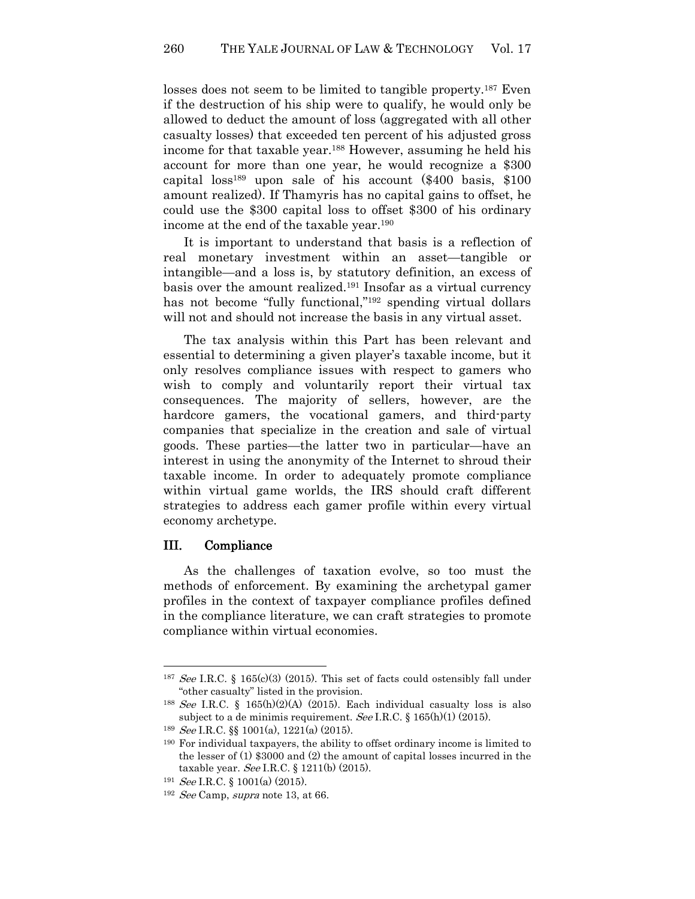losses does not seem to be limited to tangible property.[187] Even if the destruction of his ship were to qualify, he would only be allowed to deduct the amount of loss (aggregated with all other casualty losses) that exceeded ten percent of his adjusted gross income for that taxable year.[188] However, assuming he held his account for more than one year, he would recognize a $300 capital loss[189] upon sale of his account ($400 basis, $100 amount realized). If Thamyris has no capital gains to offset, he could use the $300 capital loss to offset $300 of his ordinary income at the end of the taxable year.[190]

It is important to understand that basis is a reflection of real monetary investment within an asset—tangible or intangible—and a loss is, by statutory definition, an excess of basis over the amount realized.[191] Insofar as a virtual currency has not become "fully functional,"[192] spending virtual dollars will not and should not increase the basis in any virtual asset.

The tax analysis within this Part has been relevant and essential to determining a given player's taxable income, but it only resolves compliance issues with respect to gamers who wish to comply and voluntarily report their virtual tax consequences. The majority of sellers, however, are the hardcore gamers, the vocational gamers, and third-party companies that specialize in the creation and sale of virtual goods. These parties—the latter two in particular—have an interest in using the anonymity of the Internet to shroud their taxable income. In order to adequately promote compliance within virtual game worlds, the IRS should craft different strategies to address each gamer profile within every virtual economy archetype.

## III. Compliance

As the challenges of taxation evolve, so too must the methods of enforcement. By examining the archetypal gamer profiles in the context of taxpayer compliance profiles defined in the compliance literature, we can craft strategies to promote compliance within virtual economies.

---

[187] *See* I.R.C. § 165(c)(3) (2015). This set of facts could ostensibly fall under "other casualty" listed in the provision.

[188] *See* I.R.C. § 165(h)(2)(A) (2015). Each individual casualty loss is also subject to a de minimis requirement. *See* I.R.C. § 165(h)(1) (2015).

[189] *See* I.R.C. §§ 1001(a), 1221(a) (2015).

[190] For individual taxpayers, the ability to offset ordinary income is limited to the lesser of (1) $3000 and (2) the amount of capital losses incurred in the taxable year. *See* I.R.C. § 1211(b) (2015).

[191] *See* I.R.C. § 1001(a) (2015).

[192] *See* Camp, *supra* note 13, at 66.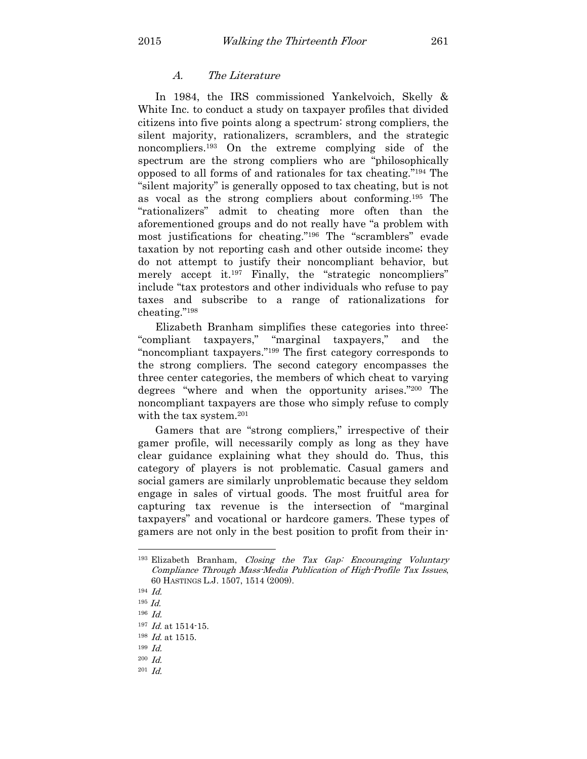### *A. The Literature*

In 1984, the IRS commissioned Yankelvoich, Skelly & White Inc. to conduct a study on taxpayer profiles that divided citizens into five points along a spectrum: strong compliers, the silent majority, rationalizers, scramblers, and the strategic noncompliers.[193] On the extreme complying side of the spectrum are the strong compliers who are "philosophically opposed to all forms of and rationales for tax cheating."[194] The "silent majority" is generally opposed to tax cheating, but is not as vocal as the strong compliers about conforming.[195] The "rationalizers" admit to cheating more often than the aforementioned groups and do not really have "a problem with most justifications for cheating."[196] The "scramblers" evade taxation by not reporting cash and other outside income; they do not attempt to justify their noncompliant behavior, but merely accept it.[197] Finally, the "strategic noncompliers" include "tax protestors and other individuals who refuse to pay taxes and subscribe to a range of rationalizations for cheating."[198]

Elizabeth Branham simplifies these categories into three: "compliant taxpayers," "marginal taxpayers," and the "noncompliant taxpayers."[199] The first category corresponds to the strong compliers. The second category encompasses the three center categories, the members of which cheat to varying degrees "where and when the opportunity arises."[200] The noncompliant taxpayers are those who simply refuse to comply with the tax system.[201]

Gamers that are "strong compliers," irrespective of their gamer profile, will necessarily comply as long as they have clear guidance explaining what they should do. Thus, this category of players is not problematic. Casual gamers and social gamers are similarly unproblematic because they seldom engage in sales of virtual goods. The most fruitful area for capturing tax revenue is the intersection of "marginal taxpayers" and vocational or hardcore gamers. These types of gamers are not only in the best position to profit from their in-

---

[193] Elizabeth Branham, *Closing the Tax Gap: Encouraging Voluntary Compliance Through Mass-Media Publication of High-Profile Tax Issues*, 60 HASTINGS L.J. 1507, 1514 (2009).

[194] *Id.*

[195] *Id.*

[196] *Id.*

[197] *Id.* at 1514-15.

[198] *Id.* at 1515.

[199] *Id.*

[200] *Id.*

[201] *Id.*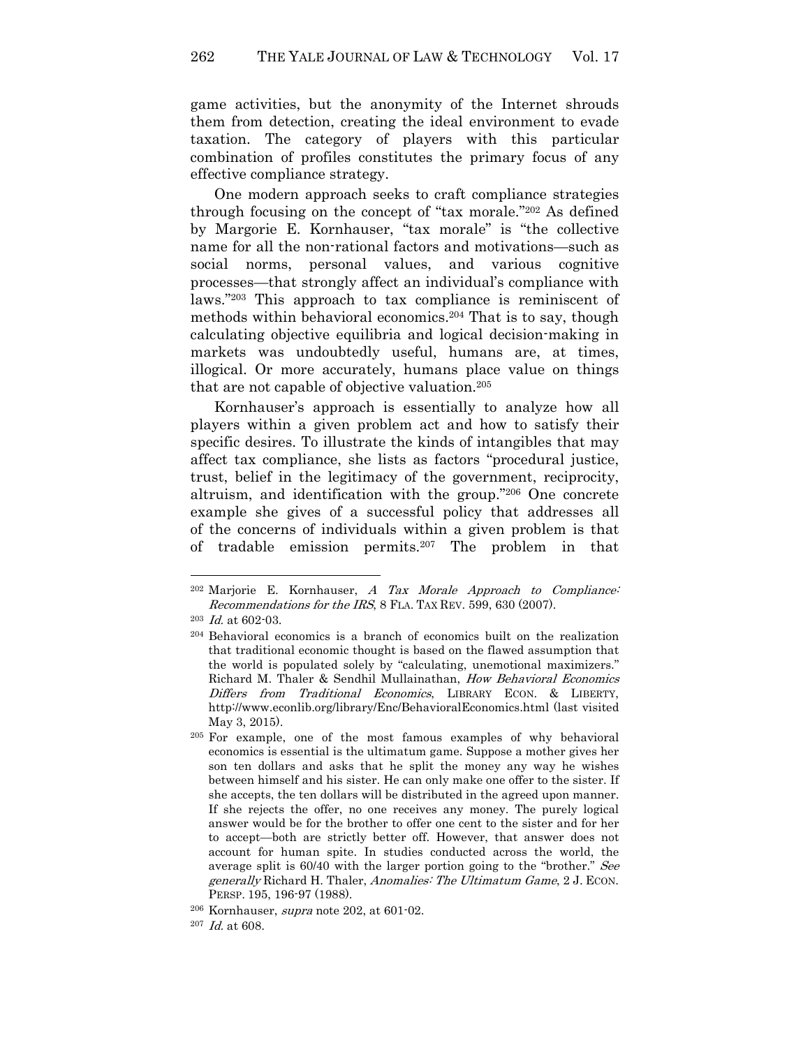game activities, but the anonymity of the Internet shrouds them from detection, creating the ideal environment to evade taxation. The category of players with this particular combination of profiles constitutes the primary focus of any effective compliance strategy.

One modern approach seeks to craft compliance strategies through focusing on the concept of "tax morale."[202] As defined by Margorie E. Kornhauser, "tax morale" is "the collective name for all the non-rational factors and motivations—such as social norms, personal values, and various cognitive processes—that strongly affect an individual's compliance with laws."[203] This approach to tax compliance is reminiscent of methods within behavioral economics.[204] That is to say, though calculating objective equilibria and logical decision-making in markets was undoubtedly useful, humans are, at times, illogical. Or more accurately, humans place value on things that are not capable of objective valuation.[205]

Kornhauser's approach is essentially to analyze how all players within a given problem act and how to satisfy their specific desires. To illustrate the kinds of intangibles that may affect tax compliance, she lists as factors "procedural justice, trust, belief in the legitimacy of the government, reciprocity, altruism, and identification with the group."[206] One concrete example she gives of a successful policy that addresses all of the concerns of individuals within a given problem is that of tradable emission permits.[207] The problem in that

---

[202] Marjorie E. Kornhauser, *A Tax Morale Approach to Compliance: Recommendations for the IRS*, 8 FLA. TAX REV. 599, 630 (2007).

[203] *Id.* at 602-03.

[204] Behavioral economics is a branch of economics built on the realization that traditional economic thought is based on the flawed assumption that the world is populated solely by "calculating, unemotional maximizers." Richard M. Thaler & Sendhil Mullainathan, *How Behavioral Economics Differs from Traditional Economics*, LIBRARY ECON. & LIBERTY, http://www.econlib.org/library/Enc/BehavioralEconomics.html (last visited May 3, 2015).

[205] For example, one of the most famous examples of why behavioral economics is essential is the ultimatum game. Suppose a mother gives her son ten dollars and asks that he split the money any way he wishes between himself and his sister. He can only make one offer to the sister. If she accepts, the ten dollars will be distributed in the agreed upon manner. If she rejects the offer, no one receives any money. The purely logical answer would be for the brother to offer one cent to the sister and for her to accept—both are strictly better off. However, that answer does not account for human spite. In studies conducted across the world, the average split is 60/40 with the larger portion going to the "brother." *See generally* Richard H. Thaler, *Anomalies: The Ultimatum Game*, 2 J. ECON. PERSP. 195, 196-97 (1988).

[206] Kornhauser, *supra* note 202, at 601-02.

[207] *Id.* at 608.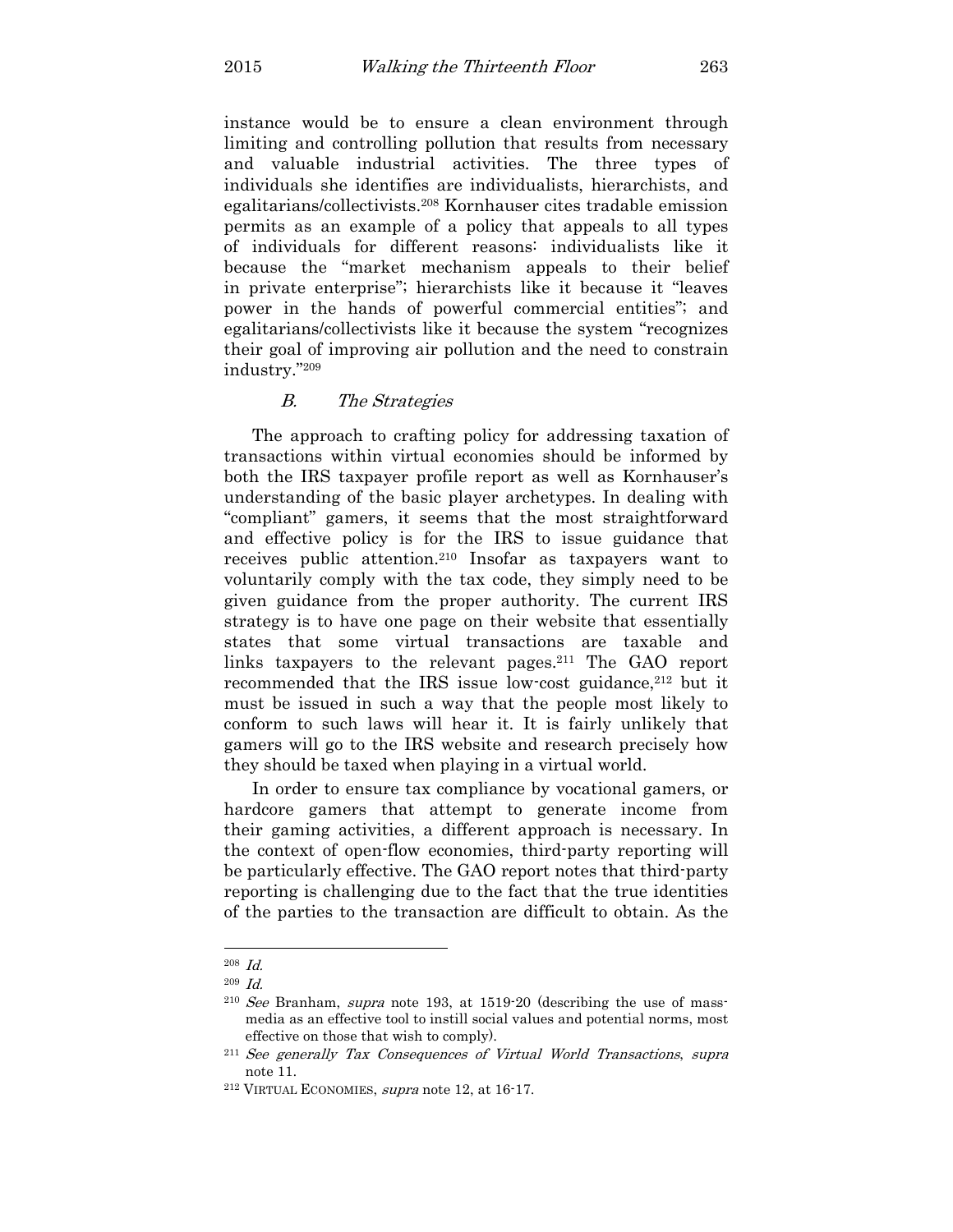instance would be to ensure a clean environment through limiting and controlling pollution that results from necessary and valuable industrial activities. The three types of individuals she identifies are individualists, hierarchists, and egalitarians/collectivists.[208] Kornhauser cites tradable emission permits as an example of a policy that appeals to all types of individuals for different reasons: individualists like it because the "market mechanism appeals to their belief in private enterprise"; hierarchists like it because it "leaves power in the hands of powerful commercial entities"; and egalitarians/collectivists like it because the system "recognizes their goal of improving air pollution and the need to constrain industry."[209]

### *B. The Strategies*

The approach to crafting policy for addressing taxation of transactions within virtual economies should be informed by both the IRS taxpayer profile report as well as Kornhauser's understanding of the basic player archetypes. In dealing with "compliant" gamers, it seems that the most straightforward and effective policy is for the IRS to issue guidance that receives public attention.[210] Insofar as taxpayers want to voluntarily comply with the tax code, they simply need to be given guidance from the proper authority. The current IRS strategy is to have one page on their website that essentially states that some virtual transactions are taxable and links taxpayers to the relevant pages.[211] The GAO report recommended that the IRS issue low-cost guidance,[212] but it must be issued in such a way that the people most likely to conform to such laws will hear it. It is fairly unlikely that gamers will go to the IRS website and research precisely how they should be taxed when playing in a virtual world.

In order to ensure tax compliance by vocational gamers, or hardcore gamers that attempt to generate income from their gaming activities, a different approach is necessary. In the context of open-flow economies, third-party reporting will be particularly effective. The GAO report notes that third-party reporting is challenging due to the fact that the true identities of the parties to the transaction are difficult to obtain. As the

---

[208] *Id.*

[209] *Id.*

[210] *See* Branham, *supra* note 193, at 1519-20 (describing the use of mass-media as an effective tool to instill social values and potential norms, most effective on those that wish to comply).

[211] *See generally Tax Consequences of Virtual World Transactions*, *supra* note 11.

[212] VIRTUAL ECONOMIES, *supra* note 12, at 16-17.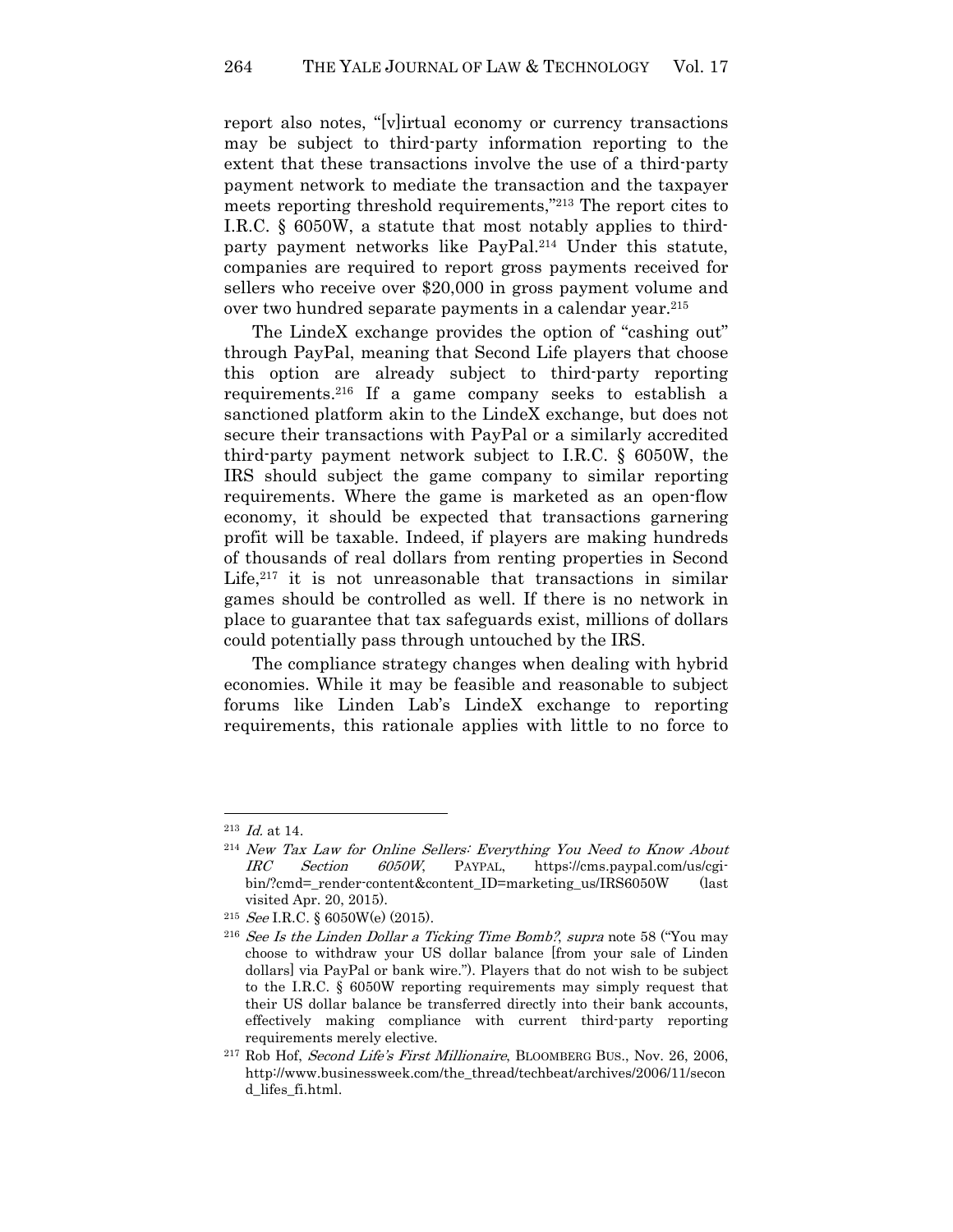report also notes, "[v]irtual economy or currency transactions may be subject to third-party information reporting to the extent that these transactions involve the use of a third-party payment network to mediate the transaction and the taxpayer meets reporting threshold requirements,"[213] The report cites to I.R.C. § 6050W, a statute that most notably applies to third-party payment networks like PayPal.[214] Under this statute, companies are required to report gross payments received for sellers who receive over $20,000 in gross payment volume and over two hundred separate payments in a calendar year.[215]

The LindeX exchange provides the option of "cashing out" through PayPal, meaning that Second Life players that choose this option are already subject to third-party reporting requirements.[216] If a game company seeks to establish a sanctioned platform akin to the LindeX exchange, but does not secure their transactions with PayPal or a similarly accredited third-party payment network subject to I.R.C. § 6050W, the IRS should subject the game company to similar reporting requirements. Where the game is marketed as an open-flow economy, it should be expected that transactions garnering profit will be taxable. Indeed, if players are making hundreds of thousands of real dollars from renting properties in Second Life,[217] it is not unreasonable that transactions in similar games should be controlled as well. If there is no network in place to guarantee that tax safeguards exist, millions of dollars could potentially pass through untouched by the IRS.

The compliance strategy changes when dealing with hybrid economies. While it may be feasible and reasonable to subject forums like Linden Lab's LindeX exchange to reporting requirements, this rationale applies with little to no force to

---

[213] *Id.* at 14.

[214] *New Tax Law for Online Sellers: Everything You Need to Know About IRC Section 6050W*, PAYPAL, https://cms.paypal.com/us/cgi-bin/?cmd=_render-content&content_ID=marketing_us/IRS6050W (last visited Apr. 20, 2015).

[215] *See* I.R.C. § 6050W(e) (2015).

[216] *See Is the Linden Dollar a Ticking Time Bomb?*, *supra* note 58 ("You may choose to withdraw your US dollar balance [from your sale of Linden dollars] via PayPal or bank wire."). Players that do not wish to be subject to the I.R.C. § 6050W reporting requirements may simply request that their US dollar balance be transferred directly into their bank accounts, effectively making compliance with current third-party reporting requirements merely elective.

[217] Rob Hof, *Second Life's First Millionaire*, BLOOMBERG BUS., Nov. 26, 2006, http://www.businessweek.com/the_thread/techbeat/archives/2006/11/second_lifes_fi.html.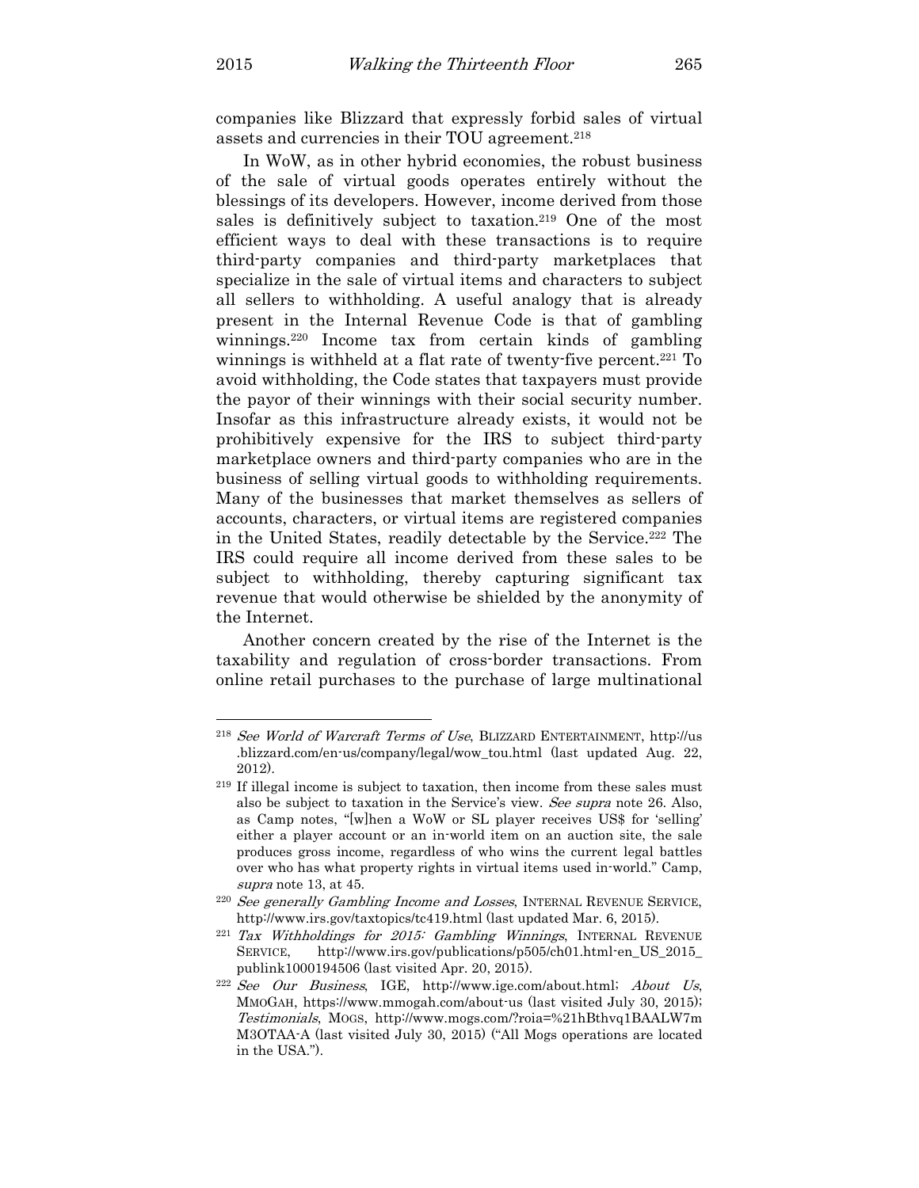companies like Blizzard that expressly forbid sales of virtual assets and currencies in their TOU agreement.[218]

In WoW, as in other hybrid economies, the robust business of the sale of virtual goods operates entirely without the blessings of its developers. However, income derived from those sales is definitively subject to taxation.[219] One of the most efficient ways to deal with these transactions is to require third-party companies and third-party marketplaces that specialize in the sale of virtual items and characters to subject all sellers to withholding. A useful analogy that is already present in the Internal Revenue Code is that of gambling winnings.[220] Income tax from certain kinds of gambling winnings is withheld at a flat rate of twenty-five percent.[221] To avoid withholding, the Code states that taxpayers must provide the payor of their winnings with their social security number. Insofar as this infrastructure already exists, it would not be prohibitively expensive for the IRS to subject third-party marketplace owners and third-party companies who are in the business of selling virtual goods to withholding requirements. Many of the businesses that market themselves as sellers of accounts, characters, or virtual items are registered companies in the United States, readily detectable by the Service.[222] The IRS could require all income derived from these sales to be subject to withholding, thereby capturing significant tax revenue that would otherwise be shielded by the anonymity of the Internet.

Another concern created by the rise of the Internet is the taxability and regulation of cross-border transactions. From online retail purchases to the purchase of large multinational

---

[218] *See World of Warcraft Terms of Use*, BLIZZARD ENTERTAINMENT, http://us.blizzard.com/en-us/company/legal/wow_tou.html (last updated Aug. 22, 2012).

[219] If illegal income is subject to taxation, then income from these sales must also be subject to taxation in the Service's view. *See supra* note 26. Also, as Camp notes, "[w]hen a WoW or SL player receives US$ for 'selling' either a player account or an in-world item on an auction site, the sale produces gross income, regardless of who wins the current legal battles over who has what property rights in virtual items used in-world." Camp, *supra* note 13, at 45.

[220] *See generally Gambling Income and Losses*, INTERNAL REVENUE SERVICE, http://www.irs.gov/taxtopics/tc419.html (last updated Mar. 6, 2015).

[221] *Tax Withholdings for 2015: Gambling Winnings*, INTERNAL REVENUE SERVICE, http://www.irs.gov/publications/p505/ch01.html-en_US_2015_publink1000194506 (last visited Apr. 20, 2015).

[222] *See Our Business*, IGE, http://www.ige.com/about.html; *About Us*, MMOGAH, https://www.mmogah.com/about-us (last visited July 30, 2015); *Testimonials*, MOGS, http://www.mogs.com/?roia=%21hBthvq1BAALW7mM3OTAA-A (last visited July 30, 2015) ("All Mogs operations are located in the USA.").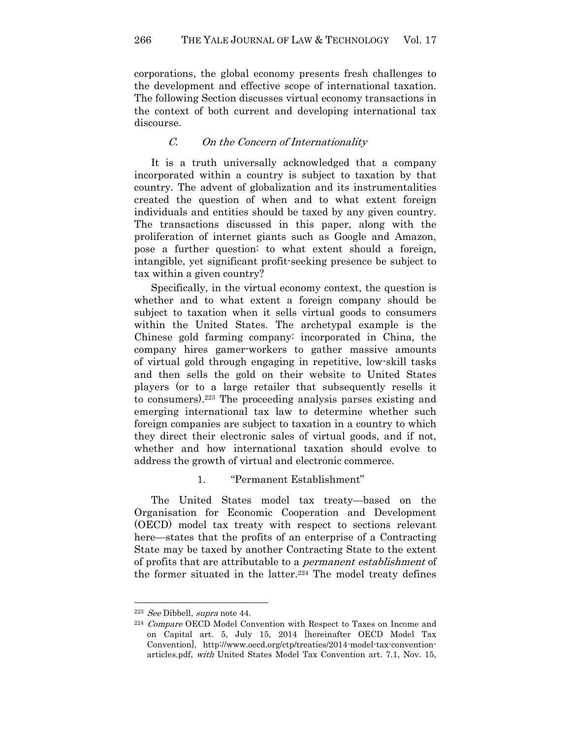corporations, the global economy presents fresh challenges to the development and effective scope of international taxation. The following Section discusses virtual economy transactions in the context of both current and developing international tax discourse.

### *C. On the Concern of Internationality*

It is a truth universally acknowledged that a company incorporated within a country is subject to taxation by that country. The advent of globalization and its instrumentalities created the question of when and to what extent foreign individuals and entities should be taxed by any given country. The transactions discussed in this paper, along with the proliferation of internet giants such as Google and Amazon, pose a further question: to what extent should a foreign, intangible, yet significant profit-seeking presence be subject to tax within a given country?

Specifically, in the virtual economy context, the question is whether and to what extent a foreign company should be subject to taxation when it sells virtual goods to consumers within the United States. The archetypal example is the Chinese gold farming company: incorporated in China, the company hires gamer-workers to gather massive amounts of virtual gold through engaging in repetitive, low-skill tasks and then sells the gold on their website to United States players (or to a large retailer that subsequently resells it to consumers).[223] The proceeding analysis parses existing and emerging international tax law to determine whether such foreign companies are subject to taxation in a country to which they direct their electronic sales of virtual goods, and if not, whether and how international taxation should evolve to address the growth of virtual and electronic commerce.

#### 1. "Permanent Establishment"

The United States model tax treaty—based on the Organisation for Economic Cooperation and Development (OECD) model tax treaty with respect to sections relevant here—states that the profits of an enterprise of a Contracting State may be taxed by another Contracting State to the extent of profits that are attributable to a *permanent establishment* of the former situated in the latter.[224] The model treaty defines

---

[223] *See* Dibbell, *supra* note 44.

[224] *Compare* OECD Model Convention with Respect to Taxes on Income and on Capital art. 5, July 15, 2014 [hereinafter OECD Model Tax Convention], http://www.oecd.org/ctp/treaties/2014-model-tax-convention-articles.pdf, *with* United States Model Tax Convention art. 7.1, Nov. 15,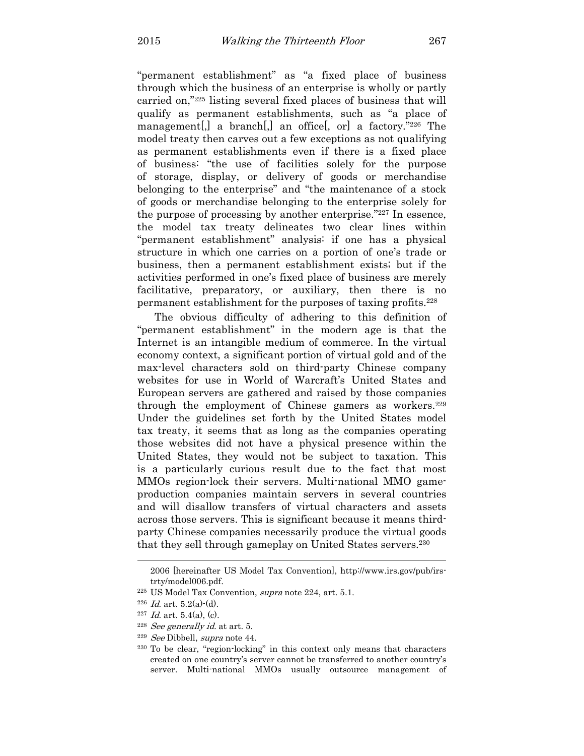"permanent establishment" as "a fixed place of business through which the business of an enterprise is wholly or partly carried on,"[225] listing several fixed places of business that will qualify as permanent establishments, such as "a place of management[,] a branch[,] an office[, or] a factory."[226] The model treaty then carves out a few exceptions as not qualifying as permanent establishments even if there is a fixed place of business: "the use of facilities solely for the purpose of storage, display, or delivery of goods or merchandise belonging to the enterprise" and "the maintenance of a stock of goods or merchandise belonging to the enterprise solely for the purpose of processing by another enterprise."[227] In essence, the model tax treaty delineates two clear lines within "permanent establishment" analysis: if one has a physical structure in which one carries on a portion of one's trade or business, then a permanent establishment exists; but if the activities performed in one's fixed place of business are merely facilitative, preparatory, or auxiliary, then there is no permanent establishment for the purposes of taxing profits.[228]

The obvious difficulty of adhering to this definition of "permanent establishment" in the modern age is that the Internet is an intangible medium of commerce. In the virtual economy context, a significant portion of virtual gold and of the max-level characters sold on third-party Chinese company websites for use in World of Warcraft's United States and European servers are gathered and raised by those companies through the employment of Chinese gamers as workers.[229] Under the guidelines set forth by the United States model tax treaty, it seems that as long as the companies operating those websites did not have a physical presence within the United States, they would not be subject to taxation. This is a particularly curious result due to the fact that most MMOs region-lock their servers. Multi-national MMO game-production companies maintain servers in several countries and will disallow transfers of virtual characters and assets across those servers. This is significant because it means third-party Chinese companies necessarily produce the virtual goods that they sell through gameplay on United States servers.[230]

---

2006 [hereinafter US Model Tax Convention], http://www.irs.gov/pub/irs-trty/model006.pdf.

[225] US Model Tax Convention, *supra* note 224, art. 5.1.

[226] *Id.* art. 5.2(a)-(d).

[227] *Id.* art. 5.4(a), (c).

[228] *See generally id.* at art. 5.

[229] *See* Dibbell, *supra* note 44.

[230] To be clear, "region-locking" in this context only means that characters created on one country's server cannot be transferred to another country's server. Multi-national MMOs usually outsource management of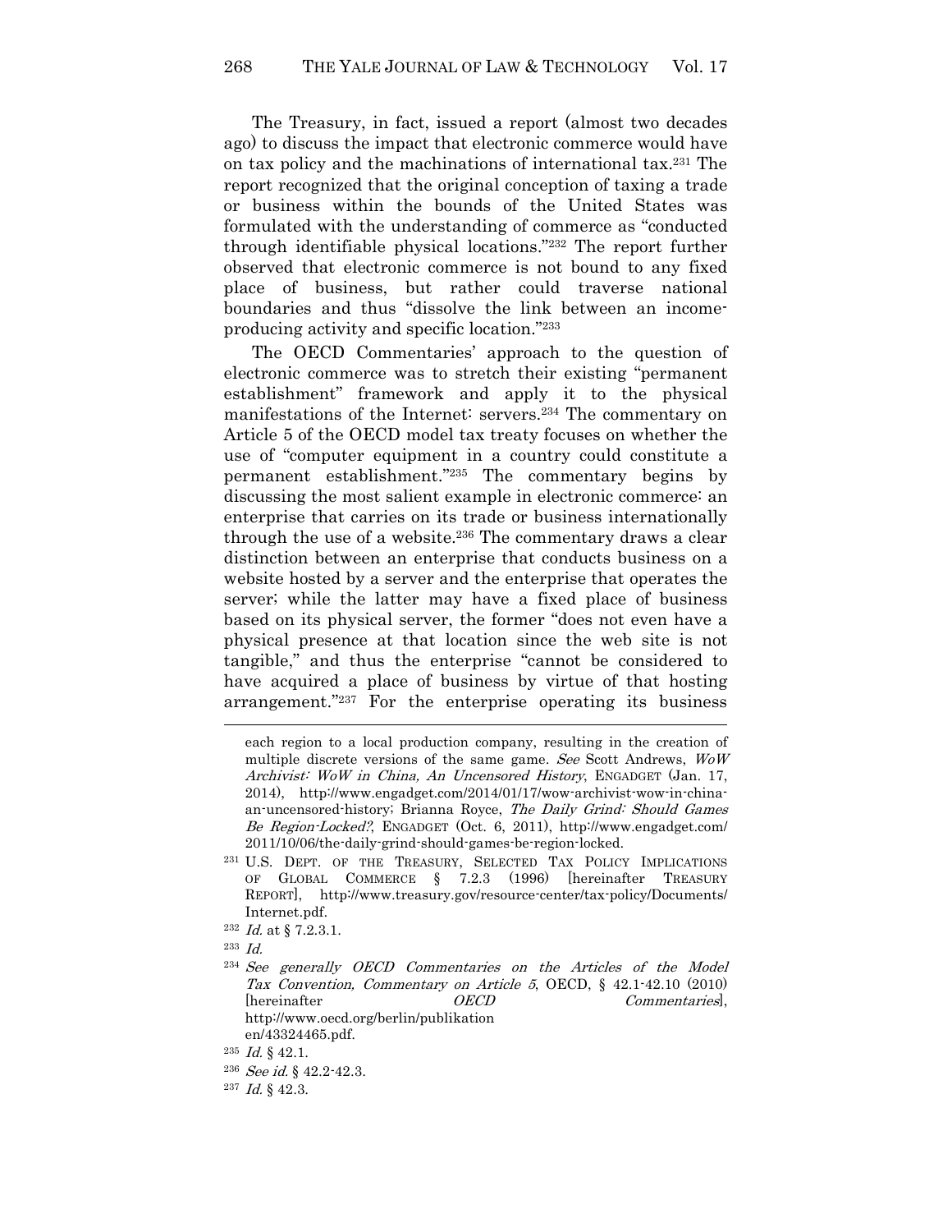The Treasury, in fact, issued a report (almost two decades ago) to discuss the impact that electronic commerce would have on tax policy and the machinations of international tax.[231] The report recognized that the original conception of taxing a trade or business within the bounds of the United States was formulated with the understanding of commerce as "conducted through identifiable physical locations."[232] The report further observed that electronic commerce is not bound to any fixed place of business, but rather could traverse national boundaries and thus "dissolve the link between an income-producing activity and specific location."[233]

The OECD Commentaries' approach to the question of electronic commerce was to stretch their existing "permanent establishment" framework and apply it to the physical manifestations of the Internet: servers.[234] The commentary on Article 5 of the OECD model tax treaty focuses on whether the use of "computer equipment in a country could constitute a permanent establishment."[235] The commentary begins by discussing the most salient example in electronic commerce: an enterprise that carries on its trade or business internationally through the use of a website.[236] The commentary draws a clear distinction between an enterprise that conducts business on a website hosted by a server and the enterprise that operates the server; while the latter may have a fixed place of business based on its physical server, the former "does not even have a physical presence at that location since the web site is not tangible," and thus the enterprise "cannot be considered to have acquired a place of business by virtue of that hosting arrangement."[237] For the enterprise operating its business

---

each region to a local production company, resulting in the creation of multiple discrete versions of the same game. *See* Scott Andrews, *WoW Archivist: WoW in China, An Uncensored History*, ENGADGET (Jan. 17, 2014), http://www.engadget.com/2014/01/17/wow-archivist-wow-in-china-an-uncensored-history; Brianna Royce, *The Daily Grind: Should Games Be Region-Locked?*, ENGADGET (Oct. 6, 2011), http://www.engadget.com/2011/10/06/the-daily-grind-should-games-be-region-locked.

[231] U.S. DEPT. OF THE TREASURY, SELECTED TAX POLICY IMPLICATIONS OF GLOBAL COMMERCE § 7.2.3 (1996) [hereinafter TREASURY REPORT], http://www.treasury.gov/resource-center/tax-policy/Documents/Internet.pdf.

[232] *Id.* at § 7.2.3.1.

[233] *Id.*

[234] *See generally OECD Commentaries on the Articles of the Model Tax Convention, Commentary on Article 5*, OECD, § 42.1-42.10 (2010) [hereinafter *OECD Commentaries*], http://www.oecd.org/berlin/publikation en/43324465.pdf.

[235] *Id.* § 42.1.

[236] *See id.* § 42.2-42.3.

[237] *Id.* § 42.3.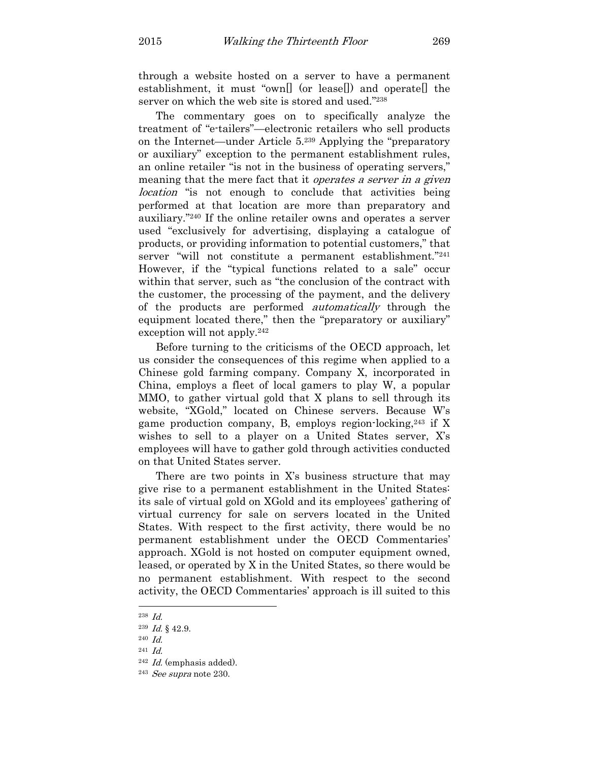through a website hosted on a server to have a permanent establishment, it must "own[] (or lease[]) and operate[] the server on which the web site is stored and used."[238]

The commentary goes on to specifically analyze the treatment of "e-tailers"—electronic retailers who sell products on the Internet—under Article 5.[239] Applying the "preparatory or auxiliary" exception to the permanent establishment rules, an online retailer "is not in the business of operating servers," meaning that the mere fact that it *operates a server in a given location* "is not enough to conclude that activities being performed at that location are more than preparatory and auxiliary."[240] If the online retailer owns and operates a server used "exclusively for advertising, displaying a catalogue of products, or providing information to potential customers," that server "will not constitute a permanent establishment."[241] However, if the "typical functions related to a sale" occur within that server, such as "the conclusion of the contract with the customer, the processing of the payment, and the delivery of the products are performed *automatically* through the equipment located there," then the "preparatory or auxiliary" exception will not apply.[242]

Before turning to the criticisms of the OECD approach, let us consider the consequences of this regime when applied to a Chinese gold farming company. Company X, incorporated in China, employs a fleet of local gamers to play W, a popular MMO, to gather virtual gold that X plans to sell through its website, "XGold," located on Chinese servers. Because W's game production company, B, employs region-locking,[243] if X wishes to sell to a player on a United States server, X's employees will have to gather gold through activities conducted on that United States server.

There are two points in X's business structure that may give rise to a permanent establishment in the United States: its sale of virtual gold on XGold and its employees' gathering of virtual currency for sale on servers located in the United States. With respect to the first activity, there would be no permanent establishment under the OECD Commentaries' approach. XGold is not hosted on computer equipment owned, leased, or operated by X in the United States, so there would be no permanent establishment. With respect to the second activity, the OECD Commentaries' approach is ill suited to this

---

[238] *Id.*

[239] *Id.* § 42.9.

[240] *Id.*

[241] *Id.*

[242] *Id.* (emphasis added).

[243] *See supra* note 230.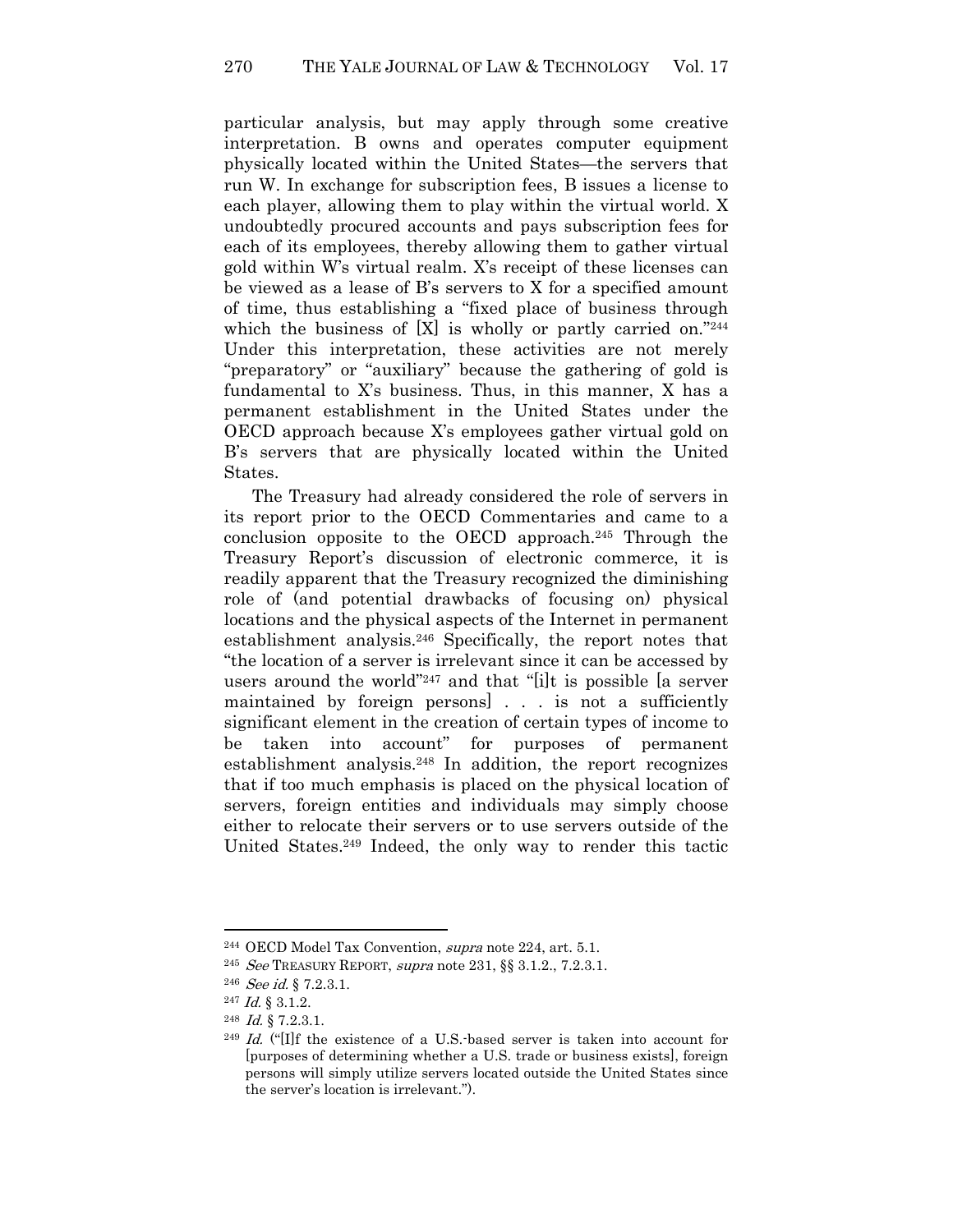particular analysis, but may apply through some creative interpretation. B owns and operates computer equipment physically located within the United States—the servers that run W. In exchange for subscription fees, B issues a license to each player, allowing them to play within the virtual world. X undoubtedly procured accounts and pays subscription fees for each of its employees, thereby allowing them to gather virtual gold within W's virtual realm. X's receipt of these licenses can be viewed as a lease of B's servers to X for a specified amount of time, thus establishing a "fixed place of business through which the business of [X] is wholly or partly carried on."[244] Under this interpretation, these activities are not merely "preparatory" or "auxiliary" because the gathering of gold is fundamental to X's business. Thus, in this manner, X has a permanent establishment in the United States under the OECD approach because X's employees gather virtual gold on B's servers that are physically located within the United States.

The Treasury had already considered the role of servers in its report prior to the OECD Commentaries and came to a conclusion opposite to the OECD approach.[245] Through the Treasury Report's discussion of electronic commerce, it is readily apparent that the Treasury recognized the diminishing role of (and potential drawbacks of focusing on) physical locations and the physical aspects of the Internet in permanent establishment analysis.[246] Specifically, the report notes that "the location of a server is irrelevant since it can be accessed by users around the world"[247] and that "[i]t is possible [a server maintained by foreign persons] . . . is not a sufficiently significant element in the creation of certain types of income to be taken into account" for purposes of permanent establishment analysis.[248] In addition, the report recognizes that if too much emphasis is placed on the physical location of servers, foreign entities and individuals may simply choose either to relocate their servers or to use servers outside of the United States.[249] Indeed, the only way to render this tactic

---

[244] OECD Model Tax Convention, *supra* note 224, art. 5.1.

[245] *See* TREASURY REPORT, *supra* note 231, §§ 3.1.2., 7.2.3.1.

[246] *See id.* § 7.2.3.1.

[247] *Id.* § 3.1.2.

[248] *Id.* § 7.2.3.1.

[249] *Id.* ("[I]f the existence of a U.S.-based server is taken into account for [purposes of determining whether a U.S. trade or business exists], foreign persons will simply utilize servers located outside the United States since the server's location is irrelevant.").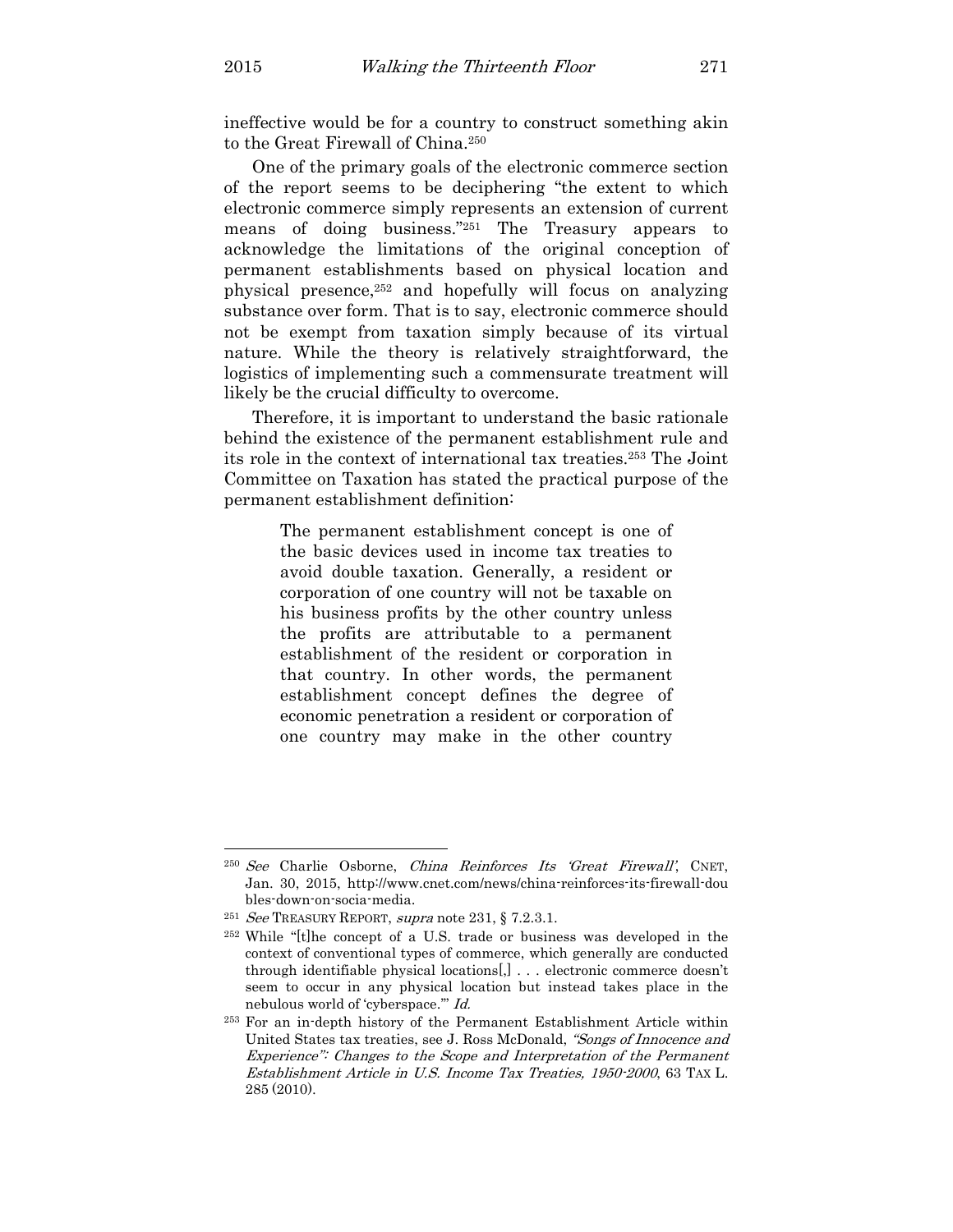ineffective would be for a country to construct something akin to the Great Firewall of China.[250]

One of the primary goals of the electronic commerce section of the report seems to be deciphering "the extent to which electronic commerce simply represents an extension of current means of doing business."[251] The Treasury appears to acknowledge the limitations of the original conception of permanent establishments based on physical location and physical presence,[252] and hopefully will focus on analyzing substance over form. That is to say, electronic commerce should not be exempt from taxation simply because of its virtual nature. While the theory is relatively straightforward, the logistics of implementing such a commensurate treatment will likely be the crucial difficulty to overcome.

Therefore, it is important to understand the basic rationale behind the existence of the permanent establishment rule and its role in the context of international tax treaties.[253] The Joint Committee on Taxation has stated the practical purpose of the permanent establishment definition:

> The permanent establishment concept is one of the basic devices used in income tax treaties to avoid double taxation. Generally, a resident or corporation of one country will not be taxable on his business profits by the other country unless the profits are attributable to a permanent establishment of the resident or corporation in that country. In other words, the permanent establishment concept defines the degree of economic penetration a resident or corporation of one country may make in the other country

---

[250] *See* Charlie Osborne, *China Reinforces Its 'Great Firewall'*, CNET, Jan. 30, 2015, http://www.cnet.com/news/china-reinforces-its-firewall-doubles-down-on-socia-media.

[251] *See* TREASURY REPORT, *supra* note 231, § 7.2.3.1.

[252] While "[t]he concept of a U.S. trade or business was developed in the context of conventional types of commerce, which generally are conducted through identifiable physical locations[,] . . . electronic commerce doesn't seem to occur in any physical location but instead takes place in the nebulous world of 'cyberspace.'" *Id.*

[253] For an in-depth history of the Permanent Establishment Article within United States tax treaties, see J. Ross McDonald, *"Songs of Innocence and Experience": Changes to the Scope and Interpretation of the Permanent Establishment Article in U.S. Income Tax Treaties, 1950-2000*, 63 TAX L. 285 (2010).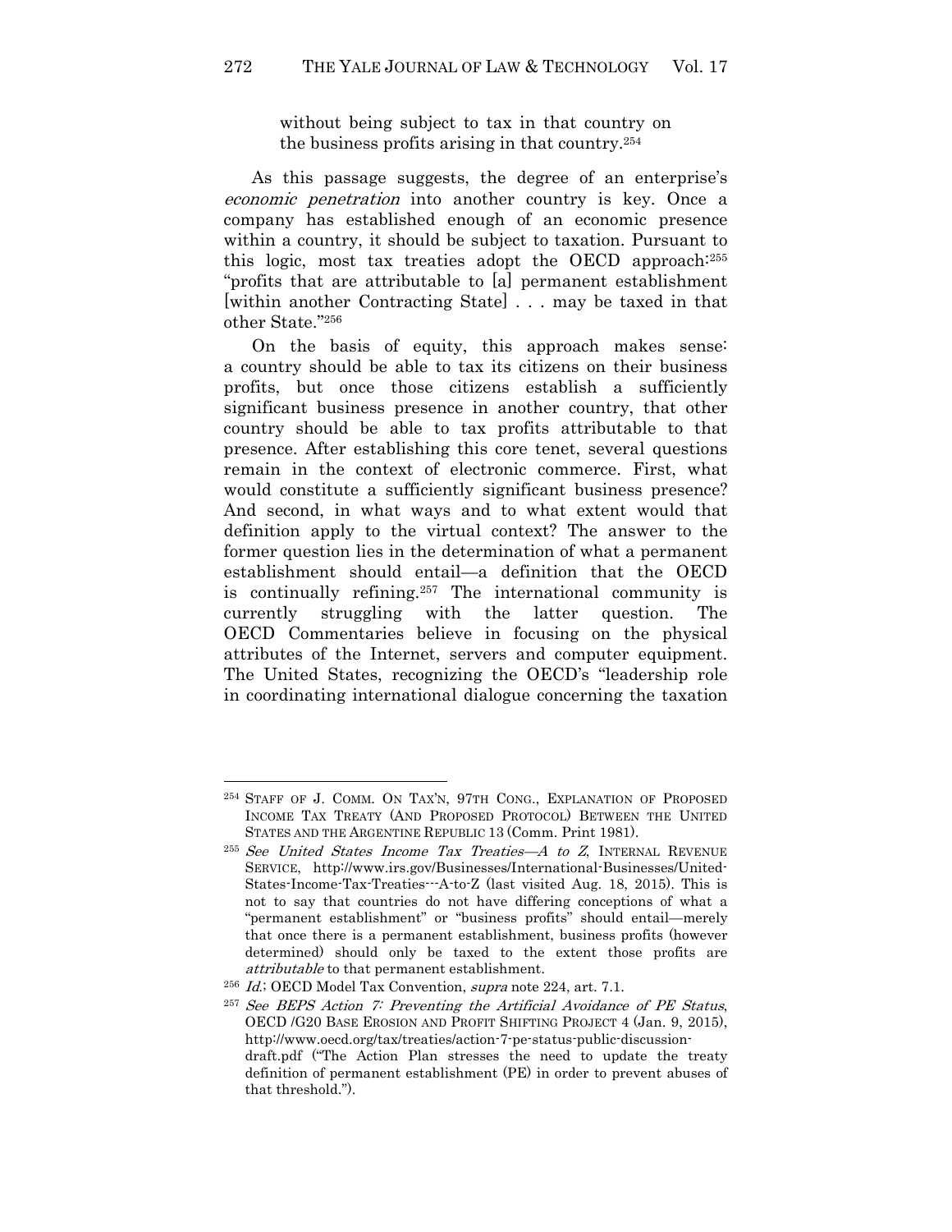> without being subject to tax in that country on the business profits arising in that country.[254]

As this passage suggests, the degree of an enterprise's *economic penetration* into another country is key. Once a company has established enough of an economic presence within a country, it should be subject to taxation. Pursuant to this logic, most tax treaties adopt the OECD approach:[255] "profits that are attributable to [a] permanent establishment [within another Contracting State] . . . may be taxed in that other State."[256]

On the basis of equity, this approach makes sense: a country should be able to tax its citizens on their business profits, but once those citizens establish a sufficiently significant business presence in another country, that other country should be able to tax profits attributable to that presence. After establishing this core tenet, several questions remain in the context of electronic commerce. First, what would constitute a sufficiently significant business presence? And second, in what ways and to what extent would that definition apply to the virtual context? The answer to the former question lies in the determination of what a permanent establishment should entail—a definition that the OECD is continually refining.[257] The international community is currently struggling with the latter question. The OECD Commentaries believe in focusing on the physical attributes of the Internet, servers and computer equipment. The United States, recognizing the OECD's "leadership role in coordinating international dialogue concerning the taxation

---

[254] STAFF OF J. COMM. ON TAX'N, 97TH CONG., EXPLANATION OF PROPOSED INCOME TAX TREATY (AND PROPOSED PROTOCOL) BETWEEN THE UNITED STATES AND THE ARGENTINE REPUBLIC 13 (Comm. Print 1981).

[255] *See United States Income Tax Treaties—A to Z*, INTERNAL REVENUE SERVICE, http://www.irs.gov/Businesses/International-Businesses/United-States-Income-Tax-Treaties---A-to-Z (last visited Aug. 18, 2015). This is not to say that countries do not have differing conceptions of what a "permanent establishment" or "business profits" should entail—merely that once there is a permanent establishment, business profits (however determined) should only be taxed to the extent those profits are *attributable* to that permanent establishment.

[256] *Id.*; OECD Model Tax Convention, *supra* note 224, art. 7.1.

[257] *See BEPS Action 7: Preventing the Artificial Avoidance of PE Status*, OECD /G20 BASE EROSION AND PROFIT SHIFTING PROJECT 4 (Jan. 9, 2015), http://www.oecd.org/tax/treaties/action-7-pe-status-public-discussion-draft.pdf ("The Action Plan stresses the need to update the treaty definition of permanent establishment (PE) in order to prevent abuses of that threshold.").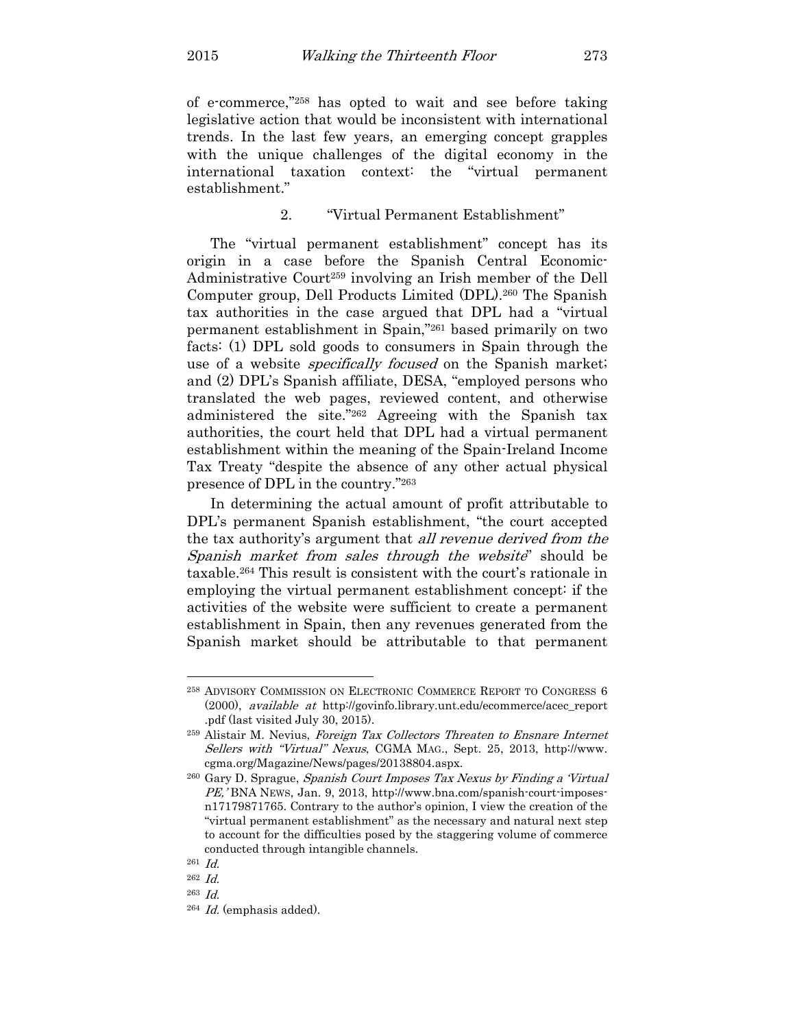of e-commerce,"[258] has opted to wait and see before taking legislative action that would be inconsistent with international trends. In the last few years, an emerging concept grapples with the unique challenges of the digital economy in the international taxation context: the "virtual permanent establishment."

### 2. "Virtual Permanent Establishment"

The "virtual permanent establishment" concept has its origin in a case before the Spanish Central Economic-Administrative Court[259] involving an Irish member of the Dell Computer group, Dell Products Limited (DPL).[260] The Spanish tax authorities in the case argued that DPL had a "virtual permanent establishment in Spain,"[261] based primarily on two facts: (1) DPL sold goods to consumers in Spain through the use of a website *specifically focused* on the Spanish market; and (2) DPL's Spanish affiliate, DESA, "employed persons who translated the web pages, reviewed content, and otherwise administered the site."[262] Agreeing with the Spanish tax authorities, the court held that DPL had a virtual permanent establishment within the meaning of the Spain-Ireland Income Tax Treaty "despite the absence of any other actual physical presence of DPL in the country."[263]

In determining the actual amount of profit attributable to DPL's permanent Spanish establishment, "the court accepted the tax authority's argument that *all revenue derived from the Spanish market from sales through the website*" should be taxable.[264] This result is consistent with the court's rationale in employing the virtual permanent establishment concept: if the activities of the website were sufficient to create a permanent establishment in Spain, then any revenues generated from the Spanish market should be attributable to that permanent

---

[258] ADVISORY COMMISSION ON ELECTRONIC COMMERCE REPORT TO CONGRESS 6 (2000), *available at* http://govinfo.library.unt.edu/ecommerce/acec_report.pdf (last visited July 30, 2015).

[259] Alistair M. Nevius, *Foreign Tax Collectors Threaten to Ensnare Internet Sellers with "Virtual" Nexus*, CGMA MAG., Sept. 25, 2013, http://www.cgma.org/Magazine/News/pages/20138804.aspx.

[260] Gary D. Sprague, *Spanish Court Imposes Tax Nexus by Finding a 'Virtual PE,'* BNA NEWS, Jan. 9, 2013, http://www.bna.com/spanish-court-imposes-n17179871765. Contrary to the author's opinion, I view the creation of the "virtual permanent establishment" as the necessary and natural next step to account for the difficulties posed by the staggering volume of commerce conducted through intangible channels.

[261] *Id.*

[262] *Id.*

[263] *Id.*

[264] *Id.* (emphasis added).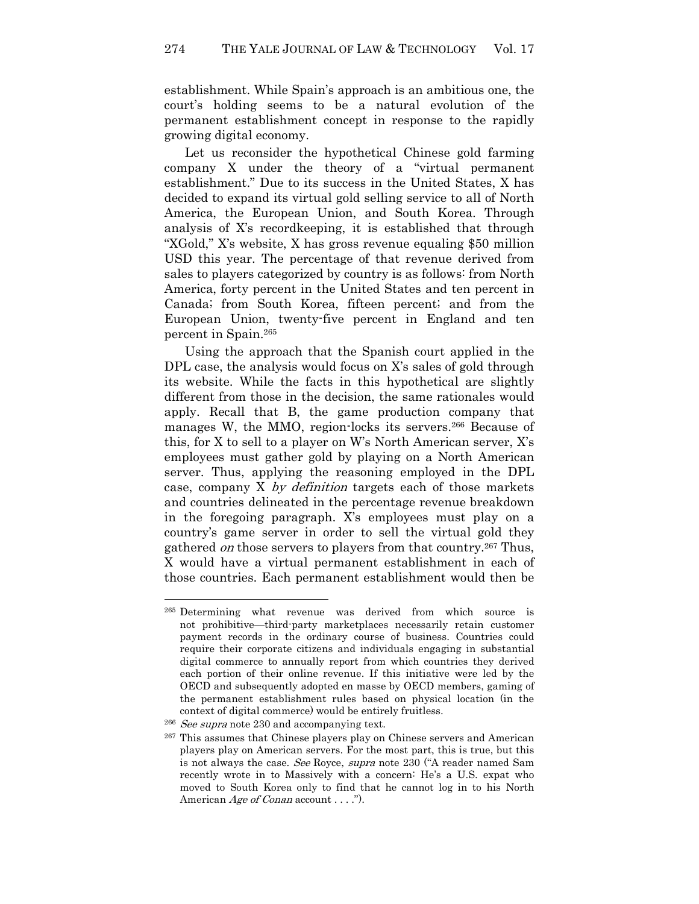establishment. While Spain's approach is an ambitious one, the court's holding seems to be a natural evolution of the permanent establishment concept in response to the rapidly growing digital economy.

Let us reconsider the hypothetical Chinese gold farming company X under the theory of a "virtual permanent establishment." Due to its success in the United States, X has decided to expand its virtual gold selling service to all of North America, the European Union, and South Korea. Through analysis of X's recordkeeping, it is established that through "XGold," X's website, X has gross revenue equaling $50 million USD this year. The percentage of that revenue derived from sales to players categorized by country is as follows: from North America, forty percent in the United States and ten percent in Canada; from South Korea, fifteen percent; and from the European Union, twenty-five percent in England and ten percent in Spain.[265]

Using the approach that the Spanish court applied in the DPL case, the analysis would focus on X's sales of gold through its website. While the facts in this hypothetical are slightly different from those in the decision, the same rationales would apply. Recall that B, the game production company that manages W, the MMO, region-locks its servers.[266] Because of this, for X to sell to a player on W's North American server, X's employees must gather gold by playing on a North American server. Thus, applying the reasoning employed in the DPL case, company X *by definition* targets each of those markets and countries delineated in the percentage revenue breakdown in the foregoing paragraph. X's employees must play on a country's game server in order to sell the virtual gold they gathered *on* those servers to players from that country.[267] Thus, X would have a virtual permanent establishment in each of those countries. Each permanent establishment would then be

---

[265] Determining what revenue was derived from which source is not prohibitive—third-party marketplaces necessarily retain customer payment records in the ordinary course of business. Countries could require their corporate citizens and individuals engaging in substantial digital commerce to annually report from which countries they derived each portion of their online revenue. If this initiative were led by the OECD and subsequently adopted en masse by OECD members, gaming of the permanent establishment rules based on physical location (in the context of digital commerce) would be entirely fruitless.

[266] *See supra* note 230 and accompanying text.

[267] This assumes that Chinese players play on Chinese servers and American players play on American servers. For the most part, this is true, but this is not always the case. *See* Royce, *supra* note 230 ("A reader named Sam recently wrote in to Massively with a concern: He's a U.S. expat who moved to South Korea only to find that he cannot log in to his North American *Age of Conan* account . . . .").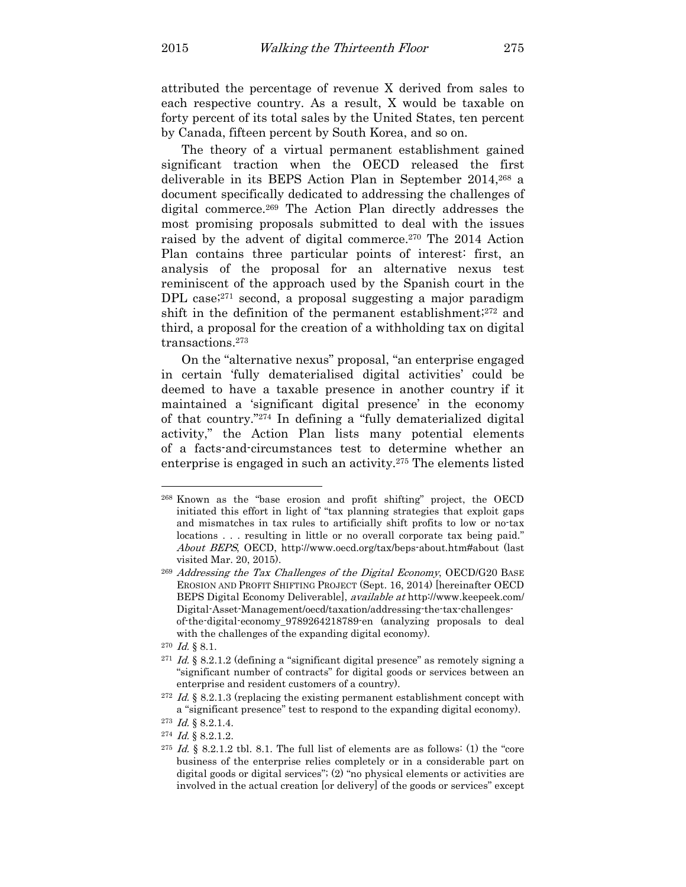attributed the percentage of revenue X derived from sales to each respective country. As a result, X would be taxable on forty percent of its total sales by the United States, ten percent by Canada, fifteen percent by South Korea, and so on.

The theory of a virtual permanent establishment gained significant traction when the OECD released the first deliverable in its BEPS Action Plan in September 2014,[268] a document specifically dedicated to addressing the challenges of digital commerce.[269] The Action Plan directly addresses the most promising proposals submitted to deal with the issues raised by the advent of digital commerce.[270] The 2014 Action Plan contains three particular points of interest: first, an analysis of the proposal for an alternative nexus test reminiscent of the approach used by the Spanish court in the DPL case;[271] second, a proposal suggesting a major paradigm shift in the definition of the permanent establishment;[272] and third, a proposal for the creation of a withholding tax on digital transactions.[273]

On the "alternative nexus" proposal, "an enterprise engaged in certain 'fully dematerialised digital activities' could be deemed to have a taxable presence in another country if it maintained a 'significant digital presence' in the economy of that country."[274] In defining a "fully dematerialized digital activity," the Action Plan lists many potential elements of a facts-and-circumstances test to determine whether an enterprise is engaged in such an activity.[275] The elements listed

---

[268] Known as the "base erosion and profit shifting" project, the OECD initiated this effort in light of "tax planning strategies that exploit gaps and mismatches in tax rules to artificially shift profits to low or no-tax locations . . . resulting in little or no overall corporate tax being paid." *About BEPS*, OECD, http://www.oecd.org/tax/beps-about.htm#about (last visited Mar. 20, 2015).

[269] *Addressing the Tax Challenges of the Digital Economy*, OECD/G20 BASE EROSION AND PROFIT SHIFTING PROJECT (Sept. 16, 2014) [hereinafter OECD BEPS Digital Economy Deliverable], *available at* http://www.keepeek.com/Digital-Asset-Management/oecd/taxation/addressing-the-tax-challenges-of-the-digital-economy_9789264218789-en (analyzing proposals to deal with the challenges of the expanding digital economy).

[270] *Id.* § 8.1.

[271] *Id.* § 8.2.1.2 (defining a "significant digital presence" as remotely signing a "significant number of contracts" for digital goods or services between an enterprise and resident customers of a country).

[272] *Id.* § 8.2.1.3 (replacing the existing permanent establishment concept with a "significant presence" test to respond to the expanding digital economy).

[273] *Id.* § 8.2.1.4.

[274] *Id.* § 8.2.1.2.

[275] *Id.* § 8.2.1.2 tbl. 8.1. The full list of elements are as follows: (1) the "core business of the enterprise relies completely or in a considerable part on digital goods or digital services"; (2) "no physical elements or activities are involved in the actual creation [or delivery] of the goods or services" except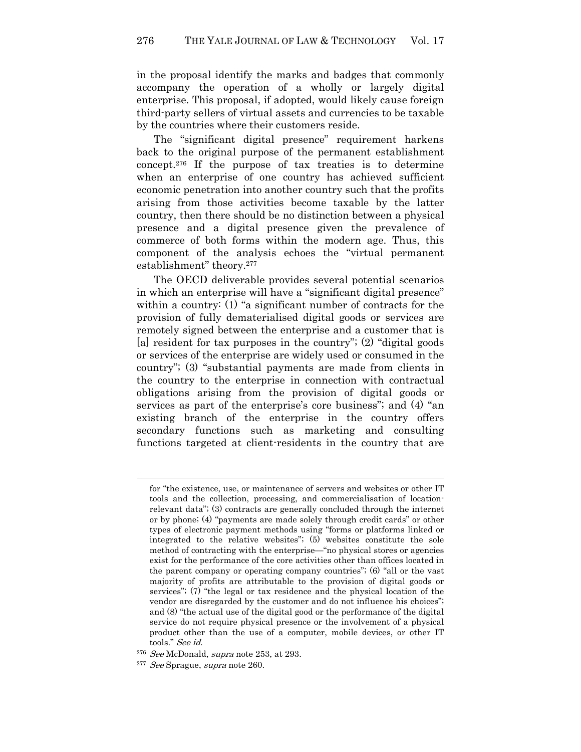in the proposal identify the marks and badges that commonly accompany the operation of a wholly or largely digital enterprise. This proposal, if adopted, would likely cause foreign third-party sellers of virtual assets and currencies to be taxable by the countries where their customers reside.

The "significant digital presence" requirement harkens back to the original purpose of the permanent establishment concept.[276] If the purpose of tax treaties is to determine when an enterprise of one country has achieved sufficient economic penetration into another country such that the profits arising from those activities become taxable by the latter country, then there should be no distinction between a physical presence and a digital presence given the prevalence of commerce of both forms within the modern age. Thus, this component of the analysis echoes the "virtual permanent establishment" theory.[277]

The OECD deliverable provides several potential scenarios in which an enterprise will have a "significant digital presence" within a country: (1) "a significant number of contracts for the provision of fully dematerialised digital goods or services are remotely signed between the enterprise and a customer that is [a] resident for tax purposes in the country"; (2) "digital goods or services of the enterprise are widely used or consumed in the country"; (3) "substantial payments are made from clients in the country to the enterprise in connection with contractual obligations arising from the provision of digital goods or services as part of the enterprise's core business"; and (4) "an existing branch of the enterprise in the country offers secondary functions such as marketing and consulting functions targeted at client-residents in the country that are

---

for "the existence, use, or maintenance of servers and websites or other IT tools and the collection, processing, and commercialisation of location-relevant data"; (3) contracts are generally concluded through the internet or by phone; (4) "payments are made solely through credit cards" or other types of electronic payment methods using "forms or platforms linked or integrated to the relative websites"; (5) websites constitute the sole method of contracting with the enterprise—"no physical stores or agencies exist for the performance of the core activities other than offices located in the parent company or operating company countries"; (6) "all or the vast majority of profits are attributable to the provision of digital goods or services"; (7) "the legal or tax residence and the physical location of the vendor are disregarded by the customer and do not influence his choices"; and (8) "the actual use of the digital good or the performance of the digital service do not require physical presence or the involvement of a physical product other than the use of a computer, mobile devices, or other IT tools." *See id.*

[276] *See* McDonald, *supra* note 253, at 293.

[277] *See* Sprague, *supra* note 260.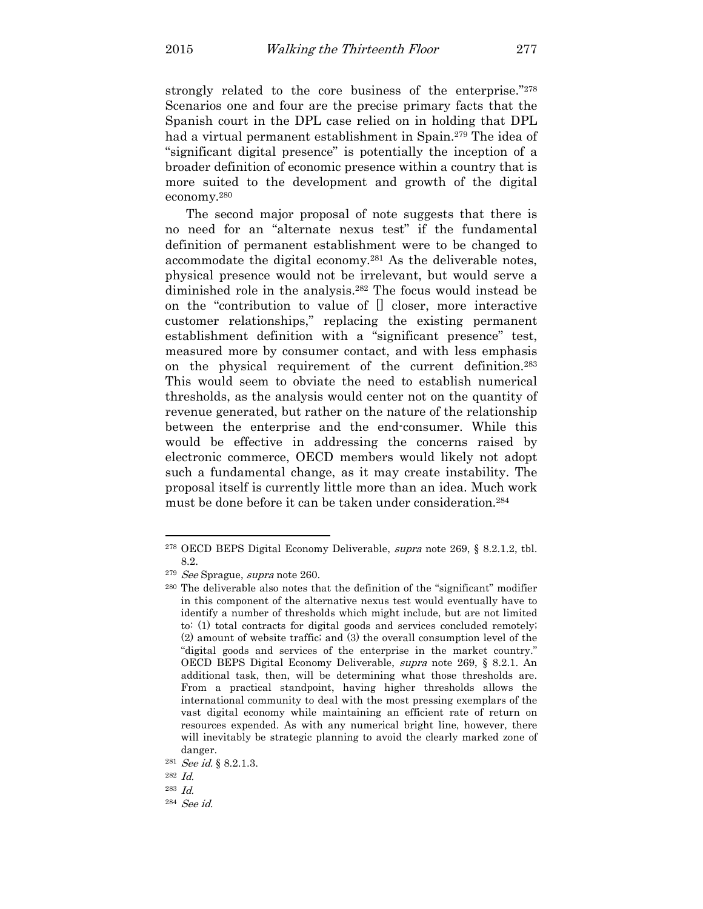strongly related to the core business of the enterprise."[278] Scenarios one and four are the precise primary facts that the Spanish court in the DPL case relied on in holding that DPL had a virtual permanent establishment in Spain.[279] The idea of "significant digital presence" is potentially the inception of a broader definition of economic presence within a country that is more suited to the development and growth of the digital economy.[280]

The second major proposal of note suggests that there is no need for an "alternate nexus test" if the fundamental definition of permanent establishment were to be changed to accommodate the digital economy.[281] As the deliverable notes, physical presence would not be irrelevant, but would serve a diminished role in the analysis.[282] The focus would instead be on the "contribution to value of [] closer, more interactive customer relationships," replacing the existing permanent establishment definition with a "significant presence" test, measured more by consumer contact, and with less emphasis on the physical requirement of the current definition.[283] This would seem to obviate the need to establish numerical thresholds, as the analysis would center not on the quantity of revenue generated, but rather on the nature of the relationship between the enterprise and the end-consumer. While this would be effective in addressing the concerns raised by electronic commerce, OECD members would likely not adopt such a fundamental change, as it may create instability. The proposal itself is currently little more than an idea. Much work must be done before it can be taken under consideration.[284]

---

[278] OECD BEPS Digital Economy Deliverable, *supra* note 269, § 8.2.1.2, tbl. 8.2.

[279] *See* Sprague, *supra* note 260.

[280] The deliverable also notes that the definition of the "significant" modifier in this component of the alternative nexus test would eventually have to identify a number of thresholds which might include, but are not limited to: (1) total contracts for digital goods and services concluded remotely; (2) amount of website traffic; and (3) the overall consumption level of the "digital goods and services of the enterprise in the market country." OECD BEPS Digital Economy Deliverable, *supra* note 269, § 8.2.1. An additional task, then, will be determining what those thresholds are. From a practical standpoint, having higher thresholds allows the international community to deal with the most pressing exemplars of the vast digital economy while maintaining an efficient rate of return on resources expended. As with any numerical bright line, however, there will inevitably be strategic planning to avoid the clearly marked zone of danger.

[281] *See id.* § 8.2.1.3.

[282] *Id.*

[283] *Id.*

[284] *See id.*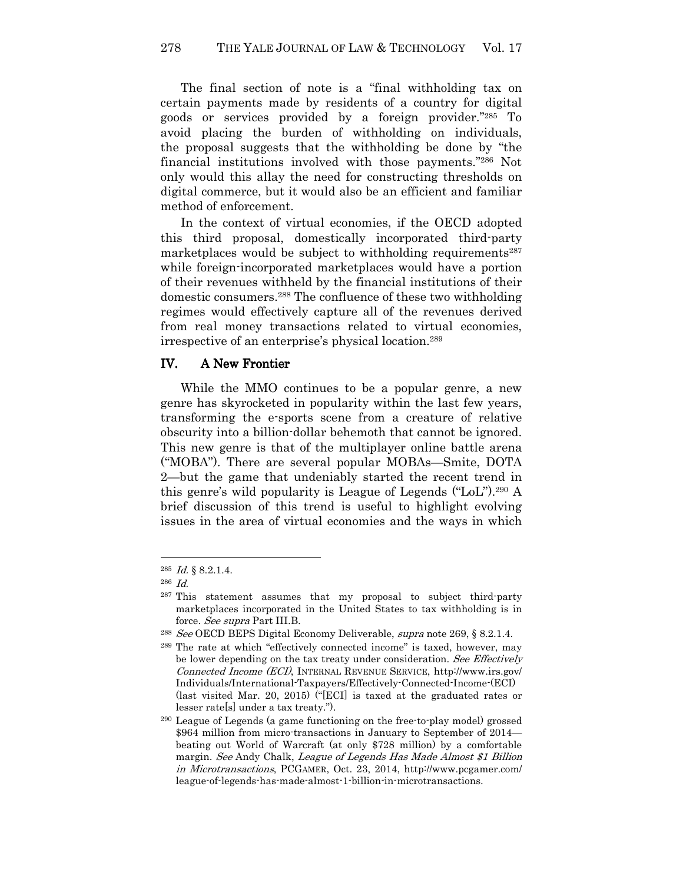The final section of note is a "final withholding tax on certain payments made by residents of a country for digital goods or services provided by a foreign provider."[285] To avoid placing the burden of withholding on individuals, the proposal suggests that the withholding be done by "the financial institutions involved with those payments."[286] Not only would this allay the need for constructing thresholds on digital commerce, but it would also be an efficient and familiar method of enforcement.

In the context of virtual economies, if the OECD adopted this third proposal, domestically incorporated third-party marketplaces would be subject to withholding requirements[287] while foreign-incorporated marketplaces would have a portion of their revenues withheld by the financial institutions of their domestic consumers.[288] The confluence of these two withholding regimes would effectively capture all of the revenues derived from real money transactions related to virtual economies, irrespective of an enterprise's physical location.[289]

## IV. A New Frontier

While the MMO continues to be a popular genre, a new genre has skyrocketed in popularity within the last few years, transforming the e-sports scene from a creature of relative obscurity into a billion-dollar behemoth that cannot be ignored. This new genre is that of the multiplayer online battle arena ("MOBA"). There are several popular MOBAs—Smite, DOTA 2—but the game that undeniably started the recent trend in this genre's wild popularity is League of Legends ("LoL").[290] A brief discussion of this trend is useful to highlight evolving issues in the area of virtual economies and the ways in which

---

[285] *Id.* § 8.2.1.4.

[286] *Id.*

[287] This statement assumes that my proposal to subject third-party marketplaces incorporated in the United States to tax withholding is in force. *See supra* Part III.B.

[288] *See* OECD BEPS Digital Economy Deliverable, *supra* note 269, § 8.2.1.4.

[289] The rate at which "effectively connected income" is taxed, however, may be lower depending on the tax treaty under consideration. *See Effectively Connected Income (ECI)*, INTERNAL REVENUE SERVICE, http://www.irs.gov/Individuals/International-Taxpayers/Effectively-Connected-Income-(ECI) (last visited Mar. 20, 2015) ("[ECI] is taxed at the graduated rates or lesser rate[s] under a tax treaty.").

[290] League of Legends (a game functioning on the free-to-play model) grossed $964 million from micro-transactions in January to September of 2014—beating out World of Warcraft (at only $728 million) by a comfortable margin. *See* Andy Chalk, *League of Legends Has Made Almost $1 Billion in Microtransactions*, PCGAMER, Oct. 23, 2014, http://www.pcgamer.com/league-of-legends-has-made-almost-1-billion-in-microtransactions.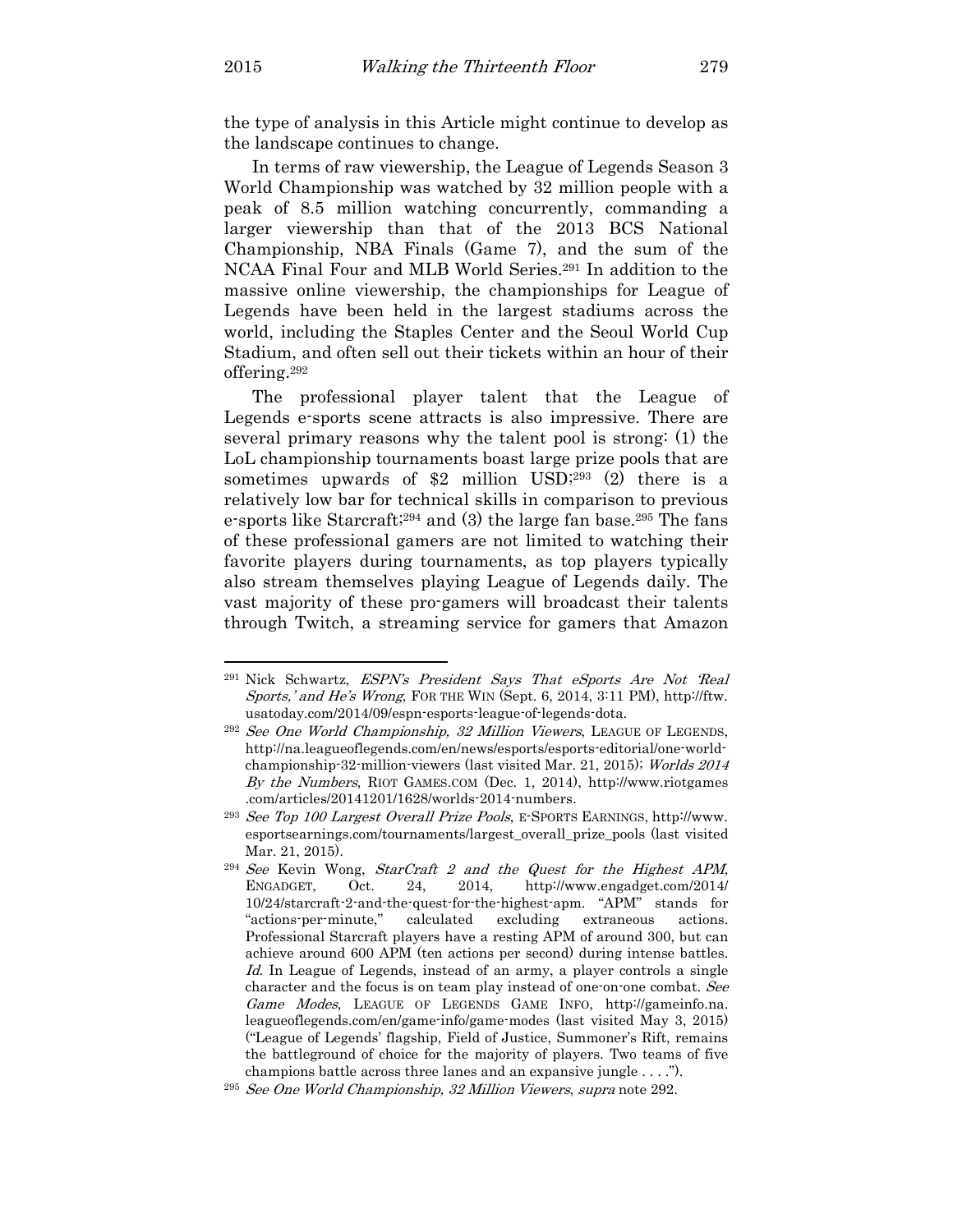the type of analysis in this Article might continue to develop as the landscape continues to change.

In terms of raw viewership, the League of Legends Season 3 World Championship was watched by 32 million people with a peak of 8.5 million watching concurrently, commanding a larger viewership than that of the 2013 BCS National Championship, NBA Finals (Game 7), and the sum of the NCAA Final Four and MLB World Series.[291] In addition to the massive online viewership, the championships for League of Legends have been held in the largest stadiums across the world, including the Staples Center and the Seoul World Cup Stadium, and often sell out their tickets within an hour of their offering.[292]

The professional player talent that the League of Legends e-sports scene attracts is also impressive. There are several primary reasons why the talent pool is strong: (1) the LoL championship tournaments boast large prize pools that are sometimes upwards of $2 million USD;[293] (2) there is a relatively low bar for technical skills in comparison to previous e-sports like Starcraft;[294] and (3) the large fan base.[295] The fans of these professional gamers are not limited to watching their favorite players during tournaments, as top players typically also stream themselves playing League of Legends daily. The vast majority of these pro-gamers will broadcast their talents through Twitch, a streaming service for gamers that Amazon

---

[291] Nick Schwartz, *ESPN's President Says That eSports Are Not 'Real Sports,' and He's Wrong*, FOR THE WIN (Sept. 6, 2014, 3:11 PM), http://ftw.usatoday.com/2014/09/espn-esports-league-of-legends-dota.

[292] *See One World Championship, 32 Million Viewers*, LEAGUE OF LEGENDS, http://na.leagueoflegends.com/en/news/esports/esports-editorial/one-world-championship-32-million-viewers (last visited Mar. 21, 2015); *Worlds 2014 By the Numbers*, RIOT GAMES.COM (Dec. 1, 2014), http://www.riotgames.com/articles/20141201/1628/worlds-2014-numbers.

[293] *See Top 100 Largest Overall Prize Pools*, E-SPORTS EARNINGS, http://www.esportsearnings.com/tournaments/largest_overall_prize_pools (last visited Mar. 21, 2015).

[294] *See* Kevin Wong, *StarCraft 2 and the Quest for the Highest APM*, ENGADGET, Oct. 24, 2014, http://www.engadget.com/2014/10/24/starcraft-2-and-the-quest-for-the-highest-apm. "APM" stands for "actions-per-minute," calculated excluding extraneous actions. Professional Starcraft players have a resting APM of around 300, but can achieve around 600 APM (ten actions per second) during intense battles. *Id.* In League of Legends, instead of an army, a player controls a single character and the focus is on team play instead of one-on-one combat. *See Game Modes*, LEAGUE OF LEGENDS GAME INFO, http://gameinfo.na.leagueoflegends.com/en/game-info/game-modes (last visited May 3, 2015) ("League of Legends' flagship, Field of Justice, Summoner's Rift, remains the battleground of choice for the majority of players. Two teams of five champions battle across three lanes and an expansive jungle . . . .").

[295] *See One World Championship, 32 Million Viewers*, *supra* note 292.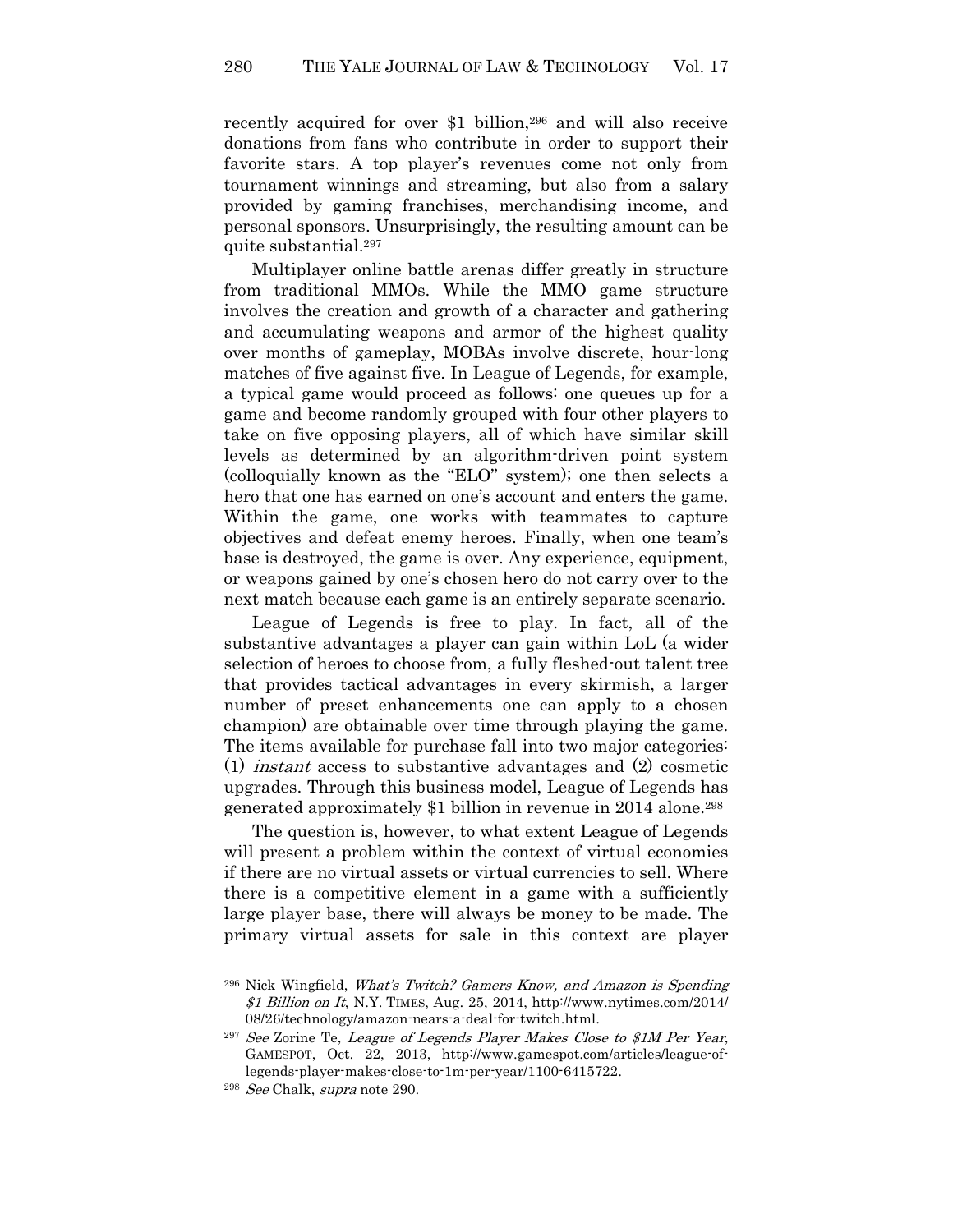recently acquired for over $1 billion,[296] and will also receive donations from fans who contribute in order to support their favorite stars. A top player's revenues come not only from tournament winnings and streaming, but also from a salary provided by gaming franchises, merchandising income, and personal sponsors. Unsurprisingly, the resulting amount can be quite substantial.[297]

Multiplayer online battle arenas differ greatly in structure from traditional MMOs. While the MMO game structure involves the creation and growth of a character and gathering and accumulating weapons and armor of the highest quality over months of gameplay, MOBAs involve discrete, hour-long matches of five against five. In League of Legends, for example, a typical game would proceed as follows: one queues up for a game and become randomly grouped with four other players to take on five opposing players, all of which have similar skill levels as determined by an algorithm-driven point system (colloquially known as the "ELO" system); one then selects a hero that one has earned on one's account and enters the game. Within the game, one works with teammates to capture objectives and defeat enemy heroes. Finally, when one team's base is destroyed, the game is over. Any experience, equipment, or weapons gained by one's chosen hero do not carry over to the next match because each game is an entirely separate scenario.

League of Legends is free to play. In fact, all of the substantive advantages a player can gain within LoL (a wider selection of heroes to choose from, a fully fleshed-out talent tree that provides tactical advantages in every skirmish, a larger number of preset enhancements one can apply to a chosen champion) are obtainable over time through playing the game. The items available for purchase fall into two major categories: (1) *instant* access to substantive advantages and (2) cosmetic upgrades. Through this business model, League of Legends has generated approximately $1 billion in revenue in 2014 alone.[298]

The question is, however, to what extent League of Legends will present a problem within the context of virtual economies if there are no virtual assets or virtual currencies to sell. Where there is a competitive element in a game with a sufficiently large player base, there will always be money to be made. The primary virtual assets for sale in this context are player

---

[296] Nick Wingfield, *What's Twitch? Gamers Know, and Amazon is Spending $1 Billion on It*, N.Y. TIMES, Aug. 25, 2014, http://www.nytimes.com/2014/08/26/technology/amazon-nears-a-deal-for-twitch.html.

[297] *See* Zorine Te, *League of Legends Player Makes Close to $1M Per Year*, GAMESPOT, Oct. 22, 2013, http://www.gamespot.com/articles/league-of-legends-player-makes-close-to-1m-per-year/1100-6415722.

[298] *See* Chalk, *supra* note 290.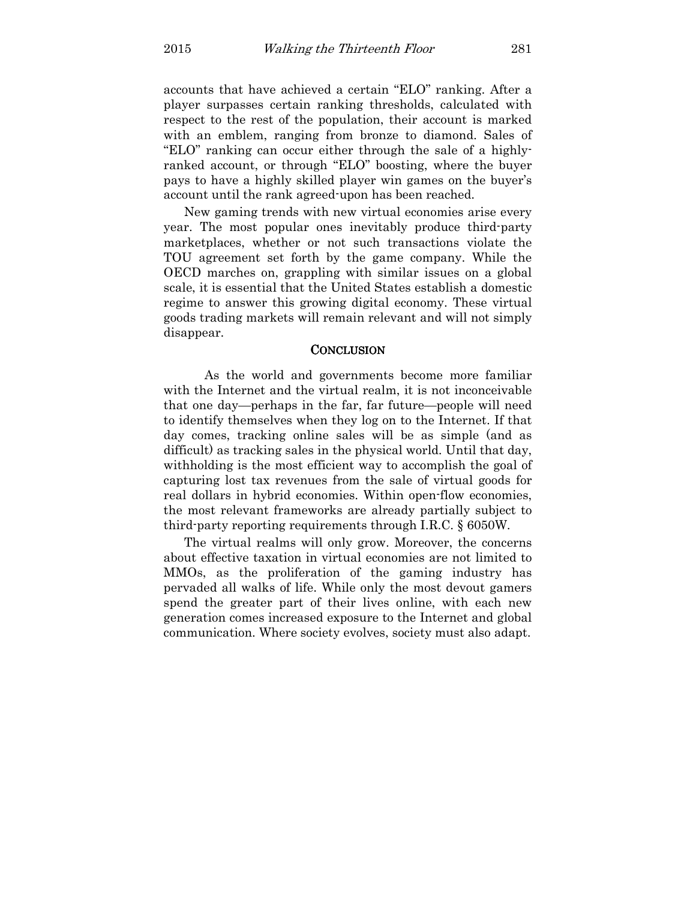accounts that have achieved a certain "ELO" ranking. After a player surpasses certain ranking thresholds, calculated with respect to the rest of the population, their account is marked with an emblem, ranging from bronze to diamond. Sales of "ELO" ranking can occur either through the sale of a highly-ranked account, or through "ELO" boosting, where the buyer pays to have a highly skilled player win games on the buyer's account until the rank agreed-upon has been reached.

New gaming trends with new virtual economies arise every year. The most popular ones inevitably produce third-party marketplaces, whether or not such transactions violate the TOU agreement set forth by the game company. While the OECD marches on, grappling with similar issues on a global scale, it is essential that the United States establish a domestic regime to answer this growing digital economy. These virtual goods trading markets will remain relevant and will not simply disappear.

## CONCLUSION

As the world and governments become more familiar with the Internet and the virtual realm, it is not inconceivable that one day—perhaps in the far, far future—people will need to identify themselves when they log on to the Internet. If that day comes, tracking online sales will be as simple (and as difficult) as tracking sales in the physical world. Until that day, withholding is the most efficient way to accomplish the goal of capturing lost tax revenues from the sale of virtual goods for real dollars in hybrid economies. Within open-flow economies, the most relevant frameworks are already partially subject to third-party reporting requirements through I.R.C. § 6050W.

The virtual realms will only grow. Moreover, the concerns about effective taxation in virtual economies are not limited to MMOs, as the proliferation of the gaming industry has pervaded all walks of life. While only the most devout gamers spend the greater part of their lives online, with each new generation comes increased exposure to the Internet and global communication. Where society evolves, society must also adapt.